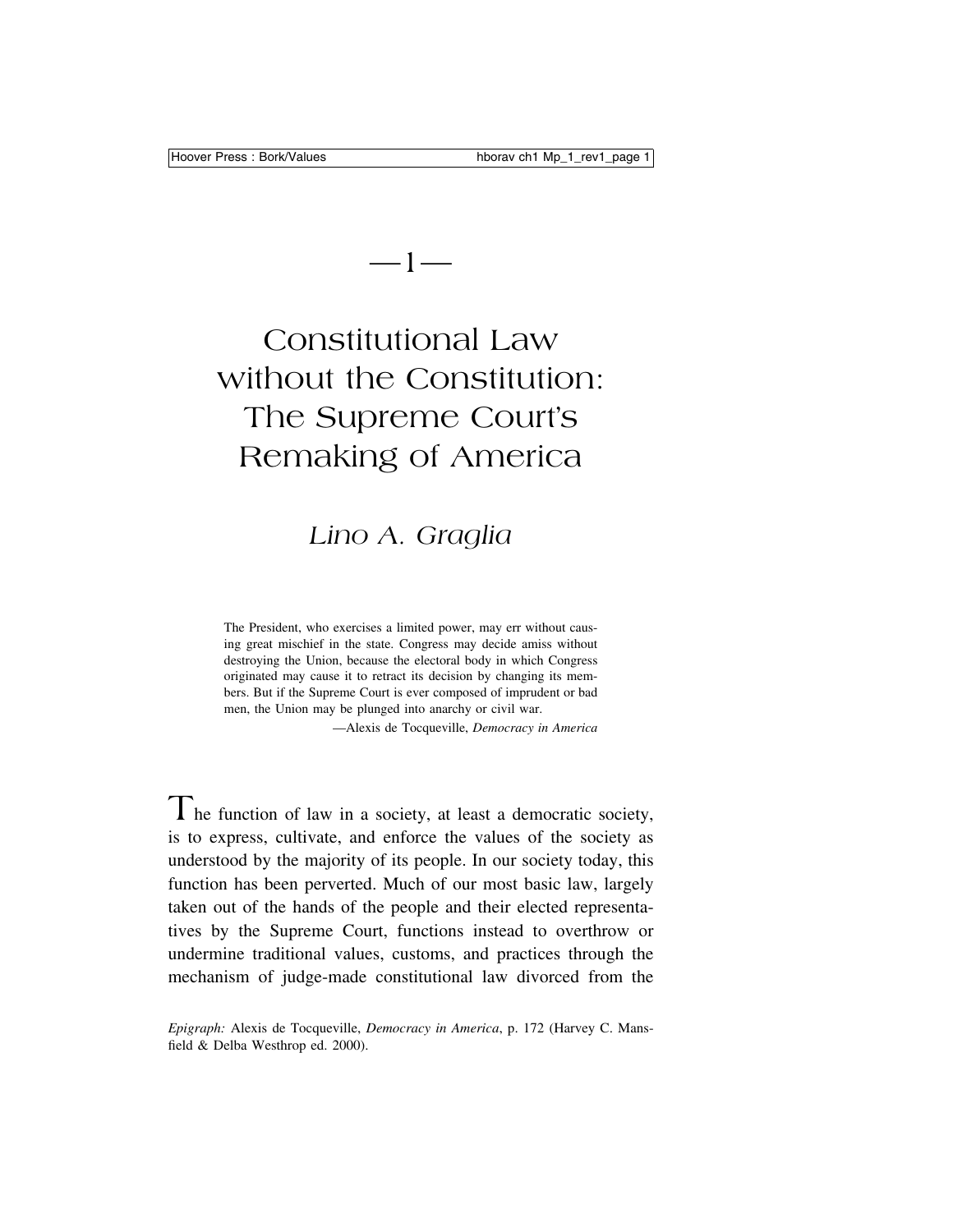# —1—

# Constitutional Law without the Constitution: The Supreme Court's Remaking of America

*Lino A. Graglia*

> The President, who exercises a limited power, may err without causing great mischief in the state. Congress may decide amiss without destroying the Union, because the electoral body in which Congress originated may cause it to retract its decision by changing its members. But if the Supreme Court is ever composed of imprudent or bad men, the Union may be plunged into anarchy or civil war.
>
> —Alexis de Tocqueville, *Democracy in America*

The function of law in a society, at least a democratic society, is to express, cultivate, and enforce the values of the society as understood by the majority of its people. In our society today, this function has been perverted. Much of our most basic law, largely taken out of the hands of the people and their elected representatives by the Supreme Court, functions instead to overthrow or undermine traditional values, customs, and practices through the mechanism of judge-made constitutional law divorced from the

*Epigraph:* Alexis de Tocqueville, *Democracy in America*, p. 172 (Harvey C. Mansfield & Delba Westhrop ed. 2000).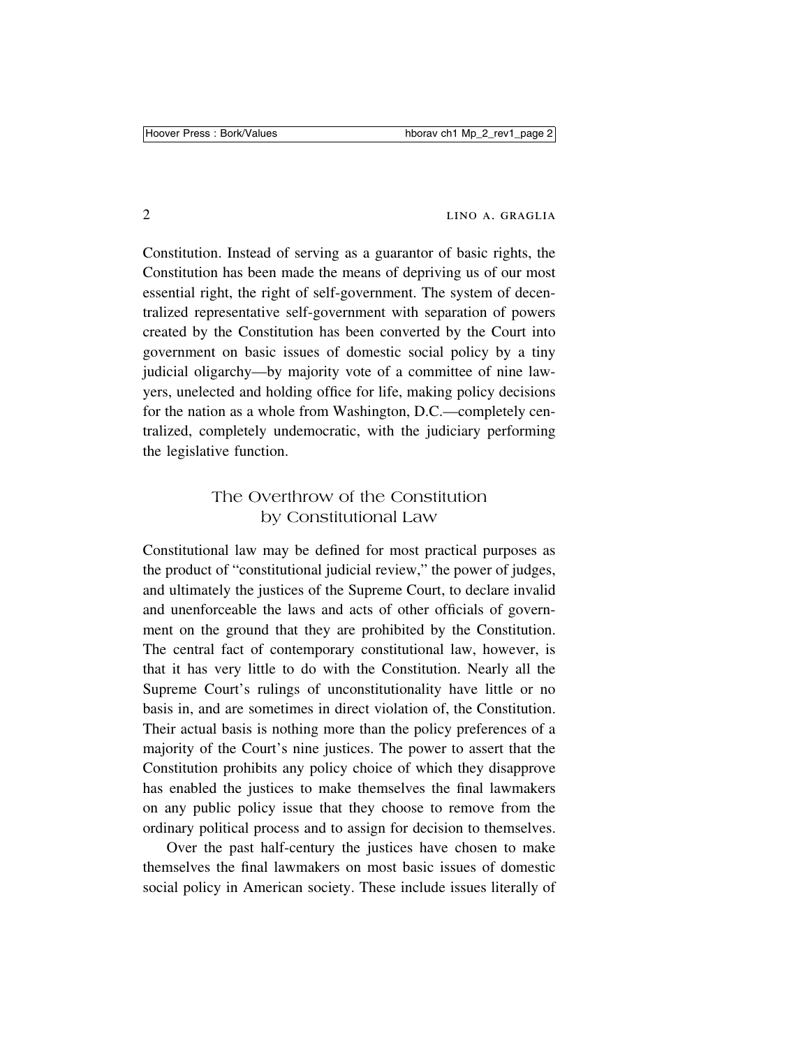Constitution. Instead of serving as a guarantor of basic rights, the Constitution has been made the means of depriving us of our most essential right, the right of self-government. The system of decentralized representative self-government with separation of powers created by the Constitution has been converted by the Court into government on basic issues of domestic social policy by a tiny judicial oligarchy—by majority vote of a committee of nine lawyers, unelected and holding office for life, making policy decisions for the nation as a whole from Washington, D.C.—completely centralized, completely undemocratic, with the judiciary performing the legislative function.

## The Overthrow of the Constitution by Constitutional Law

Constitutional law may be defined for most practical purposes as the product of "constitutional judicial review," the power of judges, and ultimately the justices of the Supreme Court, to declare invalid and unenforceable the laws and acts of other officials of government on the ground that they are prohibited by the Constitution. The central fact of contemporary constitutional law, however, is that it has very little to do with the Constitution. Nearly all the Supreme Court's rulings of unconstitutionality have little or no basis in, and are sometimes in direct violation of, the Constitution. Their actual basis is nothing more than the policy preferences of a majority of the Court's nine justices. The power to assert that the Constitution prohibits any policy choice of which they disapprove has enabled the justices to make themselves the final lawmakers on any public policy issue that they choose to remove from the ordinary political process and to assign for decision to themselves.

Over the past half-century the justices have chosen to make themselves the final lawmakers on most basic issues of domestic social policy in American society. These include issues literally of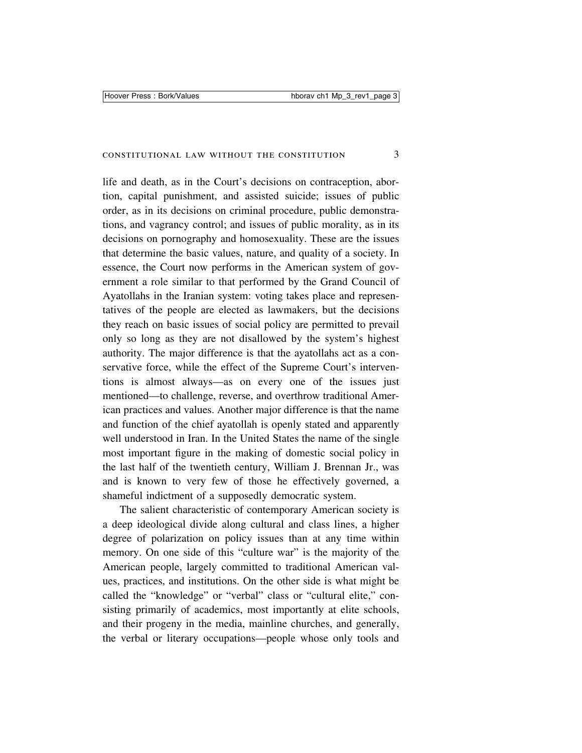life and death, as in the Court's decisions on contraception, abortion, capital punishment, and assisted suicide; issues of public order, as in its decisions on criminal procedure, public demonstrations, and vagrancy control; and issues of public morality, as in its decisions on pornography and homosexuality. These are the issues that determine the basic values, nature, and quality of a society. In essence, the Court now performs in the American system of government a role similar to that performed by the Grand Council of Ayatollahs in the Iranian system: voting takes place and representatives of the people are elected as lawmakers, but the decisions they reach on basic issues of social policy are permitted to prevail only so long as they are not disallowed by the system's highest authority. The major difference is that the ayatollahs act as a conservative force, while the effect of the Supreme Court's interventions is almost always—as on every one of the issues just mentioned—to challenge, reverse, and overthrow traditional American practices and values. Another major difference is that the name and function of the chief ayatollah is openly stated and apparently well understood in Iran. In the United States the name of the single most important figure in the making of domestic social policy in the last half of the twentieth century, William J. Brennan Jr., was and is known to very few of those he effectively governed, a shameful indictment of a supposedly democratic system.

The salient characteristic of contemporary American society is a deep ideological divide along cultural and class lines, a higher degree of polarization on policy issues than at any time within memory. On one side of this "culture war" is the majority of the American people, largely committed to traditional American values, practices, and institutions. On the other side is what might be called the "knowledge" or "verbal" class or "cultural elite," consisting primarily of academics, most importantly at elite schools, and their progeny in the media, mainline churches, and generally, the verbal or literary occupations—people whose only tools and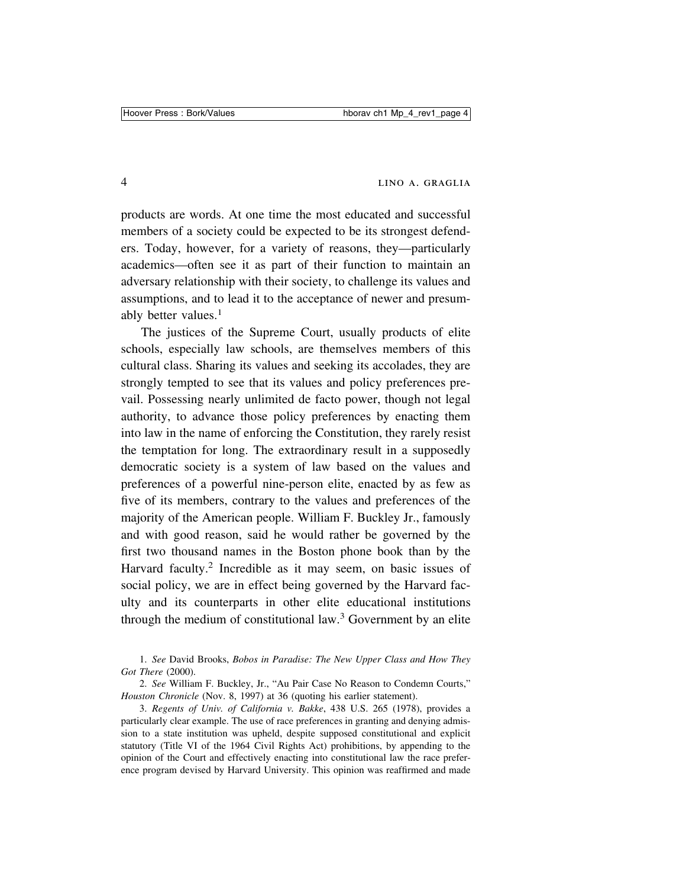products are words. At one time the most educated and successful members of a society could be expected to be its strongest defenders. Today, however, for a variety of reasons, they—particularly academics—often see it as part of their function to maintain an adversary relationship with their society, to challenge its values and assumptions, and to lead it to the acceptance of newer and presumably better values.[1]

The justices of the Supreme Court, usually products of elite schools, especially law schools, are themselves members of this cultural class. Sharing its values and seeking its accolades, they are strongly tempted to see that its values and policy preferences prevail. Possessing nearly unlimited de facto power, though not legal authority, to advance those policy preferences by enacting them into law in the name of enforcing the Constitution, they rarely resist the temptation for long. The extraordinary result in a supposedly democratic society is a system of law based on the values and preferences of a powerful nine-person elite, enacted by as few as five of its members, contrary to the values and preferences of the majority of the American people. William F. Buckley Jr., famously and with good reason, said he would rather be governed by the first two thousand names in the Boston phone book than by the Harvard faculty.[2] Incredible as it may seem, on basic issues of social policy, we are in effect being governed by the Harvard faculty and its counterparts in other elite educational institutions through the medium of constitutional law.[3] Government by an elite

1. *See* David Brooks, *Bobos in Paradise: The New Upper Class and How They Got There* (2000).

2. *See* William F. Buckley, Jr., "Au Pair Case No Reason to Condemn Courts," *Houston Chronicle* (Nov. 8, 1997) at 36 (quoting his earlier statement).

3. *Regents of Univ. of California v. Bakke*, 438 U.S. 265 (1978), provides a particularly clear example. The use of race preferences in granting and denying admission to a state institution was upheld, despite supposed constitutional and explicit statutory (Title VI of the 1964 Civil Rights Act) prohibitions, by appending to the opinion of the Court and effectively enacting into constitutional law the race preference program devised by Harvard University. This opinion was reaffirmed and made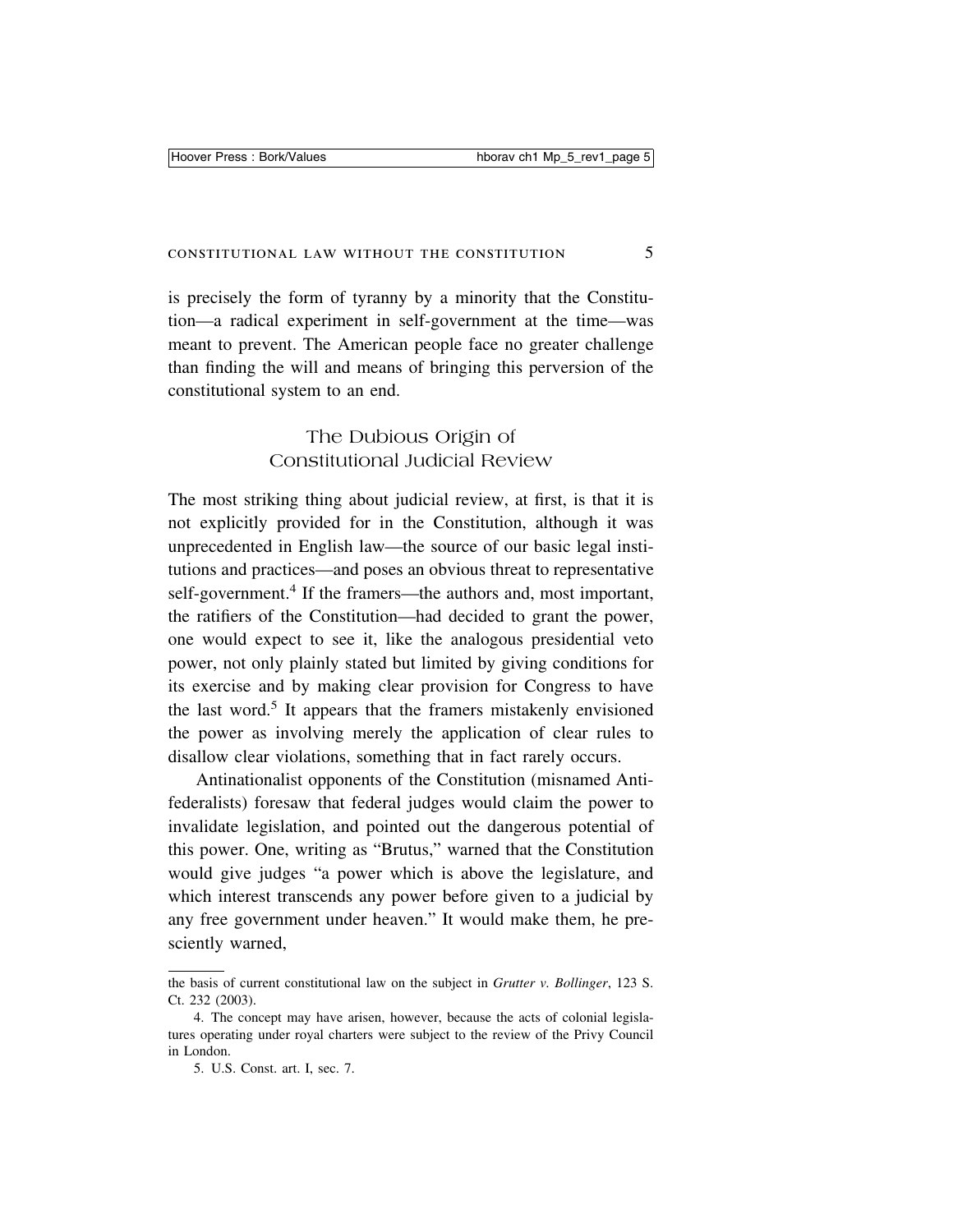is precisely the form of tyranny by a minority that the Constitution—a radical experiment in self-government at the time—was meant to prevent. The American people face no greater challenge than finding the will and means of bringing this perversion of the constitutional system to an end.

## The Dubious Origin of Constitutional Judicial Review

The most striking thing about judicial review, at first, is that it is not explicitly provided for in the Constitution, although it was unprecedented in English law—the source of our basic legal institutions and practices—and poses an obvious threat to representative self-government.[4] If the framers—the authors and, most important, the ratifiers of the Constitution—had decided to grant the power, one would expect to see it, like the analogous presidential veto power, not only plainly stated but limited by giving conditions for its exercise and by making clear provision for Congress to have the last word.[5] It appears that the framers mistakenly envisioned the power as involving merely the application of clear rules to disallow clear violations, something that in fact rarely occurs.

Antinationalist opponents of the Constitution (misnamed Antifederalists) foresaw that federal judges would claim the power to invalidate legislation, and pointed out the dangerous potential of this power. One, writing as "Brutus," warned that the Constitution would give judges "a power which is above the legislature, and which interest transcends any power before given to a judicial by any free government under heaven." It would make them, he presciently warned,

---

the basis of current constitutional law on the subject in *Grutter v. Bollinger*, 123 S. Ct. 232 (2003).

4. The concept may have arisen, however, because the acts of colonial legislatures operating under royal charters were subject to the review of the Privy Council in London.

5. U.S. Const. art. I, sec. 7.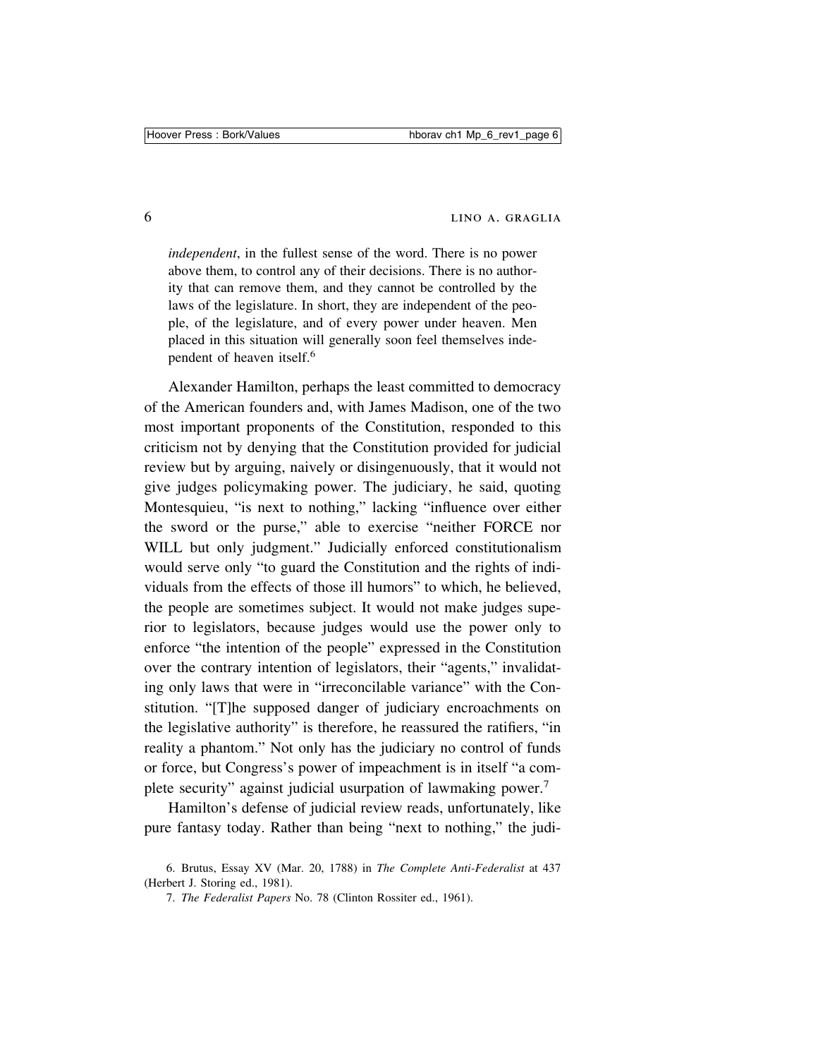*independent*, in the fullest sense of the word. There is no power above them, to control any of their decisions. There is no authority that can remove them, and they cannot be controlled by the laws of the legislature. In short, they are independent of the people, of the legislature, and of every power under heaven. Men placed in this situation will generally soon feel themselves independent of heaven itself.[6]

Alexander Hamilton, perhaps the least committed to democracy of the American founders and, with James Madison, one of the two most important proponents of the Constitution, responded to this criticism not by denying that the Constitution provided for judicial review but by arguing, naively or disingenuously, that it would not give judges policymaking power. The judiciary, he said, quoting Montesquieu, "is next to nothing," lacking "influence over either the sword or the purse," able to exercise "neither FORCE nor WILL but only judgment." Judicially enforced constitutionalism would serve only "to guard the Constitution and the rights of individuals from the effects of those ill humors" to which, he believed, the people are sometimes subject. It would not make judges superior to legislators, because judges would use the power only to enforce "the intention of the people" expressed in the Constitution over the contrary intention of legislators, their "agents," invalidating only laws that were in "irreconcilable variance" with the Constitution. "[T]he supposed danger of judiciary encroachments on the legislative authority" is therefore, he reassured the ratifiers, "in reality a phantom." Not only has the judiciary no control of funds or force, but Congress's power of impeachment is in itself "a complete security" against judicial usurpation of lawmaking power.[7]

Hamilton's defense of judicial review reads, unfortunately, like pure fantasy today. Rather than being "next to nothing," the judi-

6. Brutus, Essay XV (Mar. 20, 1788) in *The Complete Anti-Federalist* at 437 (Herbert J. Storing ed., 1981).

7. *The Federalist Papers* No. 78 (Clinton Rossiter ed., 1961).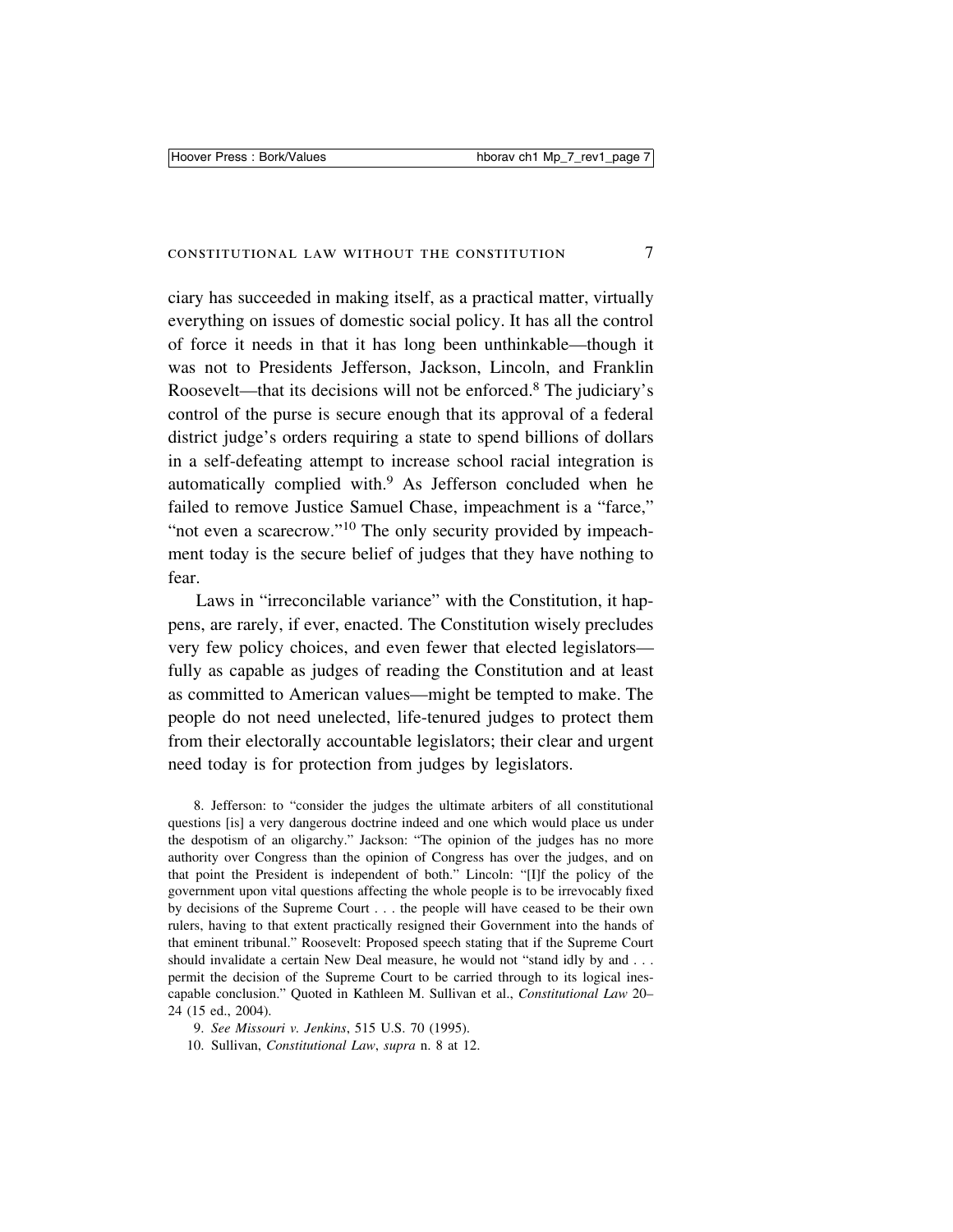ciary has succeeded in making itself, as a practical matter, virtually everything on issues of domestic social policy. It has all the control of force it needs in that it has long been unthinkable—though it was not to Presidents Jefferson, Jackson, Lincoln, and Franklin Roosevelt—that its decisions will not be enforced.[8] The judiciary's control of the purse is secure enough that its approval of a federal district judge's orders requiring a state to spend billions of dollars in a self-defeating attempt to increase school racial integration is automatically complied with.[9] As Jefferson concluded when he failed to remove Justice Samuel Chase, impeachment is a "farce," "not even a scarecrow."[10] The only security provided by impeachment today is the secure belief of judges that they have nothing to fear.

Laws in "irreconcilable variance" with the Constitution, it happens, are rarely, if ever, enacted. The Constitution wisely precludes very few policy choices, and even fewer that elected legislators—fully as capable as judges of reading the Constitution and at least as committed to American values—might be tempted to make. The people do not need unelected, life-tenured judges to protect them from their electorally accountable legislators; their clear and urgent need today is for protection from judges by legislators.

8. Jefferson: to "consider the judges the ultimate arbiters of all constitutional questions [is] a very dangerous doctrine indeed and one which would place us under the despotism of an oligarchy." Jackson: "The opinion of the judges has no more authority over Congress than the opinion of Congress has over the judges, and on that point the President is independent of both." Lincoln: "[I]f the policy of the government upon vital questions affecting the whole people is to be irrevocably fixed by decisions of the Supreme Court . . . the people will have ceased to be their own rulers, having to that extent practically resigned their Government into the hands of that eminent tribunal." Roosevelt: Proposed speech stating that if the Supreme Court should invalidate a certain New Deal measure, he would not "stand idly by and . . . permit the decision of the Supreme Court to be carried through to its logical inescapable conclusion." Quoted in Kathleen M. Sullivan et al., *Constitutional Law* 20–24 (15 ed., 2004).

9. *See Missouri v. Jenkins*, 515 U.S. 70 (1995).

10. Sullivan, *Constitutional Law*, *supra* n. 8 at 12.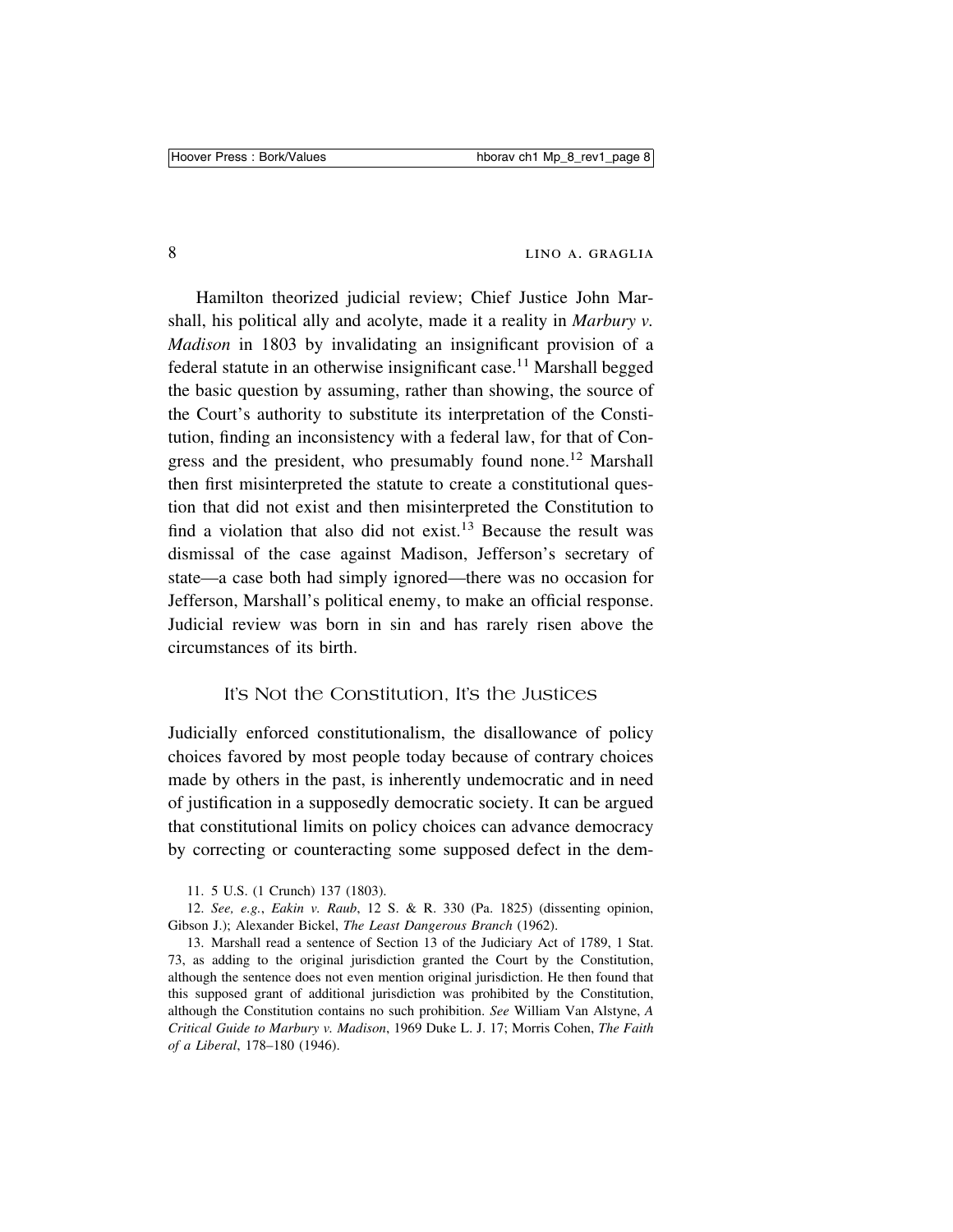Hamilton theorized judicial review; Chief Justice John Marshall, his political ally and acolyte, made it a reality in *Marbury v. Madison* in 1803 by invalidating an insignificant provision of a federal statute in an otherwise insignificant case.[11] Marshall begged the basic question by assuming, rather than showing, the source of the Court's authority to substitute its interpretation of the Constitution, finding an inconsistency with a federal law, for that of Congress and the president, who presumably found none.[12] Marshall then first misinterpreted the statute to create a constitutional question that did not exist and then misinterpreted the Constitution to find a violation that also did not exist.[13] Because the result was dismissal of the case against Madison, Jefferson's secretary of state—a case both had simply ignored—there was no occasion for Jefferson, Marshall's political enemy, to make an official response. Judicial review was born in sin and has rarely risen above the circumstances of its birth.

## It's Not the Constitution, It's the Justices

Judicially enforced constitutionalism, the disallowance of policy choices favored by most people today because of contrary choices made by others in the past, is inherently undemocratic and in need of justification in a supposedly democratic society. It can be argued that constitutional limits on policy choices can advance democracy by correcting or counteracting some supposed defect in the dem-

11. 5 U.S. (1 Crunch) 137 (1803).

12. *See, e.g.*, *Eakin v. Raub*, 12 S. & R. 330 (Pa. 1825) (dissenting opinion, Gibson J.); Alexander Bickel, *The Least Dangerous Branch* (1962).

13. Marshall read a sentence of Section 13 of the Judiciary Act of 1789, 1 Stat. 73, as adding to the original jurisdiction granted the Court by the Constitution, although the sentence does not even mention original jurisdiction. He then found that this supposed grant of additional jurisdiction was prohibited by the Constitution, although the Constitution contains no such prohibition. *See* William Van Alstyne, *A Critical Guide to Marbury v. Madison*, 1969 Duke L. J. 17; Morris Cohen, *The Faith of a Liberal*, 178–180 (1946).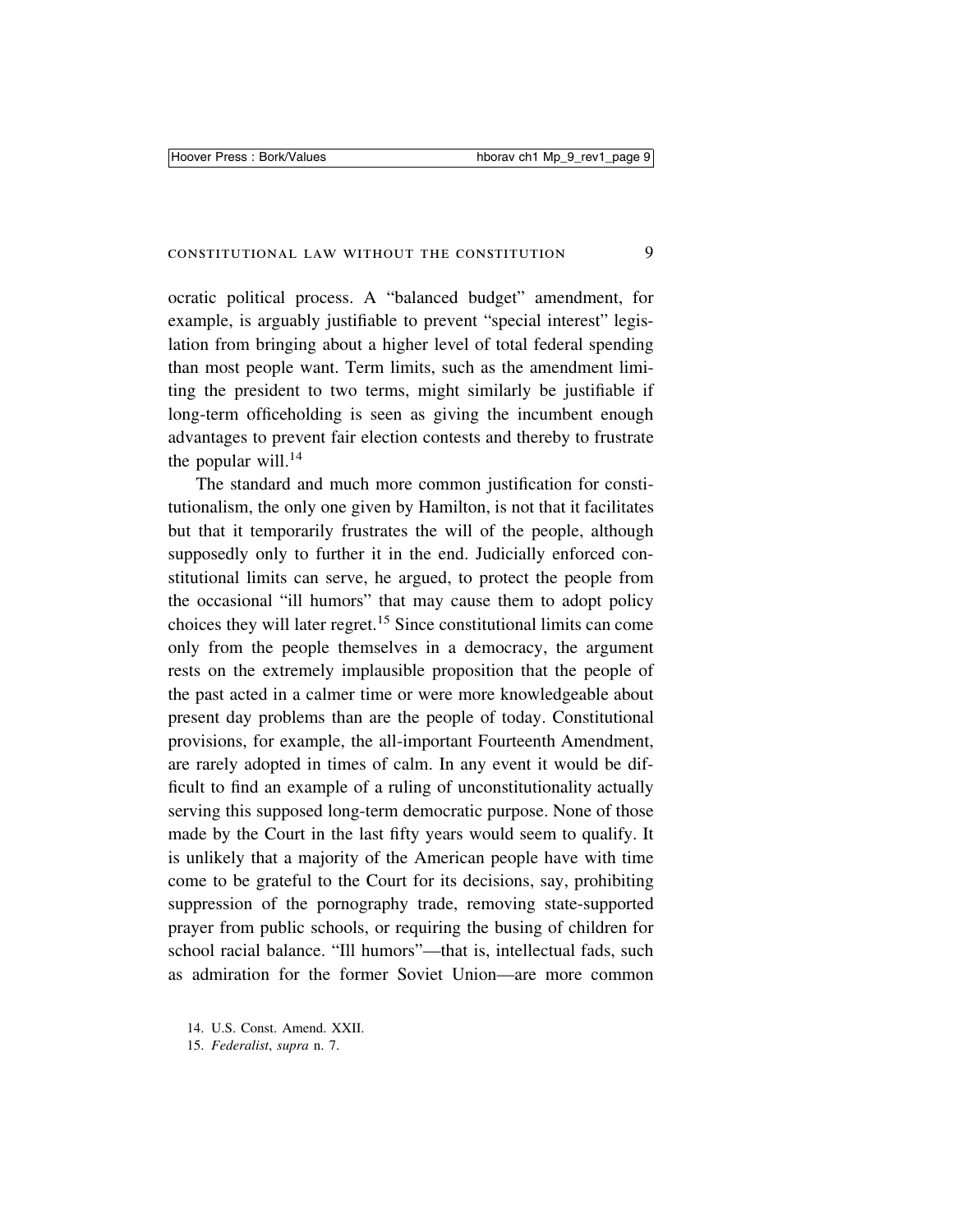ocratic political process. A "balanced budget" amendment, for example, is arguably justifiable to prevent "special interest" legislation from bringing about a higher level of total federal spending than most people want. Term limits, such as the amendment limiting the president to two terms, might similarly be justifiable if long-term officeholding is seen as giving the incumbent enough advantages to prevent fair election contests and thereby to frustrate the popular will.[14]

The standard and much more common justification for constitutionalism, the only one given by Hamilton, is not that it facilitates but that it temporarily frustrates the will of the people, although supposedly only to further it in the end. Judicially enforced constitutional limits can serve, he argued, to protect the people from the occasional "ill humors" that may cause them to adopt policy choices they will later regret.[15] Since constitutional limits can come only from the people themselves in a democracy, the argument rests on the extremely implausible proposition that the people of the past acted in a calmer time or were more knowledgeable about present day problems than are the people of today. Constitutional provisions, for example, the all-important Fourteenth Amendment, are rarely adopted in times of calm. In any event it would be difficult to find an example of a ruling of unconstitutionality actually serving this supposed long-term democratic purpose. None of those made by the Court in the last fifty years would seem to qualify. It is unlikely that a majority of the American people have with time come to be grateful to the Court for its decisions, say, prohibiting suppression of the pornography trade, removing state-supported prayer from public schools, or requiring the busing of children for school racial balance. "Ill humors"—that is, intellectual fads, such as admiration for the former Soviet Union—are more common

14. U.S. Const. Amend. XXII.

15. *Federalist*, *supra* n. 7.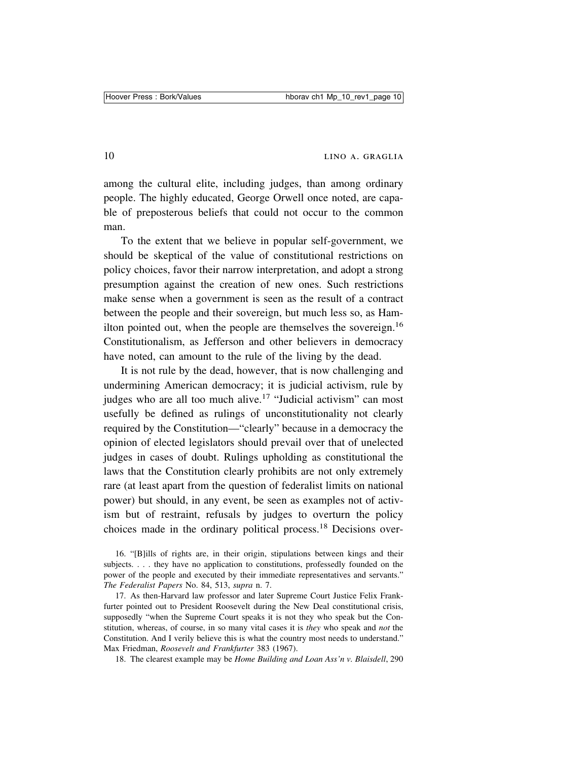among the cultural elite, including judges, than among ordinary people. The highly educated, George Orwell once noted, are capable of preposterous beliefs that could not occur to the common man.

To the extent that we believe in popular self-government, we should be skeptical of the value of constitutional restrictions on policy choices, favor their narrow interpretation, and adopt a strong presumption against the creation of new ones. Such restrictions make sense when a government is seen as the result of a contract between the people and their sovereign, but much less so, as Hamilton pointed out, when the people are themselves the sovereign.[16] Constitutionalism, as Jefferson and other believers in democracy have noted, can amount to the rule of the living by the dead.

It is not rule by the dead, however, that is now challenging and undermining American democracy; it is judicial activism, rule by judges who are all too much alive.[17] "Judicial activism" can most usefully be defined as rulings of unconstitutionality not clearly required by the Constitution—"clearly" because in a democracy the opinion of elected legislators should prevail over that of unelected judges in cases of doubt. Rulings upholding as constitutional the laws that the Constitution clearly prohibits are not only extremely rare (at least apart from the question of federalist limits on national power) but should, in any event, be seen as examples not of activism but of restraint, refusals by judges to overturn the policy choices made in the ordinary political process.[18] Decisions over-

16. "[B]ills of rights are, in their origin, stipulations between kings and their subjects. . . . they have no application to constitutions, professedly founded on the power of the people and executed by their immediate representatives and servants." *The Federalist Papers* No. 84, 513, *supra* n. 7.

17. As then-Harvard law professor and later Supreme Court Justice Felix Frankfurter pointed out to President Roosevelt during the New Deal constitutional crisis, supposedly "when the Supreme Court speaks it is not they who speak but the Constitution, whereas, of course, in so many vital cases it is *they* who speak and *not* the Constitution. And I verily believe this is what the country most needs to understand." Max Friedman, *Roosevelt and Frankfurter* 383 (1967).

18. The clearest example may be *Home Building and Loan Ass'n v. Blaisdell*, 290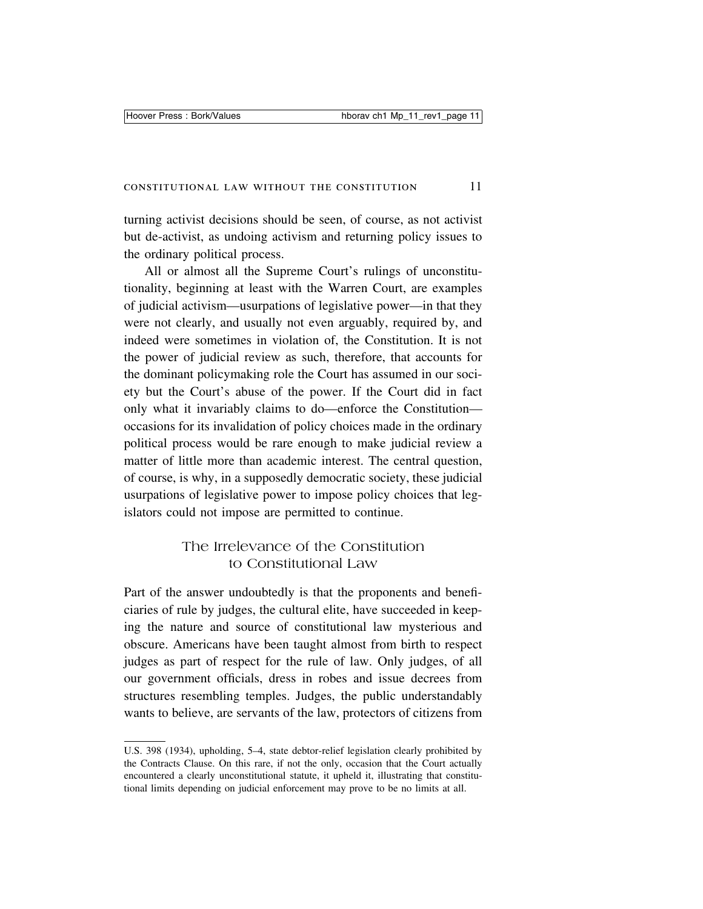turning activist decisions should be seen, of course, as not activist but de-activist, as undoing activism and returning policy issues to the ordinary political process.

All or almost all the Supreme Court's rulings of unconstitutionality, beginning at least with the Warren Court, are examples of judicial activism—usurpations of legislative power—in that they were not clearly, and usually not even arguably, required by, and indeed were sometimes in violation of, the Constitution. It is not the power of judicial review as such, therefore, that accounts for the dominant policymaking role the Court has assumed in our society but the Court's abuse of the power. If the Court did in fact only what it invariably claims to do—enforce the Constitution—occasions for its invalidation of policy choices made in the ordinary political process would be rare enough to make judicial review a matter of little more than academic interest. The central question, of course, is why, in a supposedly democratic society, these judicial usurpations of legislative power to impose policy choices that legislators could not impose are permitted to continue.

## The Irrelevance of the Constitution to Constitutional Law

Part of the answer undoubtedly is that the proponents and beneficiaries of rule by judges, the cultural elite, have succeeded in keeping the nature and source of constitutional law mysterious and obscure. Americans have been taught almost from birth to respect judges as part of respect for the rule of law. Only judges, of all our government officials, dress in robes and issue decrees from structures resembling temples. Judges, the public understandably wants to believe, are servants of the law, protectors of citizens from

---

U.S. 398 (1934), upholding, 5–4, state debtor-relief legislation clearly prohibited by the Contracts Clause. On this rare, if not the only, occasion that the Court actually encountered a clearly unconstitutional statute, it upheld it, illustrating that constitutional limits depending on judicial enforcement may prove to be no limits at all.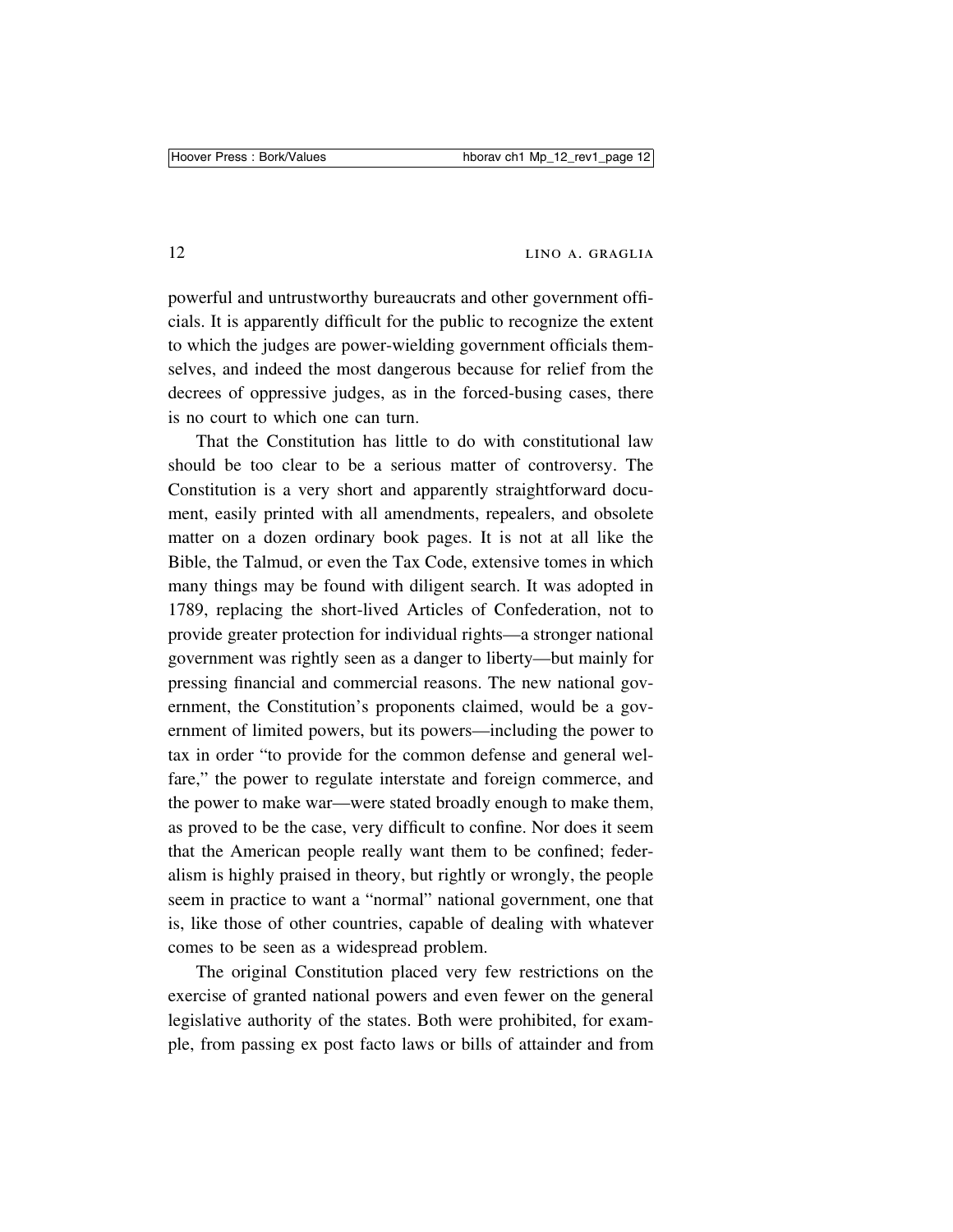powerful and untrustworthy bureaucrats and other government officials. It is apparently difficult for the public to recognize the extent to which the judges are power-wielding government officials themselves, and indeed the most dangerous because for relief from the decrees of oppressive judges, as in the forced-busing cases, there is no court to which one can turn.

That the Constitution has little to do with constitutional law should be too clear to be a serious matter of controversy. The Constitution is a very short and apparently straightforward document, easily printed with all amendments, repealers, and obsolete matter on a dozen ordinary book pages. It is not at all like the Bible, the Talmud, or even the Tax Code, extensive tomes in which many things may be found with diligent search. It was adopted in 1789, replacing the short-lived Articles of Confederation, not to provide greater protection for individual rights—a stronger national government was rightly seen as a danger to liberty—but mainly for pressing financial and commercial reasons. The new national government, the Constitution's proponents claimed, would be a government of limited powers, but its powers—including the power to tax in order "to provide for the common defense and general welfare," the power to regulate interstate and foreign commerce, and the power to make war—were stated broadly enough to make them, as proved to be the case, very difficult to confine. Nor does it seem that the American people really want them to be confined; federalism is highly praised in theory, but rightly or wrongly, the people seem in practice to want a "normal" national government, one that is, like those of other countries, capable of dealing with whatever comes to be seen as a widespread problem.

The original Constitution placed very few restrictions on the exercise of granted national powers and even fewer on the general legislative authority of the states. Both were prohibited, for example, from passing ex post facto laws or bills of attainder and from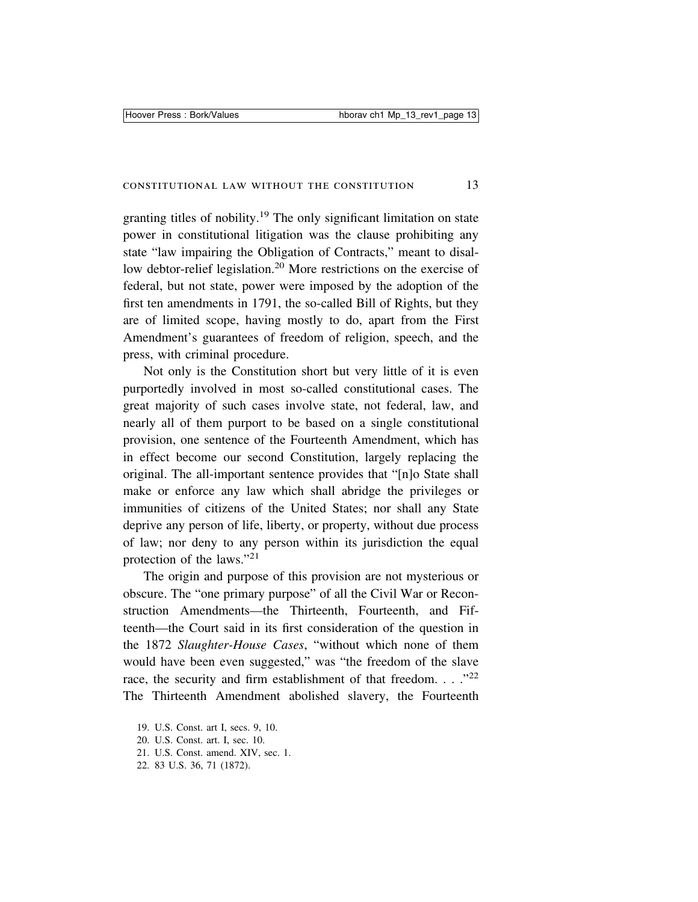granting titles of nobility.[19] The only significant limitation on state power in constitutional litigation was the clause prohibiting any state "law impairing the Obligation of Contracts," meant to disallow debtor-relief legislation.[20] More restrictions on the exercise of federal, but not state, power were imposed by the adoption of the first ten amendments in 1791, the so-called Bill of Rights, but they are of limited scope, having mostly to do, apart from the First Amendment's guarantees of freedom of religion, speech, and the press, with criminal procedure.

Not only is the Constitution short but very little of it is even purportedly involved in most so-called constitutional cases. The great majority of such cases involve state, not federal, law, and nearly all of them purport to be based on a single constitutional provision, one sentence of the Fourteenth Amendment, which has in effect become our second Constitution, largely replacing the original. The all-important sentence provides that "[n]o State shall make or enforce any law which shall abridge the privileges or immunities of citizens of the United States; nor shall any State deprive any person of life, liberty, or property, without due process of law; nor deny to any person within its jurisdiction the equal protection of the laws."[21]

The origin and purpose of this provision are not mysterious or obscure. The "one primary purpose" of all the Civil War or Reconstruction Amendments—the Thirteenth, Fourteenth, and Fifteenth—the Court said in its first consideration of the question in the 1872 *Slaughter-House Cases*, "without which none of them would have been even suggested," was "the freedom of the slave race, the security and firm establishment of that freedom. . . ."[22] The Thirteenth Amendment abolished slavery, the Fourteenth

19. U.S. Const. art I, secs. 9, 10.
20. U.S. Const. art. I, sec. 10.
21. U.S. Const. amend. XIV, sec. 1.
22. 83 U.S. 36, 71 (1872).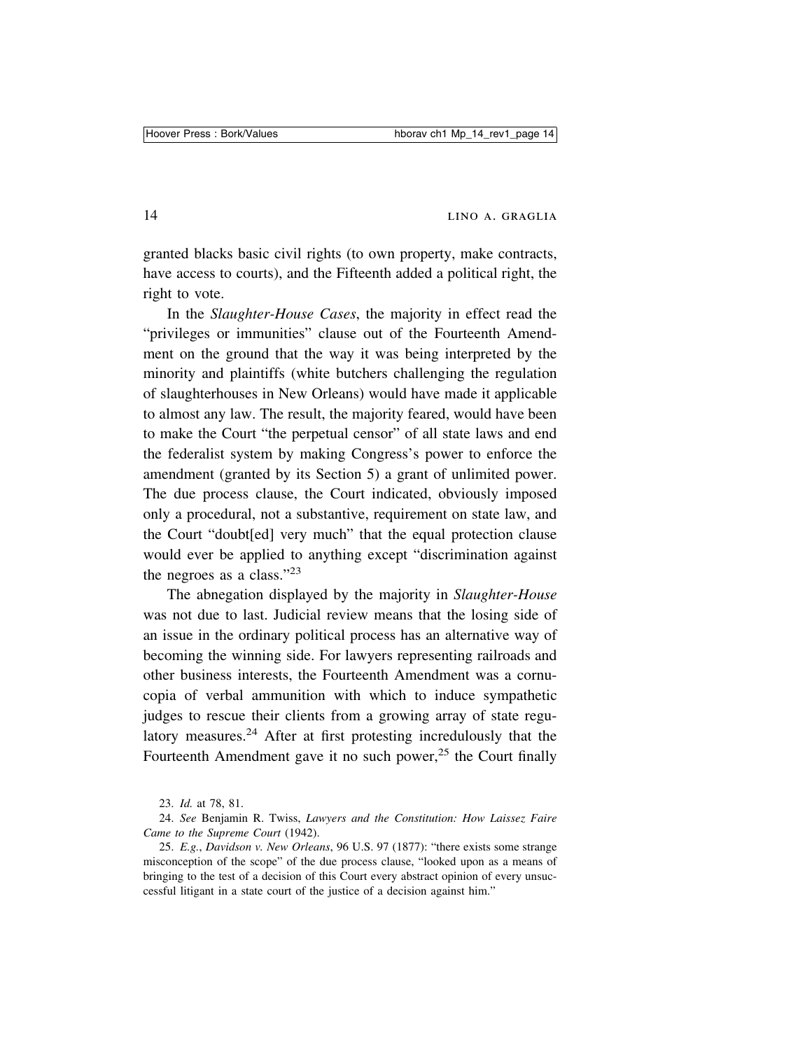granted blacks basic civil rights (to own property, make contracts, have access to courts), and the Fifteenth added a political right, the right to vote.

In the *Slaughter-House Cases*, the majority in effect read the "privileges or immunities" clause out of the Fourteenth Amendment on the ground that the way it was being interpreted by the minority and plaintiffs (white butchers challenging the regulation of slaughterhouses in New Orleans) would have made it applicable to almost any law. The result, the majority feared, would have been to make the Court "the perpetual censor" of all state laws and end the federalist system by making Congress's power to enforce the amendment (granted by its Section 5) a grant of unlimited power. The due process clause, the Court indicated, obviously imposed only a procedural, not a substantive, requirement on state law, and the Court "doubt[ed] very much" that the equal protection clause would ever be applied to anything except "discrimination against the negroes as a class."[23]

The abnegation displayed by the majority in *Slaughter-House* was not due to last. Judicial review means that the losing side of an issue in the ordinary political process has an alternative way of becoming the winning side. For lawyers representing railroads and other business interests, the Fourteenth Amendment was a cornucopia of verbal ammunition with which to induce sympathetic judges to rescue their clients from a growing array of state regulatory measures.[24] After at first protesting incredulously that the Fourteenth Amendment gave it no such power,[25] the Court finally

23. *Id.* at 78, 81.

24. *See* Benjamin R. Twiss, *Lawyers and the Constitution: How Laissez Faire Came to the Supreme Court* (1942).

25. *E.g.*, *Davidson v. New Orleans*, 96 U.S. 97 (1877): "there exists some strange misconception of the scope" of the due process clause, "looked upon as a means of bringing to the test of a decision of this Court every abstract opinion of every unsuccessful litigant in a state court of the justice of a decision against him."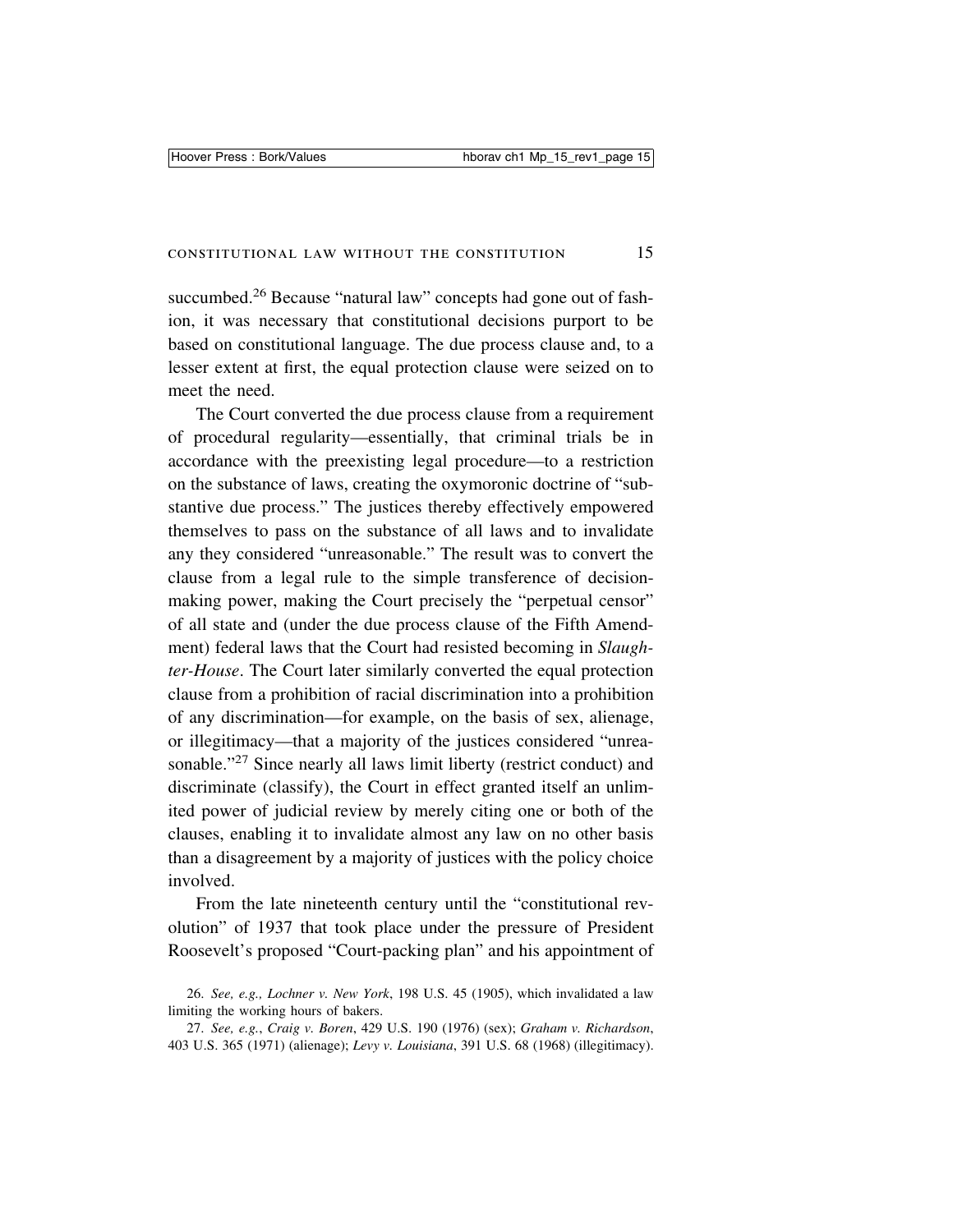succumbed.[26] Because "natural law" concepts had gone out of fashion, it was necessary that constitutional decisions purport to be based on constitutional language. The due process clause and, to a lesser extent at first, the equal protection clause were seized on to meet the need.

The Court converted the due process clause from a requirement of procedural regularity—essentially, that criminal trials be in accordance with the preexisting legal procedure—to a restriction on the substance of laws, creating the oxymoronic doctrine of "substantive due process." The justices thereby effectively empowered themselves to pass on the substance of all laws and to invalidate any they considered "unreasonable." The result was to convert the clause from a legal rule to the simple transference of decision-making power, making the Court precisely the "perpetual censor" of all state and (under the due process clause of the Fifth Amendment) federal laws that the Court had resisted becoming in *Slaughter-House*. The Court later similarly converted the equal protection clause from a prohibition of racial discrimination into a prohibition of any discrimination—for example, on the basis of sex, alienage, or illegitimacy—that a majority of the justices considered "unreasonable."[27] Since nearly all laws limit liberty (restrict conduct) and discriminate (classify), the Court in effect granted itself an unlimited power of judicial review by merely citing one or both of the clauses, enabling it to invalidate almost any law on no other basis than a disagreement by a majority of justices with the policy choice involved.

From the late nineteenth century until the "constitutional revolution" of 1937 that took place under the pressure of President Roosevelt's proposed "Court-packing plan" and his appointment of

26. *See, e.g., Lochner v. New York*, 198 U.S. 45 (1905), which invalidated a law limiting the working hours of bakers.

27. *See, e.g.*, *Craig v. Boren*, 429 U.S. 190 (1976) (sex); *Graham v. Richardson*, 403 U.S. 365 (1971) (alienage); *Levy v. Louisiana*, 391 U.S. 68 (1968) (illegitimacy).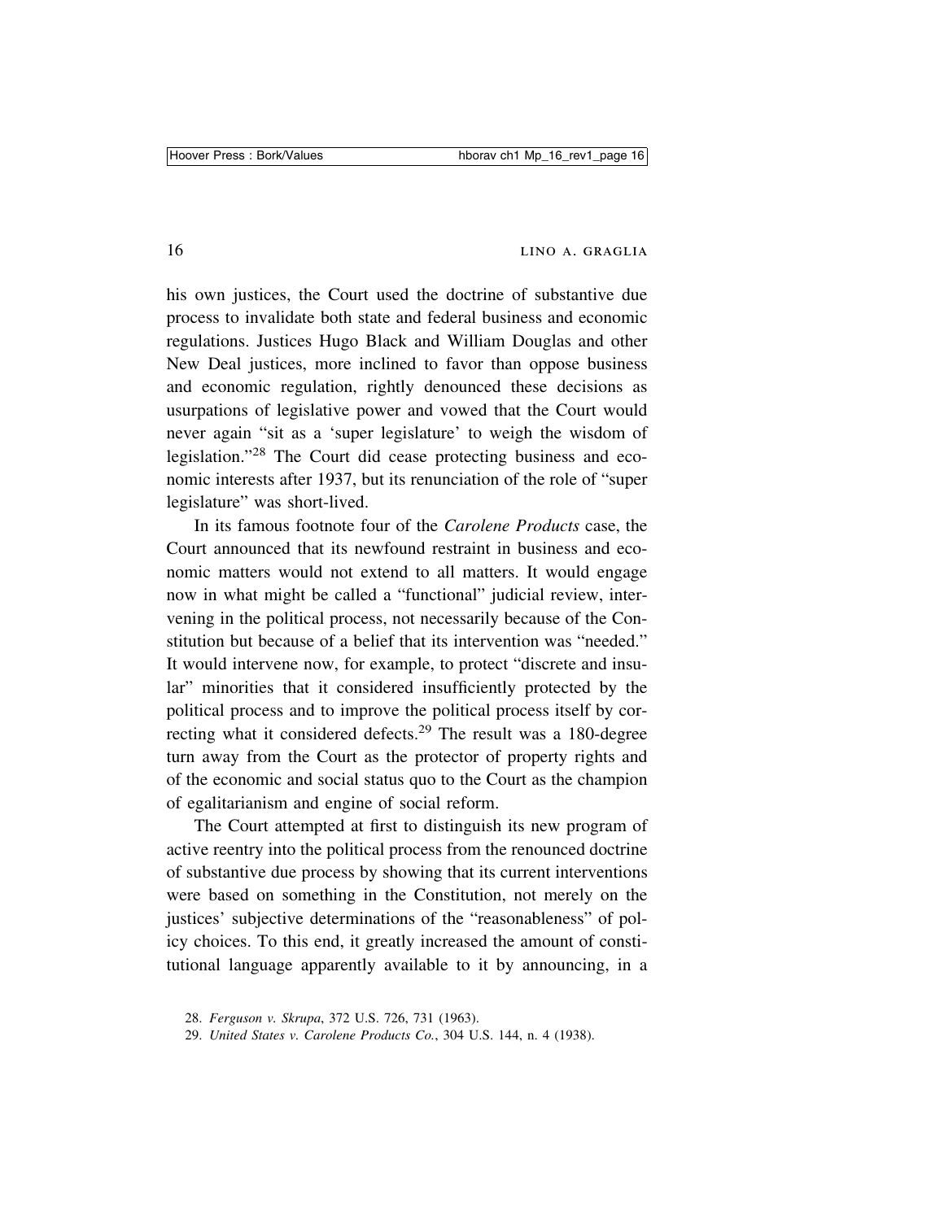his own justices, the Court used the doctrine of substantive due process to invalidate both state and federal business and economic regulations. Justices Hugo Black and William Douglas and other New Deal justices, more inclined to favor than oppose business and economic regulation, rightly denounced these decisions as usurpations of legislative power and vowed that the Court would never again "sit as a 'super legislature' to weigh the wisdom of legislation."[28] The Court did cease protecting business and economic interests after 1937, but its renunciation of the role of "super legislature" was short-lived.

In its famous footnote four of the *Carolene Products* case, the Court announced that its newfound restraint in business and economic matters would not extend to all matters. It would engage now in what might be called a "functional" judicial review, intervening in the political process, not necessarily because of the Constitution but because of a belief that its intervention was "needed." It would intervene now, for example, to protect "discrete and insular" minorities that it considered insufficiently protected by the political process and to improve the political process itself by correcting what it considered defects.[29] The result was a 180-degree turn away from the Court as the protector of property rights and of the economic and social status quo to the Court as the champion of egalitarianism and engine of social reform.

The Court attempted at first to distinguish its new program of active reentry into the political process from the renounced doctrine of substantive due process by showing that its current interventions were based on something in the Constitution, not merely on the justices' subjective determinations of the "reasonableness" of policy choices. To this end, it greatly increased the amount of constitutional language apparently available to it by announcing, in a

28. *Ferguson v. Skrupa*, 372 U.S. 726, 731 (1963).

29. *United States v. Carolene Products Co.*, 304 U.S. 144, n. 4 (1938).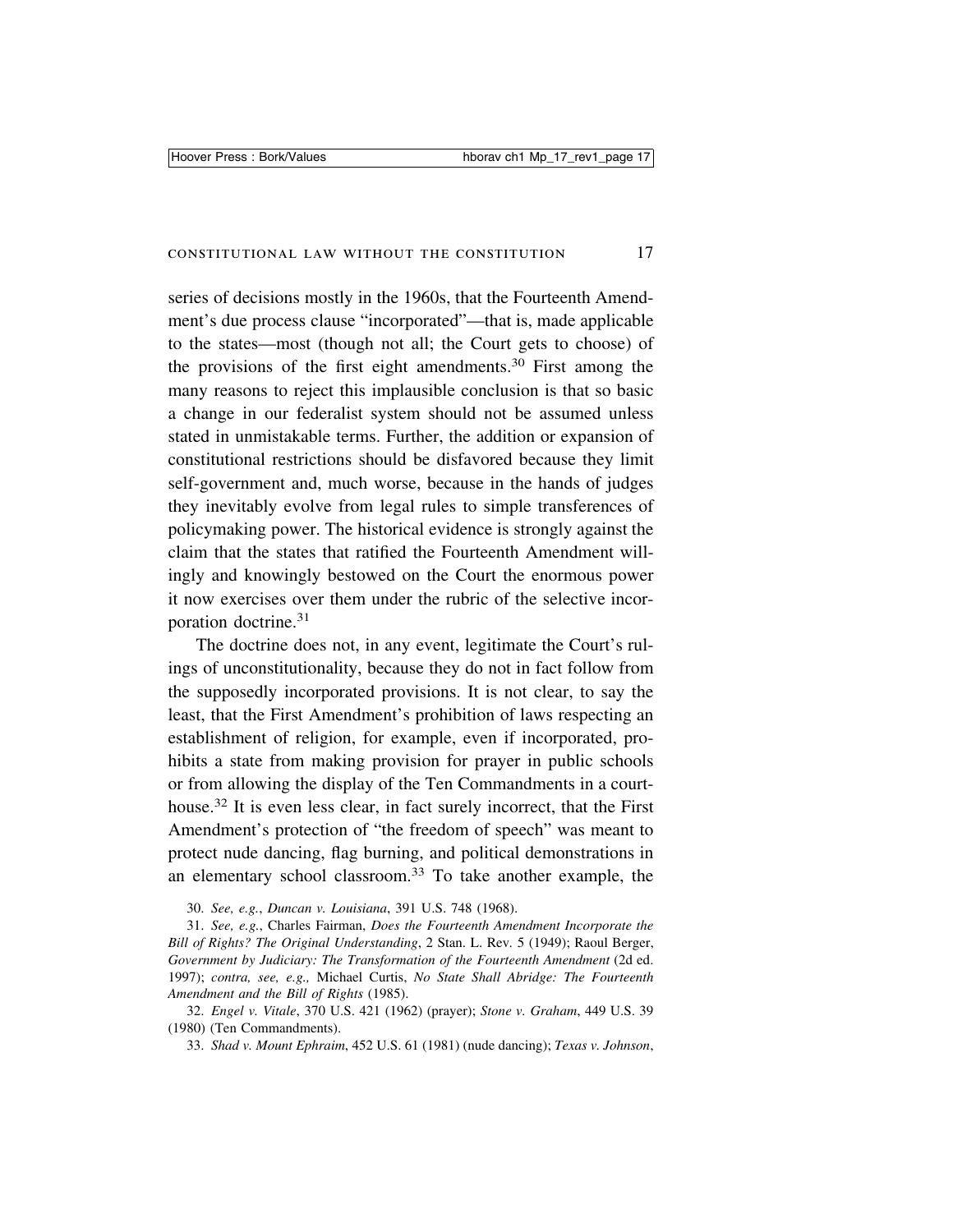series of decisions mostly in the 1960s, that the Fourteenth Amendment's due process clause "incorporated"—that is, made applicable to the states—most (though not all; the Court gets to choose) of the provisions of the first eight amendments.[30] First among the many reasons to reject this implausible conclusion is that so basic a change in our federalist system should not be assumed unless stated in unmistakable terms. Further, the addition or expansion of constitutional restrictions should be disfavored because they limit self-government and, much worse, because in the hands of judges they inevitably evolve from legal rules to simple transferences of policymaking power. The historical evidence is strongly against the claim that the states that ratified the Fourteenth Amendment willingly and knowingly bestowed on the Court the enormous power it now exercises over them under the rubric of the selective incorporation doctrine.[31]

The doctrine does not, in any event, legitimate the Court's rulings of unconstitutionality, because they do not in fact follow from the supposedly incorporated provisions. It is not clear, to say the least, that the First Amendment's prohibition of laws respecting an establishment of religion, for example, even if incorporated, prohibits a state from making provision for prayer in public schools or from allowing the display of the Ten Commandments in a courthouse.[32] It is even less clear, in fact surely incorrect, that the First Amendment's protection of "the freedom of speech" was meant to protect nude dancing, flag burning, and political demonstrations in an elementary school classroom.[33] To take another example, the

30. *See, e.g.*, *Duncan v. Louisiana*, 391 U.S. 748 (1968).

31. *See, e.g.*, Charles Fairman, *Does the Fourteenth Amendment Incorporate the Bill of Rights? The Original Understanding*, 2 Stan. L. Rev. 5 (1949); Raoul Berger, *Government by Judiciary: The Transformation of the Fourteenth Amendment* (2d ed. 1997); *contra, see, e.g.,* Michael Curtis, *No State Shall Abridge: The Fourteenth Amendment and the Bill of Rights* (1985).

32. *Engel v. Vitale*, 370 U.S. 421 (1962) (prayer); *Stone v. Graham*, 449 U.S. 39 (1980) (Ten Commandments).

33. *Shad v. Mount Ephraim*, 452 U.S. 61 (1981) (nude dancing); *Texas v. Johnson*,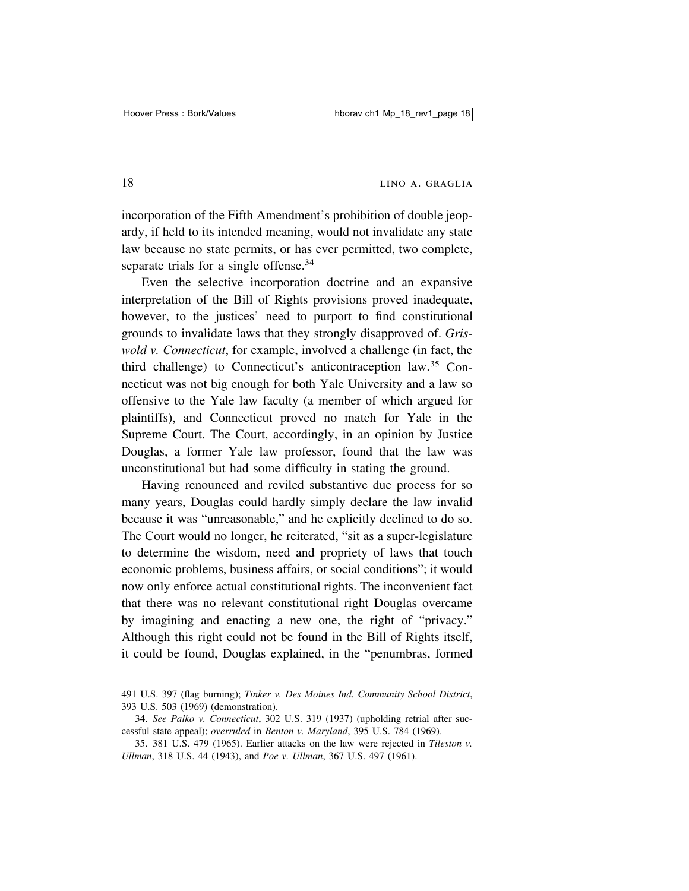incorporation of the Fifth Amendment's prohibition of double jeopardy, if held to its intended meaning, would not invalidate any state law because no state permits, or has ever permitted, two complete, separate trials for a single offense.[34]

Even the selective incorporation doctrine and an expansive interpretation of the Bill of Rights provisions proved inadequate, however, to the justices' need to purport to find constitutional grounds to invalidate laws that they strongly disapproved of. *Griswold v. Connecticut*, for example, involved a challenge (in fact, the third challenge) to Connecticut's anticontraception law.[35] Connecticut was not big enough for both Yale University and a law so offensive to the Yale law faculty (a member of which argued for plaintiffs), and Connecticut proved no match for Yale in the Supreme Court. The Court, accordingly, in an opinion by Justice Douglas, a former Yale law professor, found that the law was unconstitutional but had some difficulty in stating the ground.

Having renounced and reviled substantive due process for so many years, Douglas could hardly simply declare the law invalid because it was "unreasonable," and he explicitly declined to do so. The Court would no longer, he reiterated, "sit as a super-legislature to determine the wisdom, need and propriety of laws that touch economic problems, business affairs, or social conditions"; it would now only enforce actual constitutional rights. The inconvenient fact that there was no relevant constitutional right Douglas overcame by imagining and enacting a new one, the right of "privacy." Although this right could not be found in the Bill of Rights itself, it could be found, Douglas explained, in the "penumbras, formed

---

491 U.S. 397 (flag burning); *Tinker v. Des Moines Ind. Community School District*, 393 U.S. 503 (1969) (demonstration).

34. *See Palko v. Connecticut*, 302 U.S. 319 (1937) (upholding retrial after successful state appeal); *overruled* in *Benton v. Maryland*, 395 U.S. 784 (1969).

35. 381 U.S. 479 (1965). Earlier attacks on the law were rejected in *Tileston v. Ullman*, 318 U.S. 44 (1943), and *Poe v. Ullman*, 367 U.S. 497 (1961).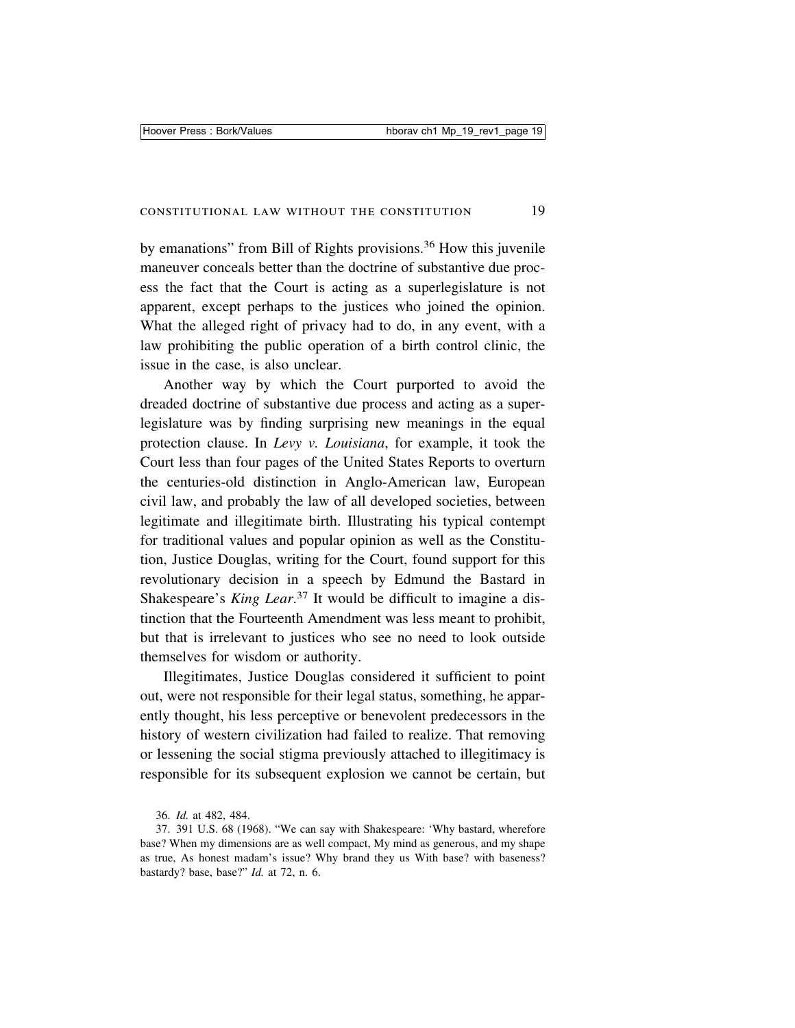by emanations" from Bill of Rights provisions.[36] How this juvenile maneuver conceals better than the doctrine of substantive due process the fact that the Court is acting as a superlegislature is not apparent, except perhaps to the justices who joined the opinion. What the alleged right of privacy had to do, in any event, with a law prohibiting the public operation of a birth control clinic, the issue in the case, is also unclear.

Another way by which the Court purported to avoid the dreaded doctrine of substantive due process and acting as a superlegislature was by finding surprising new meanings in the equal protection clause. In *Levy v. Louisiana*, for example, it took the Court less than four pages of the United States Reports to overturn the centuries-old distinction in Anglo-American law, European civil law, and probably the law of all developed societies, between legitimate and illegitimate birth. Illustrating his typical contempt for traditional values and popular opinion as well as the Constitution, Justice Douglas, writing for the Court, found support for this revolutionary decision in a speech by Edmund the Bastard in Shakespeare's *King Lear*.[37] It would be difficult to imagine a distinction that the Fourteenth Amendment was less meant to prohibit, but that is irrelevant to justices who see no need to look outside themselves for wisdom or authority.

Illegitimates, Justice Douglas considered it sufficient to point out, were not responsible for their legal status, something, he apparently thought, his less perceptive or benevolent predecessors in the history of western civilization had failed to realize. That removing or lessening the social stigma previously attached to illegitimacy is responsible for its subsequent explosion we cannot be certain, but

36. *Id.* at 482, 484.

37. 391 U.S. 68 (1968). "We can say with Shakespeare: 'Why bastard, wherefore base? When my dimensions are as well compact, My mind as generous, and my shape as true, As honest madam's issue? Why brand they us With base? with baseness? bastardy? base, base?" *Id.* at 72, n. 6.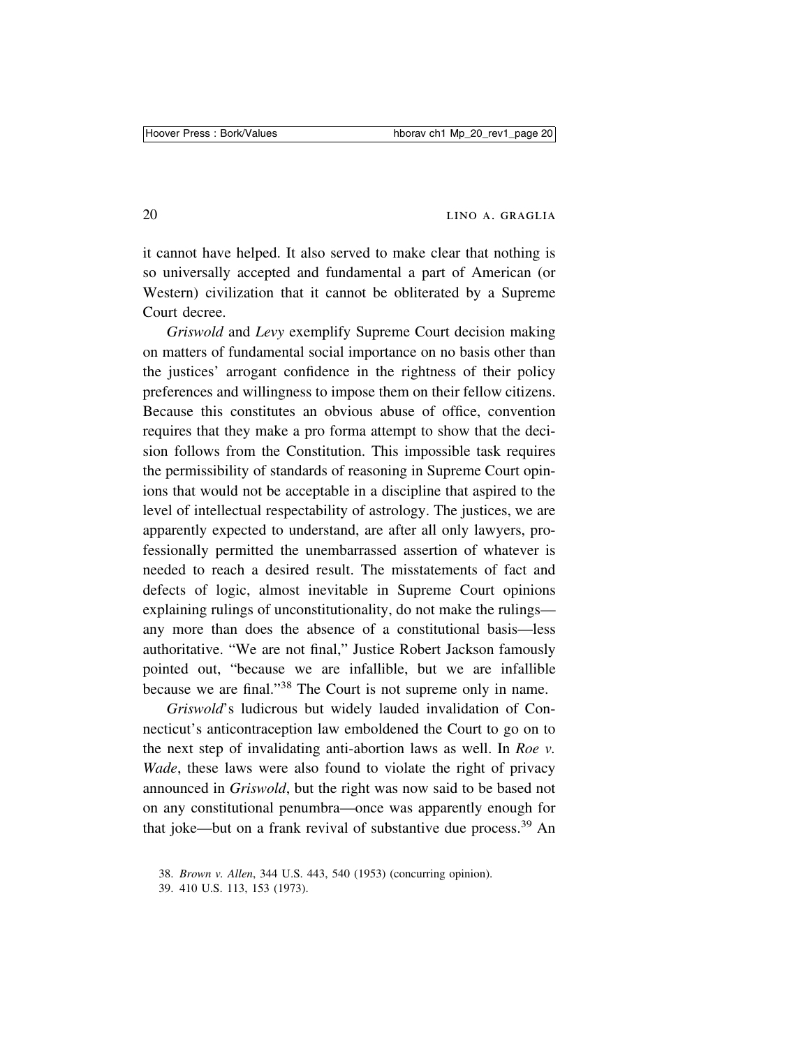it cannot have helped. It also served to make clear that nothing is so universally accepted and fundamental a part of American (or Western) civilization that it cannot be obliterated by a Supreme Court decree.

*Griswold* and *Levy* exemplify Supreme Court decision making on matters of fundamental social importance on no basis other than the justices' arrogant confidence in the rightness of their policy preferences and willingness to impose them on their fellow citizens. Because this constitutes an obvious abuse of office, convention requires that they make a pro forma attempt to show that the decision follows from the Constitution. This impossible task requires the permissibility of standards of reasoning in Supreme Court opinions that would not be acceptable in a discipline that aspired to the level of intellectual respectability of astrology. The justices, we are apparently expected to understand, are after all only lawyers, professionally permitted the unembarrassed assertion of whatever is needed to reach a desired result. The misstatements of fact and defects of logic, almost inevitable in Supreme Court opinions explaining rulings of unconstitutionality, do not make the rulings—any more than does the absence of a constitutional basis—less authoritative. "We are not final," Justice Robert Jackson famously pointed out, "because we are infallible, but we are infallible because we are final."[38] The Court is not supreme only in name.

*Griswold*'s ludicrous but widely lauded invalidation of Connecticut's anticontraception law emboldened the Court to go on to the next step of invalidating anti-abortion laws as well. In *Roe v. Wade*, these laws were also found to violate the right of privacy announced in *Griswold*, but the right was now said to be based not on any constitutional penumbra—once was apparently enough for that joke—but on a frank revival of substantive due process.[39] An

38. *Brown v. Allen*, 344 U.S. 443, 540 (1953) (concurring opinion).
39. 410 U.S. 113, 153 (1973).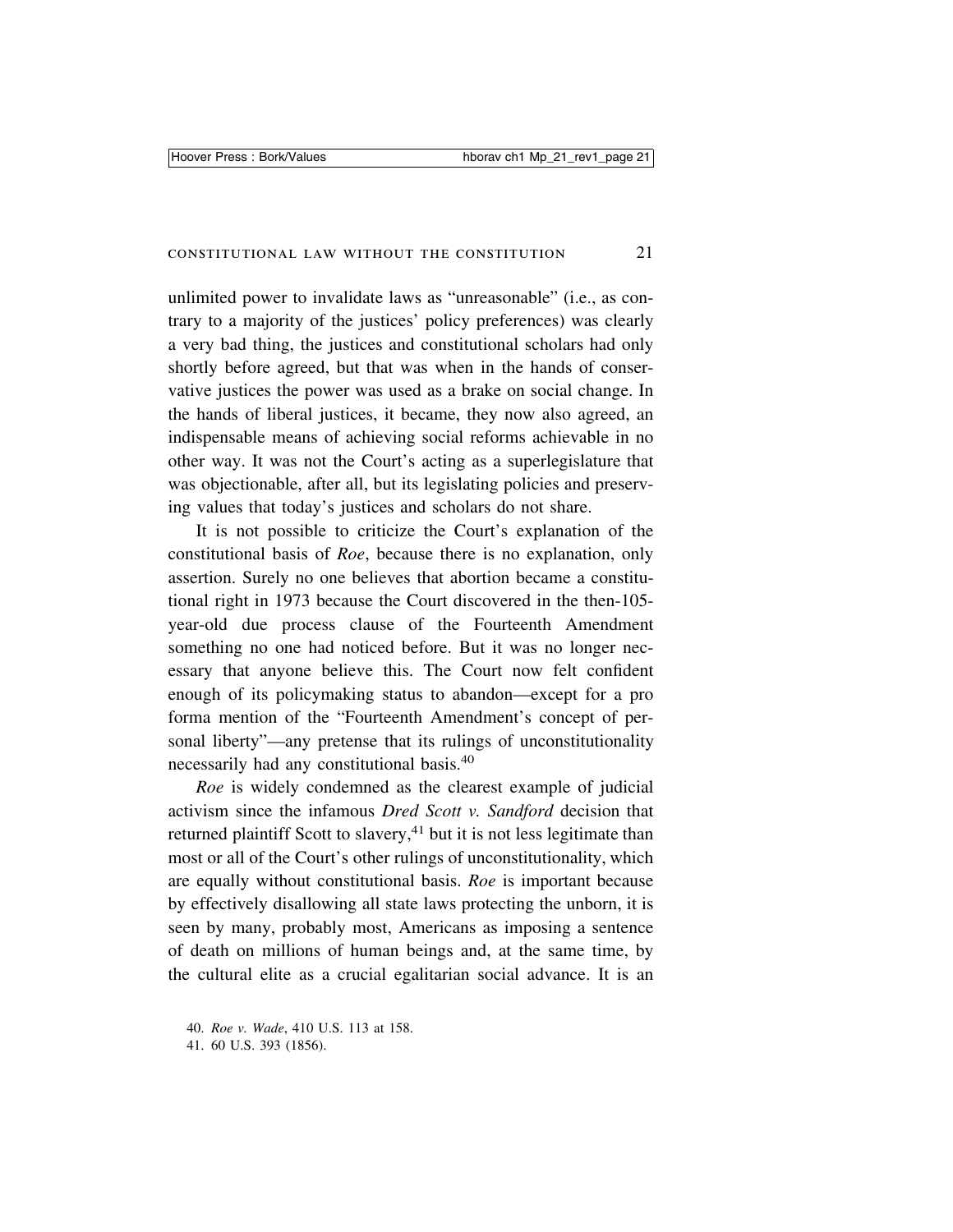unlimited power to invalidate laws as "unreasonable" (i.e., as contrary to a majority of the justices' policy preferences) was clearly a very bad thing, the justices and constitutional scholars had only shortly before agreed, but that was when in the hands of conservative justices the power was used as a brake on social change. In the hands of liberal justices, it became, they now also agreed, an indispensable means of achieving social reforms achievable in no other way. It was not the Court's acting as a superlegislature that was objectionable, after all, but its legislating policies and preserving values that today's justices and scholars do not share.

It is not possible to criticize the Court's explanation of the constitutional basis of *Roe*, because there is no explanation, only assertion. Surely no one believes that abortion became a constitutional right in 1973 because the Court discovered in the then-105-year-old due process clause of the Fourteenth Amendment something no one had noticed before. But it was no longer necessary that anyone believe this. The Court now felt confident enough of its policymaking status to abandon—except for a pro forma mention of the "Fourteenth Amendment's concept of personal liberty"—any pretense that its rulings of unconstitutionality necessarily had any constitutional basis.[40]

*Roe* is widely condemned as the clearest example of judicial activism since the infamous *Dred Scott v. Sandford* decision that returned plaintiff Scott to slavery,[41] but it is not less legitimate than most or all of the Court's other rulings of unconstitutionality, which are equally without constitutional basis. *Roe* is important because by effectively disallowing all state laws protecting the unborn, it is seen by many, probably most, Americans as imposing a sentence of death on millions of human beings and, at the same time, by the cultural elite as a crucial egalitarian social advance. It is an

40. *Roe v. Wade*, 410 U.S. 113 at 158.

41. 60 U.S. 393 (1856).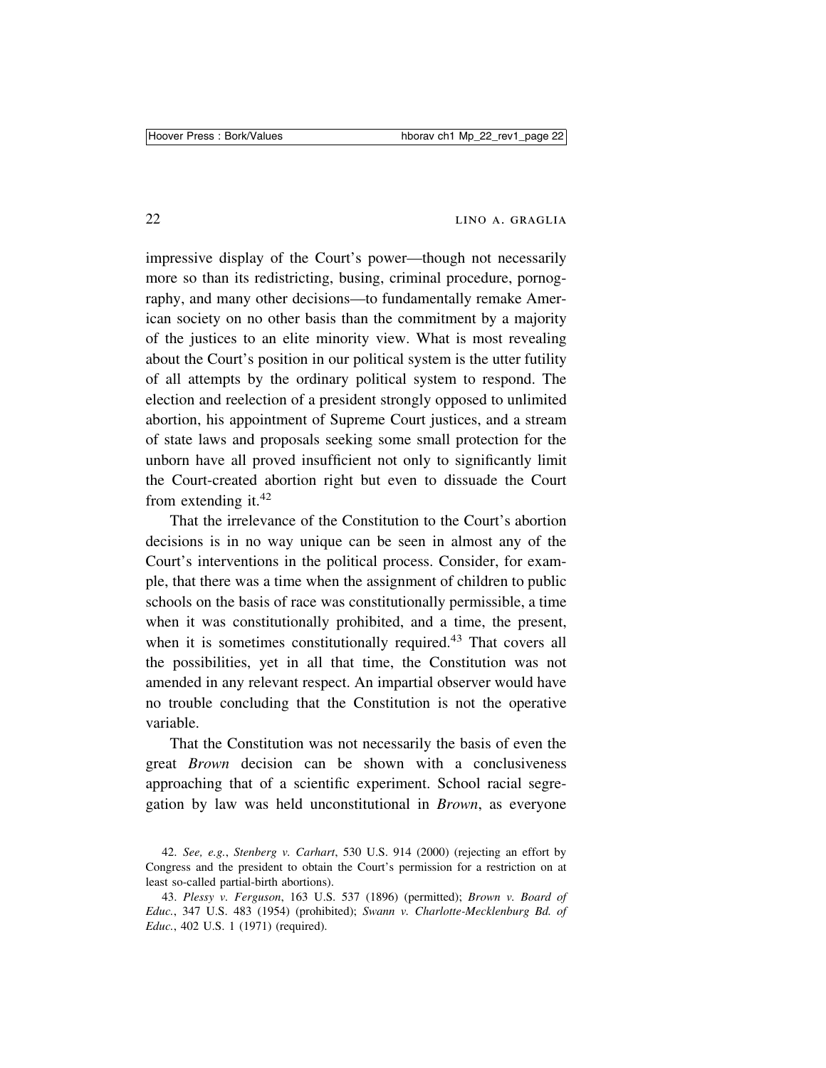impressive display of the Court's power—though not necessarily more so than its redistricting, busing, criminal procedure, pornography, and many other decisions—to fundamentally remake American society on no other basis than the commitment by a majority of the justices to an elite minority view. What is most revealing about the Court's position in our political system is the utter futility of all attempts by the ordinary political system to respond. The election and reelection of a president strongly opposed to unlimited abortion, his appointment of Supreme Court justices, and a stream of state laws and proposals seeking some small protection for the unborn have all proved insufficient not only to significantly limit the Court-created abortion right but even to dissuade the Court from extending it.[42]

That the irrelevance of the Constitution to the Court's abortion decisions is in no way unique can be seen in almost any of the Court's interventions in the political process. Consider, for example, that there was a time when the assignment of children to public schools on the basis of race was constitutionally permissible, a time when it was constitutionally prohibited, and a time, the present, when it is sometimes constitutionally required.[43] That covers all the possibilities, yet in all that time, the Constitution was not amended in any relevant respect. An impartial observer would have no trouble concluding that the Constitution is not the operative variable.

That the Constitution was not necessarily the basis of even the great *Brown* decision can be shown with a conclusiveness approaching that of a scientific experiment. School racial segregation by law was held unconstitutional in *Brown*, as everyone

42. *See, e.g.*, *Stenberg v. Carhart*, 530 U.S. 914 (2000) (rejecting an effort by Congress and the president to obtain the Court's permission for a restriction on at least so-called partial-birth abortions).

43. *Plessy v. Ferguson*, 163 U.S. 537 (1896) (permitted); *Brown v. Board of Educ.*, 347 U.S. 483 (1954) (prohibited); *Swann v. Charlotte-Mecklenburg Bd. of Educ.*, 402 U.S. 1 (1971) (required).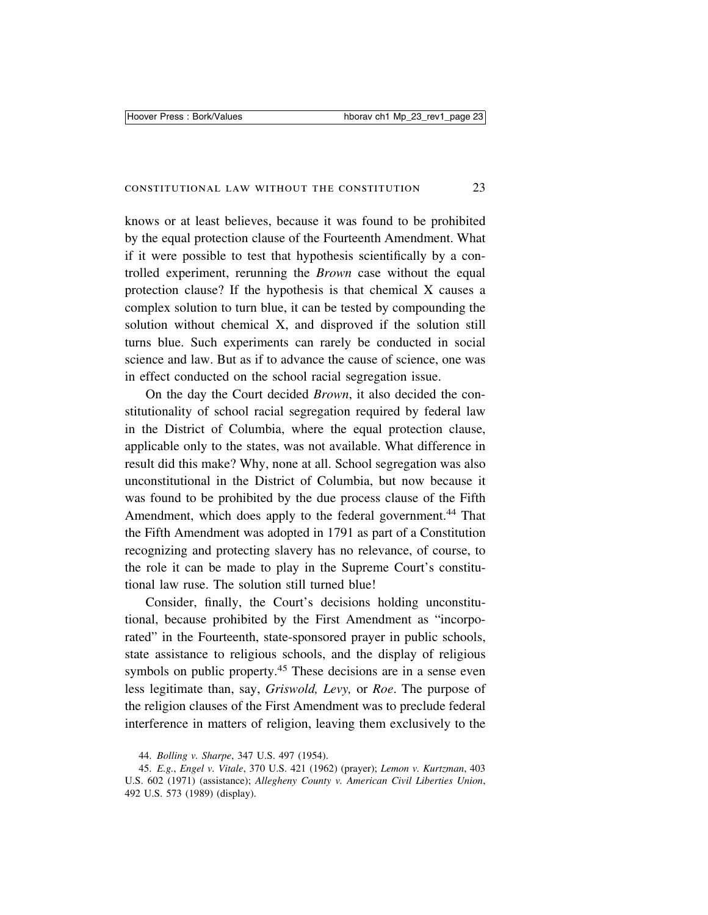knows or at least believes, because it was found to be prohibited by the equal protection clause of the Fourteenth Amendment. What if it were possible to test that hypothesis scientifically by a controlled experiment, rerunning the *Brown* case without the equal protection clause? If the hypothesis is that chemical X causes a complex solution to turn blue, it can be tested by compounding the solution without chemical X, and disproved if the solution still turns blue. Such experiments can rarely be conducted in social science and law. But as if to advance the cause of science, one was in effect conducted on the school racial segregation issue.

On the day the Court decided *Brown*, it also decided the constitutionality of school racial segregation required by federal law in the District of Columbia, where the equal protection clause, applicable only to the states, was not available. What difference in result did this make? Why, none at all. School segregation was also unconstitutional in the District of Columbia, but now because it was found to be prohibited by the due process clause of the Fifth Amendment, which does apply to the federal government.[44] That the Fifth Amendment was adopted in 1791 as part of a Constitution recognizing and protecting slavery has no relevance, of course, to the role it can be made to play in the Supreme Court's constitutional law ruse. The solution still turned blue!

Consider, finally, the Court's decisions holding unconstitutional, because prohibited by the First Amendment as "incorporated" in the Fourteenth, state-sponsored prayer in public schools, state assistance to religious schools, and the display of religious symbols on public property.[45] These decisions are in a sense even less legitimate than, say, *Griswold, Levy,* or *Roe*. The purpose of the religion clauses of the First Amendment was to preclude federal interference in matters of religion, leaving them exclusively to the

44. *Bolling v. Sharpe*, 347 U.S. 497 (1954).

45. *E.g.*, *Engel v. Vitale*, 370 U.S. 421 (1962) (prayer); *Lemon v. Kurtzman*, 403 U.S. 602 (1971) (assistance); *Allegheny County v. American Civil Liberties Union*, 492 U.S. 573 (1989) (display).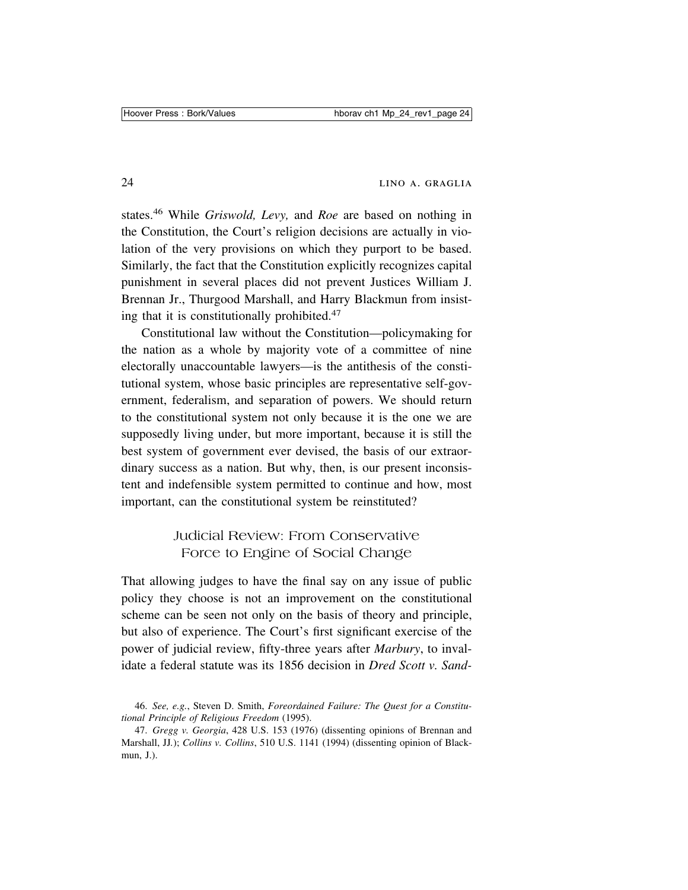states.[46] While *Griswold, Levy,* and *Roe* are based on nothing in the Constitution, the Court's religion decisions are actually in violation of the very provisions on which they purport to be based. Similarly, the fact that the Constitution explicitly recognizes capital punishment in several places did not prevent Justices William J. Brennan Jr., Thurgood Marshall, and Harry Blackmun from insisting that it is constitutionally prohibited.[47]

Constitutional law without the Constitution—policymaking for the nation as a whole by majority vote of a committee of nine electorally unaccountable lawyers—is the antithesis of the constitutional system, whose basic principles are representative self-government, federalism, and separation of powers. We should return to the constitutional system not only because it is the one we are supposedly living under, but more important, because it is still the best system of government ever devised, the basis of our extraordinary success as a nation. But why, then, is our present inconsistent and indefensible system permitted to continue and how, most important, can the constitutional system be reinstituted?

## Judicial Review: From Conservative Force to Engine of Social Change

That allowing judges to have the final say on any issue of public policy they choose is not an improvement on the constitutional scheme can be seen not only on the basis of theory and principle, but also of experience. The Court's first significant exercise of the power of judicial review, fifty-three years after *Marbury*, to invalidate a federal statute was its 1856 decision in *Dred Scott v. Sand-*

46. *See, e.g.*, Steven D. Smith, *Foreordained Failure: The Quest for a Constitutional Principle of Religious Freedom* (1995).

47. *Gregg v. Georgia*, 428 U.S. 153 (1976) (dissenting opinions of Brennan and Marshall, JJ.); *Collins v. Collins*, 510 U.S. 1141 (1994) (dissenting opinion of Blackmun, J.).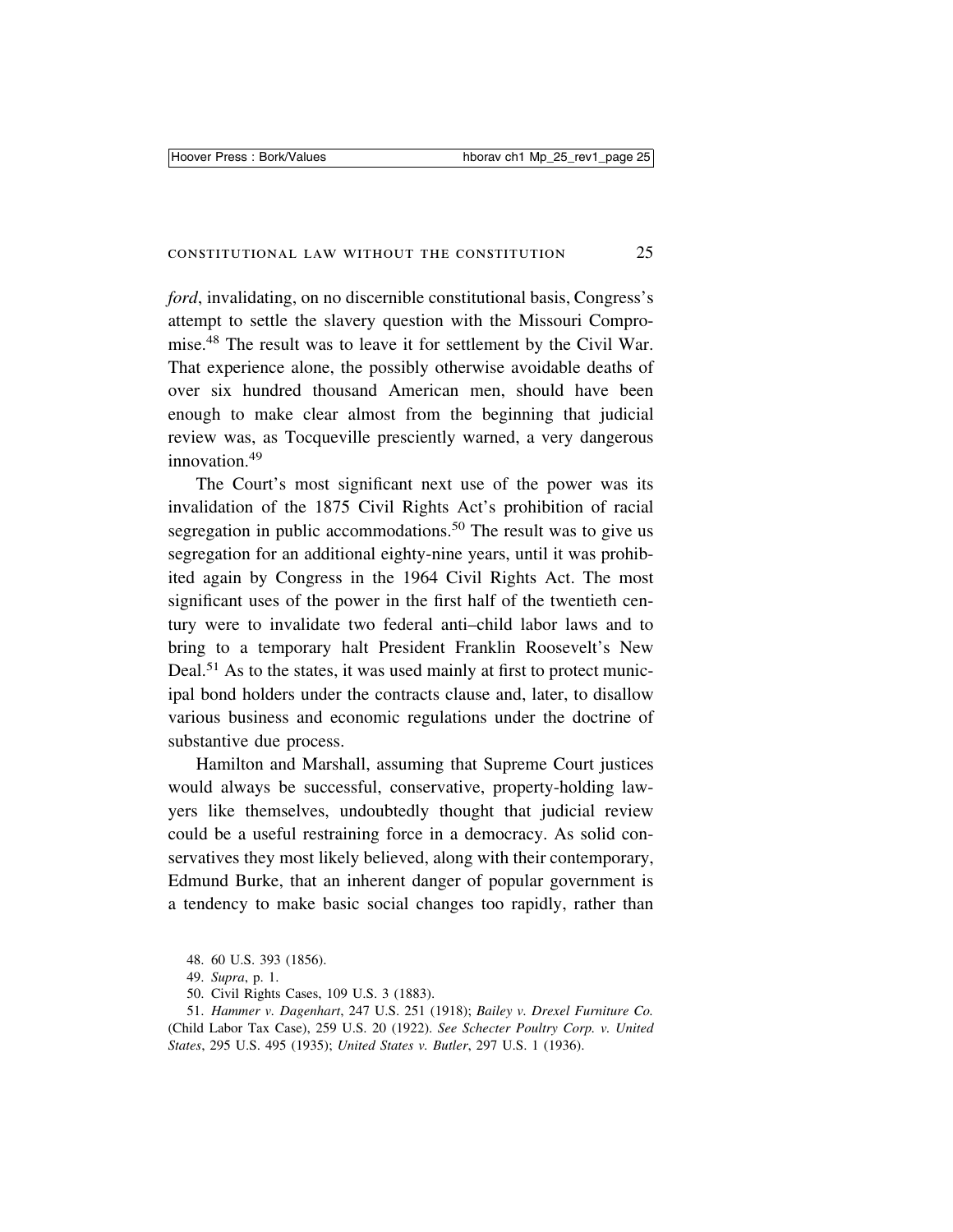*ford*, invalidating, on no discernible constitutional basis, Congress's attempt to settle the slavery question with the Missouri Compromise.[48] The result was to leave it for settlement by the Civil War. That experience alone, the possibly otherwise avoidable deaths of over six hundred thousand American men, should have been enough to make clear almost from the beginning that judicial review was, as Tocqueville presciently warned, a very dangerous innovation.[49]

The Court's most significant next use of the power was its invalidation of the 1875 Civil Rights Act's prohibition of racial segregation in public accommodations.[50] The result was to give us segregation for an additional eighty-nine years, until it was prohibited again by Congress in the 1964 Civil Rights Act. The most significant uses of the power in the first half of the twentieth century were to invalidate two federal anti–child labor laws and to bring to a temporary halt President Franklin Roosevelt's New Deal.[51] As to the states, it was used mainly at first to protect municipal bond holders under the contracts clause and, later, to disallow various business and economic regulations under the doctrine of substantive due process.

Hamilton and Marshall, assuming that Supreme Court justices would always be successful, conservative, property-holding lawyers like themselves, undoubtedly thought that judicial review could be a useful restraining force in a democracy. As solid conservatives they most likely believed, along with their contemporary, Edmund Burke, that an inherent danger of popular government is a tendency to make basic social changes too rapidly, rather than

48. 60 U.S. 393 (1856).

49. *Supra*, p. 1.

50. Civil Rights Cases, 109 U.S. 3 (1883).

51. *Hammer v. Dagenhart*, 247 U.S. 251 (1918); *Bailey v. Drexel Furniture Co.* (Child Labor Tax Case), 259 U.S. 20 (1922). *See Schecter Poultry Corp. v. United States*, 295 U.S. 495 (1935); *United States v. Butler*, 297 U.S. 1 (1936).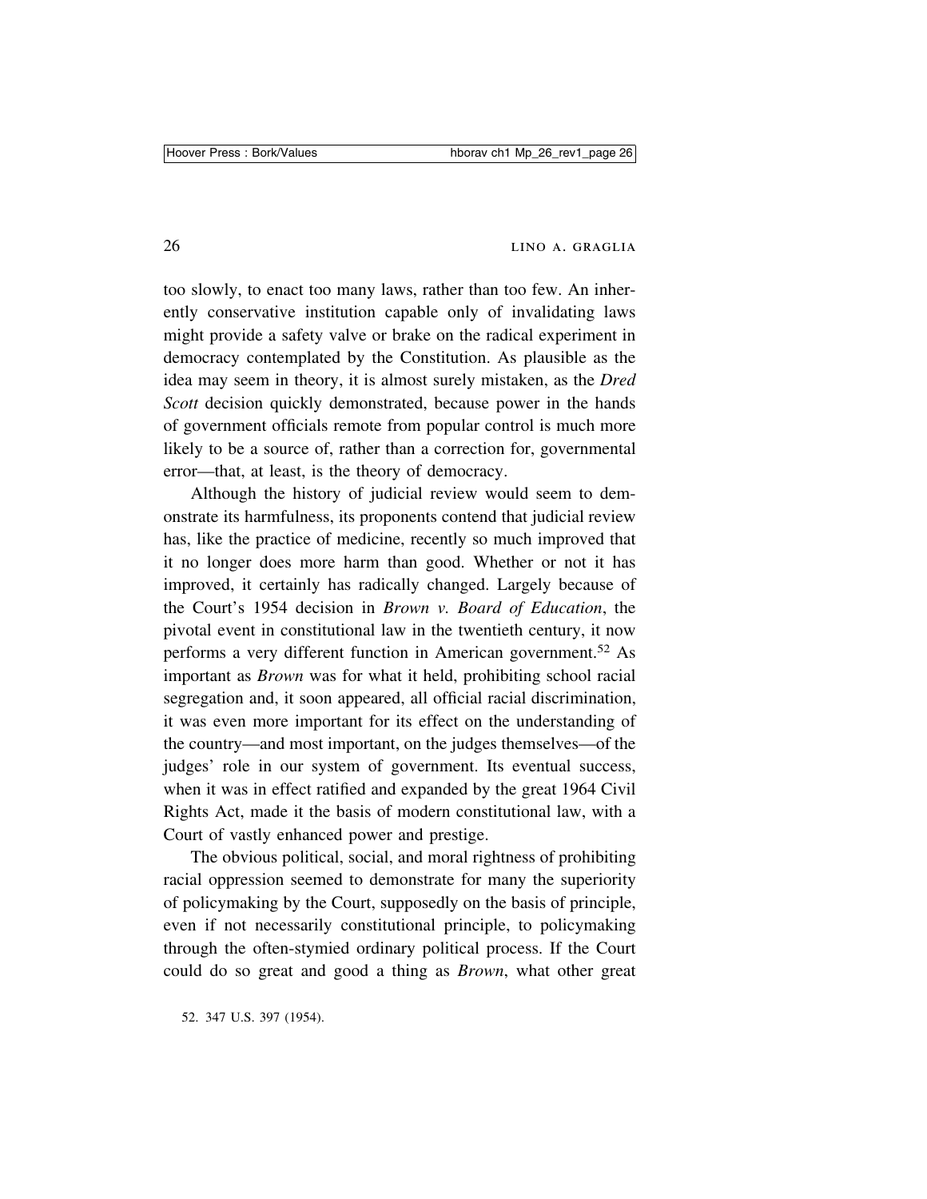too slowly, to enact too many laws, rather than too few. An inherently conservative institution capable only of invalidating laws might provide a safety valve or brake on the radical experiment in democracy contemplated by the Constitution. As plausible as the idea may seem in theory, it is almost surely mistaken, as the *Dred Scott* decision quickly demonstrated, because power in the hands of government officials remote from popular control is much more likely to be a source of, rather than a correction for, governmental error—that, at least, is the theory of democracy.

Although the history of judicial review would seem to demonstrate its harmfulness, its proponents contend that judicial review has, like the practice of medicine, recently so much improved that it no longer does more harm than good. Whether or not it has improved, it certainly has radically changed. Largely because of the Court's 1954 decision in *Brown v. Board of Education*, the pivotal event in constitutional law in the twentieth century, it now performs a very different function in American government.[52] As important as *Brown* was for what it held, prohibiting school racial segregation and, it soon appeared, all official racial discrimination, it was even more important for its effect on the understanding of the country—and most important, on the judges themselves—of the judges' role in our system of government. Its eventual success, when it was in effect ratified and expanded by the great 1964 Civil Rights Act, made it the basis of modern constitutional law, with a Court of vastly enhanced power and prestige.

The obvious political, social, and moral rightness of prohibiting racial oppression seemed to demonstrate for many the superiority of policymaking by the Court, supposedly on the basis of principle, even if not necessarily constitutional principle, to policymaking through the often-stymied ordinary political process. If the Court could do so great and good a thing as *Brown*, what other great

52. 347 U.S. 397 (1954).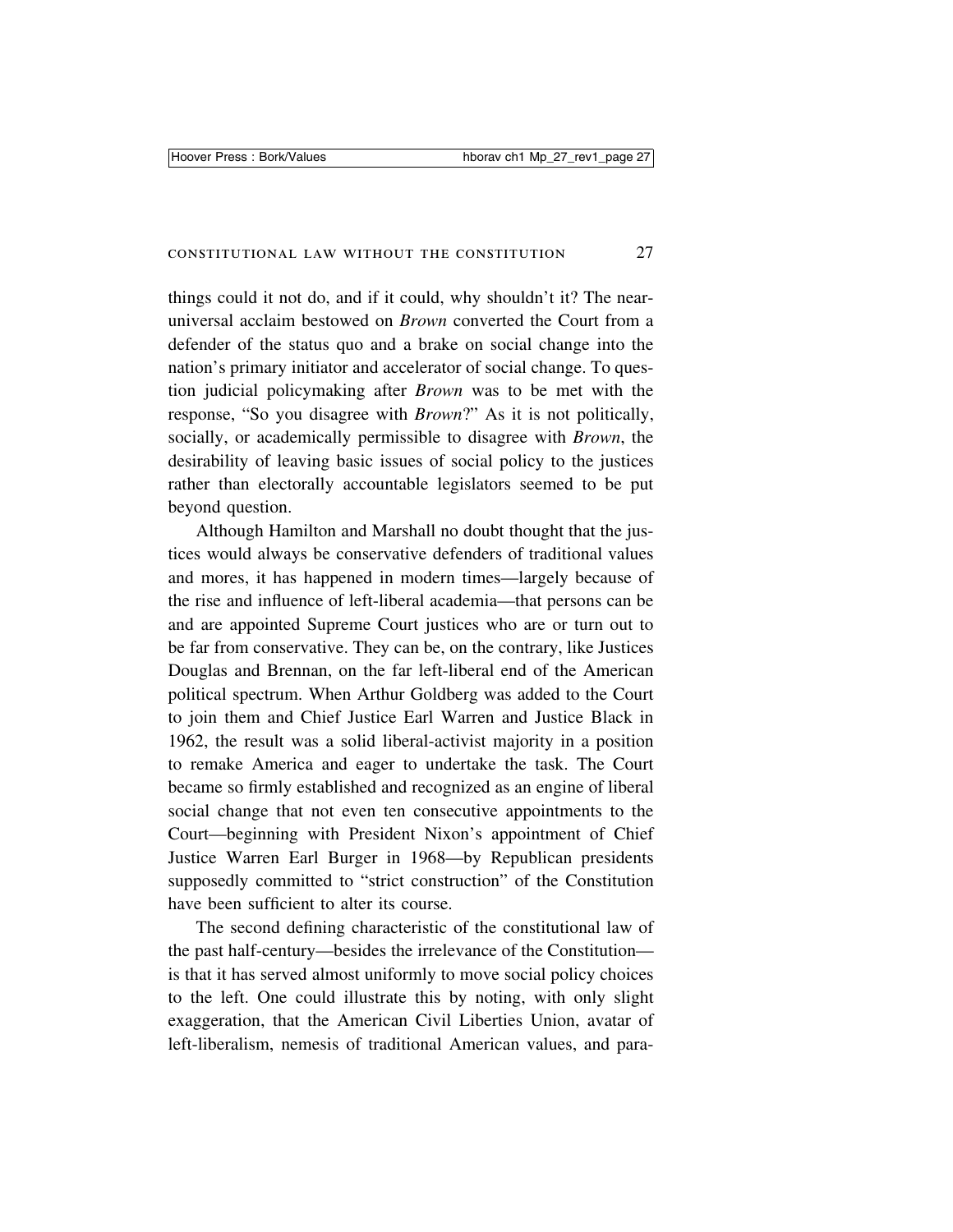things could it not do, and if it could, why shouldn't it? The near-universal acclaim bestowed on *Brown* converted the Court from a defender of the status quo and a brake on social change into the nation's primary initiator and accelerator of social change. To question judicial policymaking after *Brown* was to be met with the response, "So you disagree with *Brown*?" As it is not politically, socially, or academically permissible to disagree with *Brown*, the desirability of leaving basic issues of social policy to the justices rather than electorally accountable legislators seemed to be put beyond question.

Although Hamilton and Marshall no doubt thought that the justices would always be conservative defenders of traditional values and mores, it has happened in modern times—largely because of the rise and influence of left-liberal academia—that persons can be and are appointed Supreme Court justices who are or turn out to be far from conservative. They can be, on the contrary, like Justices Douglas and Brennan, on the far left-liberal end of the American political spectrum. When Arthur Goldberg was added to the Court to join them and Chief Justice Earl Warren and Justice Black in 1962, the result was a solid liberal-activist majority in a position to remake America and eager to undertake the task. The Court became so firmly established and recognized as an engine of liberal social change that not even ten consecutive appointments to the Court—beginning with President Nixon's appointment of Chief Justice Warren Earl Burger in 1968—by Republican presidents supposedly committed to "strict construction" of the Constitution have been sufficient to alter its course.

The second defining characteristic of the constitutional law of the past half-century—besides the irrelevance of the Constitution—is that it has served almost uniformly to move social policy choices to the left. One could illustrate this by noting, with only slight exaggeration, that the American Civil Liberties Union, avatar of left-liberalism, nemesis of traditional American values, and para-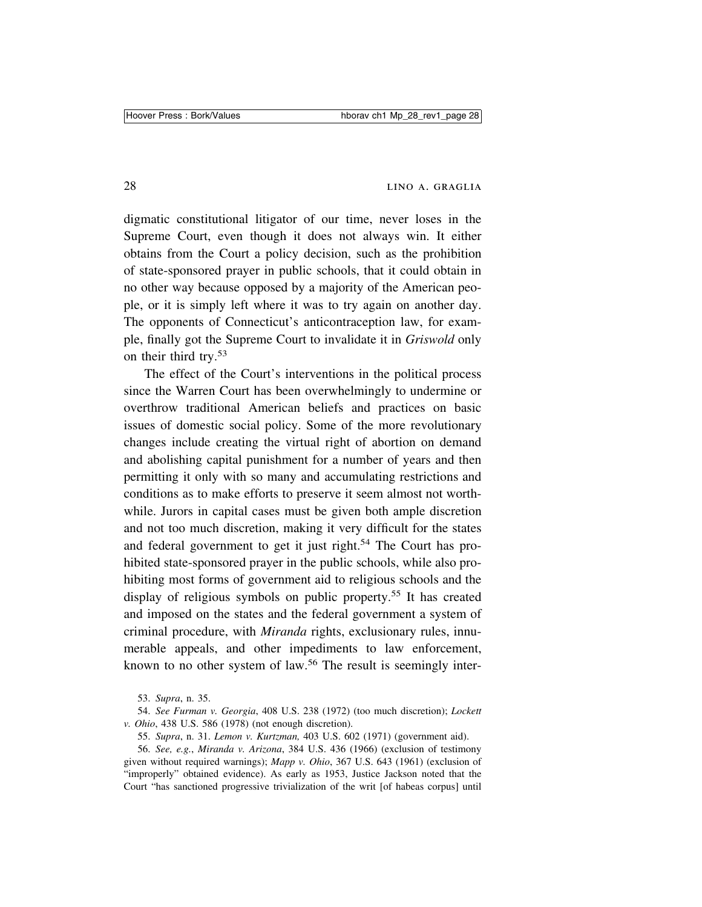digmatic constitutional litigator of our time, never loses in the Supreme Court, even though it does not always win. It either obtains from the Court a policy decision, such as the prohibition of state-sponsored prayer in public schools, that it could obtain in no other way because opposed by a majority of the American people, or it is simply left where it was to try again on another day. The opponents of Connecticut's anticontraception law, for example, finally got the Supreme Court to invalidate it in *Griswold* only on their third try.[53]

The effect of the Court's interventions in the political process since the Warren Court has been overwhelmingly to undermine or overthrow traditional American beliefs and practices on basic issues of domestic social policy. Some of the more revolutionary changes include creating the virtual right of abortion on demand and abolishing capital punishment for a number of years and then permitting it only with so many and accumulating restrictions and conditions as to make efforts to preserve it seem almost not worthwhile. Jurors in capital cases must be given both ample discretion and not too much discretion, making it very difficult for the states and federal government to get it just right.[54] The Court has prohibited state-sponsored prayer in the public schools, while also prohibiting most forms of government aid to religious schools and the display of religious symbols on public property.[55] It has created and imposed on the states and the federal government a system of criminal procedure, with *Miranda* rights, exclusionary rules, innumerable appeals, and other impediments to law enforcement, known to no other system of law.[56] The result is seemingly inter-

53. *Supra*, n. 35.

54. *See Furman v. Georgia*, 408 U.S. 238 (1972) (too much discretion); *Lockett v. Ohio*, 438 U.S. 586 (1978) (not enough discretion).

55. *Supra*, n. 31. *Lemon v. Kurtzman,* 403 U.S. 602 (1971) (government aid).

56. *See, e.g.*, *Miranda v. Arizona*, 384 U.S. 436 (1966) (exclusion of testimony given without required warnings); *Mapp v. Ohio*, 367 U.S. 643 (1961) (exclusion of "improperly" obtained evidence). As early as 1953, Justice Jackson noted that the Court "has sanctioned progressive trivialization of the writ [of habeas corpus] until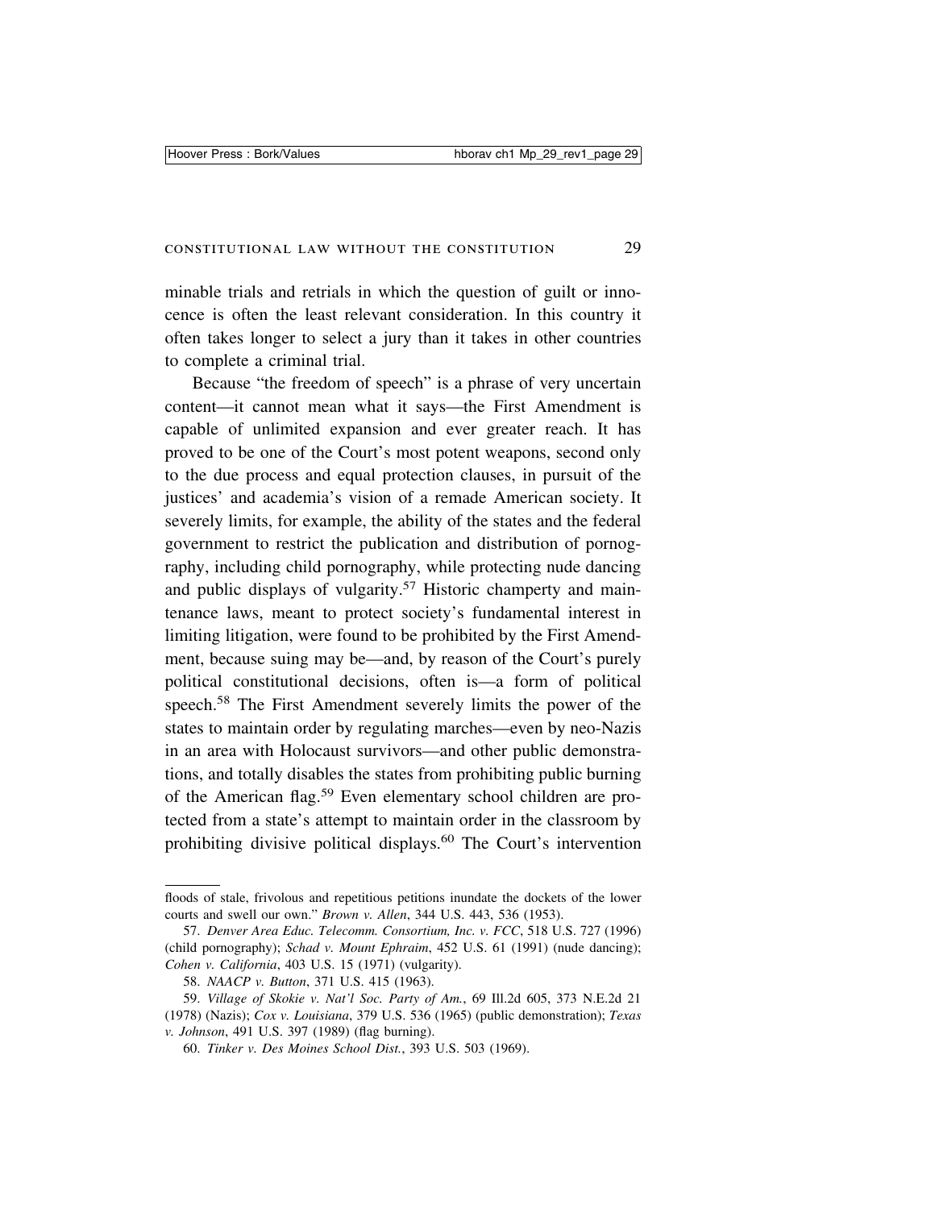minable trials and retrials in which the question of guilt or innocence is often the least relevant consideration. In this country it often takes longer to select a jury than it takes in other countries to complete a criminal trial.

Because "the freedom of speech" is a phrase of very uncertain content—it cannot mean what it says—the First Amendment is capable of unlimited expansion and ever greater reach. It has proved to be one of the Court's most potent weapons, second only to the due process and equal protection clauses, in pursuit of the justices' and academia's vision of a remade American society. It severely limits, for example, the ability of the states and the federal government to restrict the publication and distribution of pornography, including child pornography, while protecting nude dancing and public displays of vulgarity.[57] Historic champerty and maintenance laws, meant to protect society's fundamental interest in limiting litigation, were found to be prohibited by the First Amendment, because suing may be—and, by reason of the Court's purely political constitutional decisions, often is—a form of political speech.[58] The First Amendment severely limits the power of the states to maintain order by regulating marches—even by neo-Nazis in an area with Holocaust survivors—and other public demonstrations, and totally disables the states from prohibiting public burning of the American flag.[59] Even elementary school children are protected from a state's attempt to maintain order in the classroom by prohibiting divisive political displays.[60] The Court's intervention

---

floods of stale, frivolous and repetitious petitions inundate the dockets of the lower courts and swell our own." *Brown v. Allen*, 344 U.S. 443, 536 (1953).

57. *Denver Area Educ. Telecomm. Consortium, Inc. v. FCC*, 518 U.S. 727 (1996) (child pornography); *Schad v. Mount Ephraim*, 452 U.S. 61 (1991) (nude dancing); *Cohen v. California*, 403 U.S. 15 (1971) (vulgarity).

58. *NAACP v. Button*, 371 U.S. 415 (1963).

59. *Village of Skokie v. Nat'l Soc. Party of Am.*, 69 Ill.2d 605, 373 N.E.2d 21 (1978) (Nazis); *Cox v. Louisiana*, 379 U.S. 536 (1965) (public demonstration); *Texas v. Johnson*, 491 U.S. 397 (1989) (flag burning).

60. *Tinker v. Des Moines School Dist.*, 393 U.S. 503 (1969).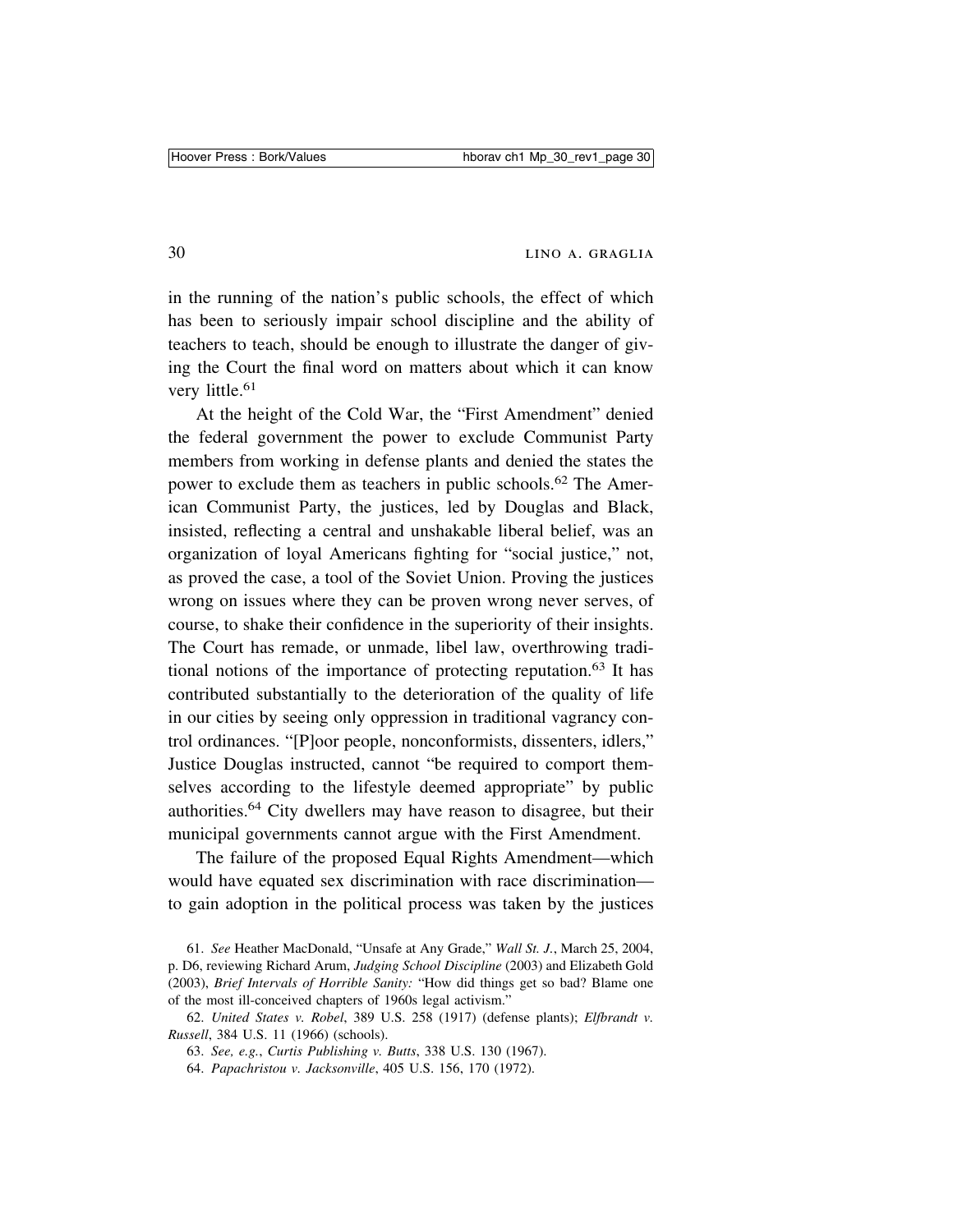in the running of the nation's public schools, the effect of which has been to seriously impair school discipline and the ability of teachers to teach, should be enough to illustrate the danger of giving the Court the final word on matters about which it can know very little.[61]

At the height of the Cold War, the "First Amendment" denied the federal government the power to exclude Communist Party members from working in defense plants and denied the states the power to exclude them as teachers in public schools.[62] The American Communist Party, the justices, led by Douglas and Black, insisted, reflecting a central and unshakable liberal belief, was an organization of loyal Americans fighting for "social justice," not, as proved the case, a tool of the Soviet Union. Proving the justices wrong on issues where they can be proven wrong never serves, of course, to shake their confidence in the superiority of their insights. The Court has remade, or unmade, libel law, overthrowing traditional notions of the importance of protecting reputation.[63] It has contributed substantially to the deterioration of the quality of life in our cities by seeing only oppression in traditional vagrancy control ordinances. "[P]oor people, nonconformists, dissenters, idlers," Justice Douglas instructed, cannot "be required to comport themselves according to the lifestyle deemed appropriate" by public authorities.[64] City dwellers may have reason to disagree, but their municipal governments cannot argue with the First Amendment.

The failure of the proposed Equal Rights Amendment—which would have equated sex discrimination with race discrimination—to gain adoption in the political process was taken by the justices

61. *See* Heather MacDonald, "Unsafe at Any Grade," *Wall St. J.*, March 25, 2004, p. D6, reviewing Richard Arum, *Judging School Discipline* (2003) and Elizabeth Gold (2003), *Brief Intervals of Horrible Sanity:* "How did things get so bad? Blame one of the most ill-conceived chapters of 1960s legal activism."

62. *United States v. Robel*, 389 U.S. 258 (1917) (defense plants); *Elfbrandt v. Russell*, 384 U.S. 11 (1966) (schools).

63. *See, e.g.*, *Curtis Publishing v. Butts*, 338 U.S. 130 (1967).

64. *Papachristou v. Jacksonville*, 405 U.S. 156, 170 (1972).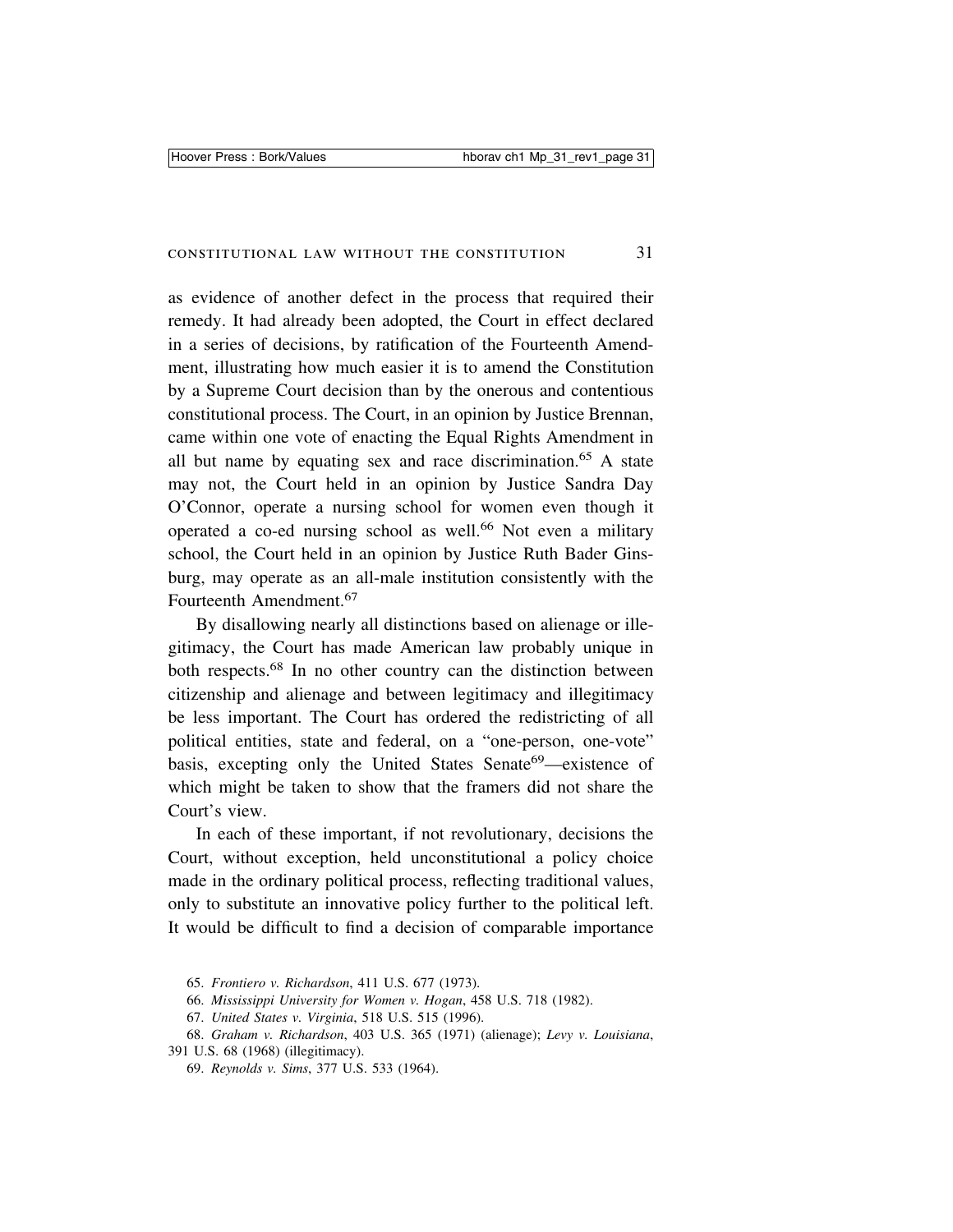as evidence of another defect in the process that required their remedy. It had already been adopted, the Court in effect declared in a series of decisions, by ratification of the Fourteenth Amendment, illustrating how much easier it is to amend the Constitution by a Supreme Court decision than by the onerous and contentious constitutional process. The Court, in an opinion by Justice Brennan, came within one vote of enacting the Equal Rights Amendment in all but name by equating sex and race discrimination.[65] A state may not, the Court held in an opinion by Justice Sandra Day O'Connor, operate a nursing school for women even though it operated a co-ed nursing school as well.[66] Not even a military school, the Court held in an opinion by Justice Ruth Bader Ginsburg, may operate as an all-male institution consistently with the Fourteenth Amendment.[67]

By disallowing nearly all distinctions based on alienage or illegitimacy, the Court has made American law probably unique in both respects.[68] In no other country can the distinction between citizenship and alienage and between legitimacy and illegitimacy be less important. The Court has ordered the redistricting of all political entities, state and federal, on a "one-person, one-vote" basis, excepting only the United States Senate[69]—existence of which might be taken to show that the framers did not share the Court's view.

In each of these important, if not revolutionary, decisions the Court, without exception, held unconstitutional a policy choice made in the ordinary political process, reflecting traditional values, only to substitute an innovative policy further to the political left. It would be difficult to find a decision of comparable importance

65. *Frontiero v. Richardson*, 411 U.S. 677 (1973).

66. *Mississippi University for Women v. Hogan*, 458 U.S. 718 (1982).

67. *United States v. Virginia*, 518 U.S. 515 (1996).

68. *Graham v. Richardson*, 403 U.S. 365 (1971) (alienage); *Levy v. Louisiana*, 391 U.S. 68 (1968) (illegitimacy).

69. *Reynolds v. Sims*, 377 U.S. 533 (1964).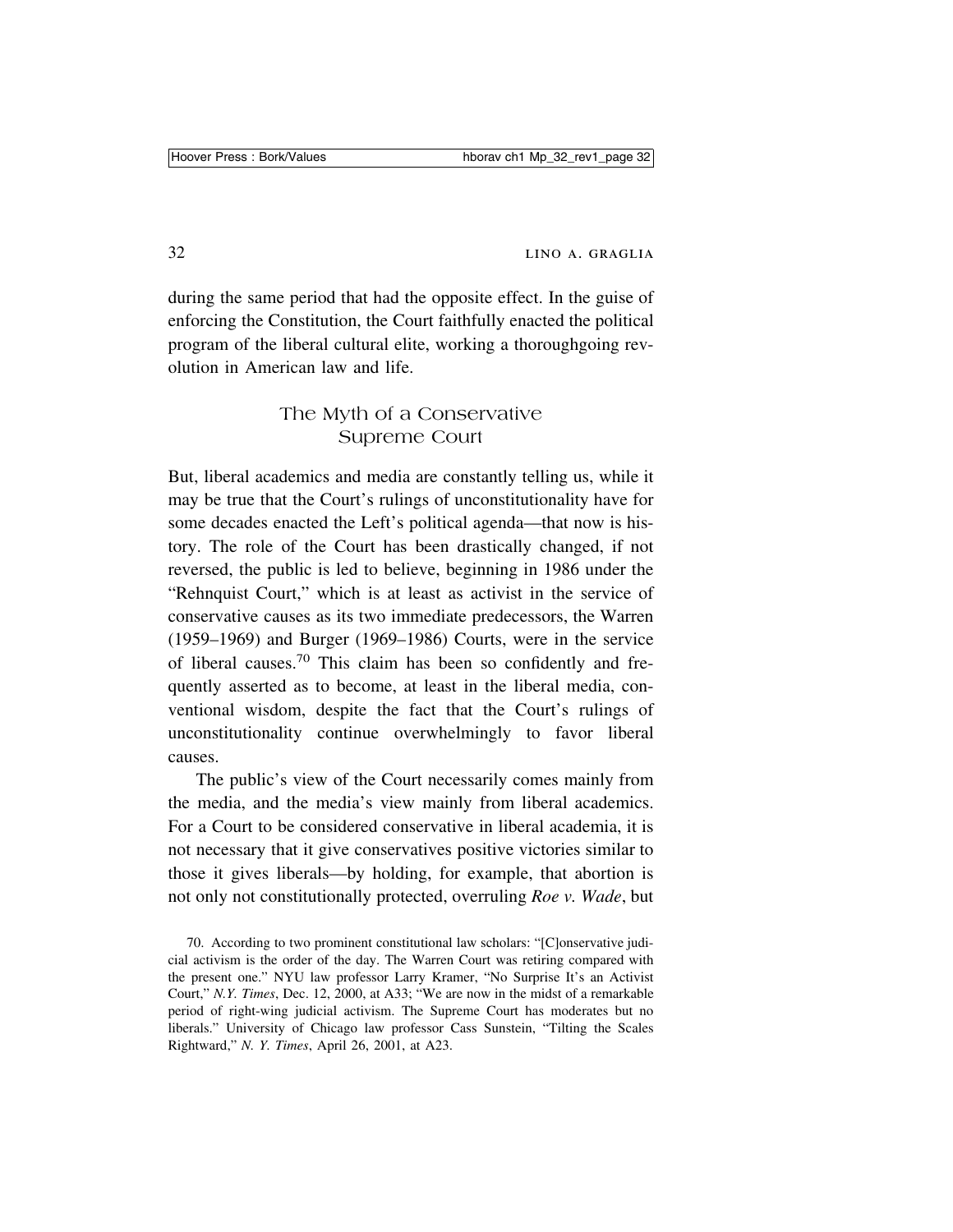during the same period that had the opposite effect. In the guise of enforcing the Constitution, the Court faithfully enacted the political program of the liberal cultural elite, working a thoroughgoing revolution in American law and life.

## The Myth of a Conservative Supreme Court

But, liberal academics and media are constantly telling us, while it may be true that the Court's rulings of unconstitutionality have for some decades enacted the Left's political agenda—that now is history. The role of the Court has been drastically changed, if not reversed, the public is led to believe, beginning in 1986 under the "Rehnquist Court," which is at least as activist in the service of conservative causes as its two immediate predecessors, the Warren (1959–1969) and Burger (1969–1986) Courts, were in the service of liberal causes.[70] This claim has been so confidently and frequently asserted as to become, at least in the liberal media, conventional wisdom, despite the fact that the Court's rulings of unconstitutionality continue overwhelmingly to favor liberal causes.

The public's view of the Court necessarily comes mainly from the media, and the media's view mainly from liberal academics. For a Court to be considered conservative in liberal academia, it is not necessary that it give conservatives positive victories similar to those it gives liberals—by holding, for example, that abortion is not only not constitutionally protected, overruling *Roe v. Wade*, but

70. According to two prominent constitutional law scholars: "[C]onservative judicial activism is the order of the day. The Warren Court was retiring compared with the present one." NYU law professor Larry Kramer, "No Surprise It's an Activist Court," *N.Y. Times*, Dec. 12, 2000, at A33; "We are now in the midst of a remarkable period of right-wing judicial activism. The Supreme Court has moderates but no liberals." University of Chicago law professor Cass Sunstein, "Tilting the Scales Rightward," *N. Y. Times*, April 26, 2001, at A23.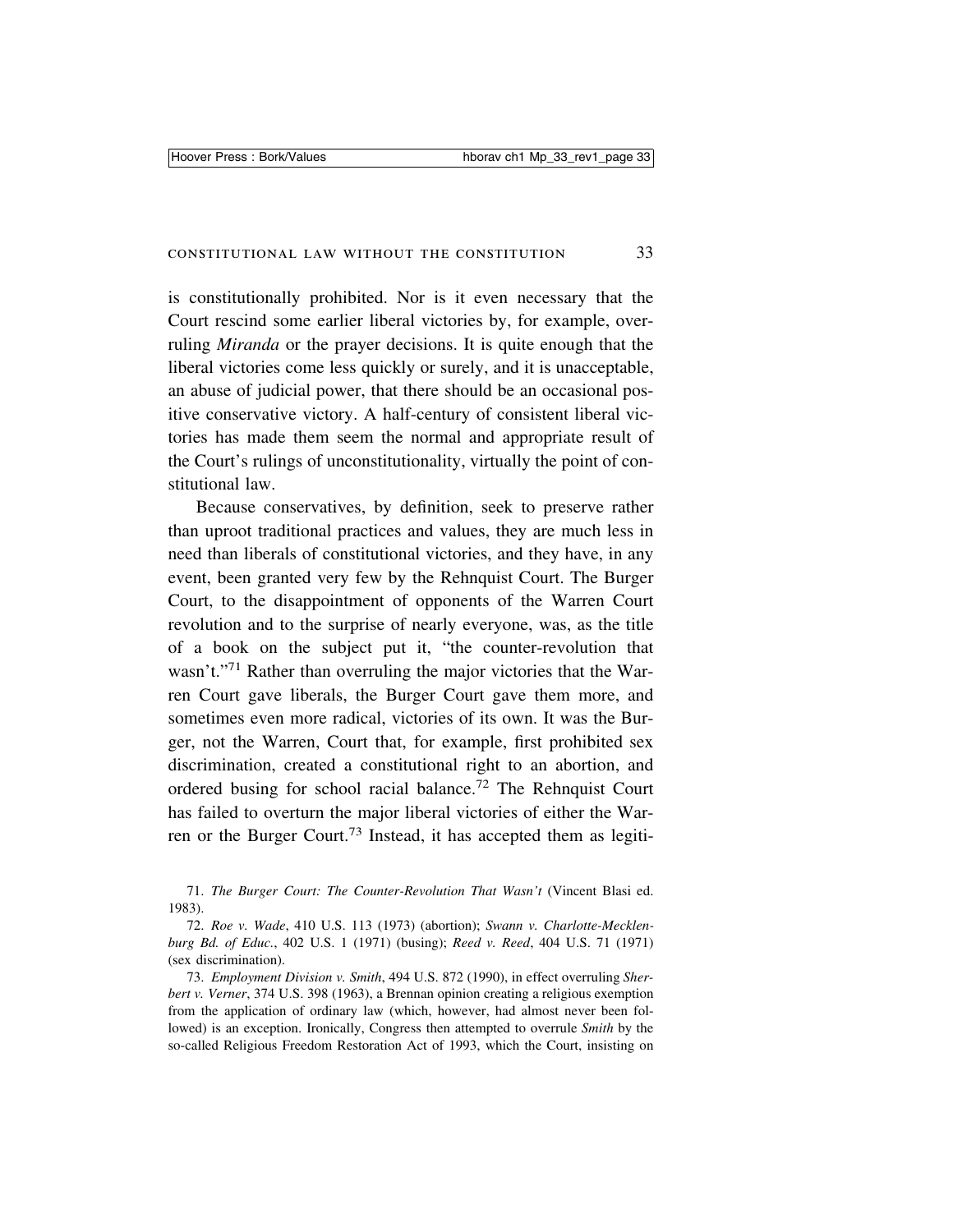is constitutionally prohibited. Nor is it even necessary that the Court rescind some earlier liberal victories by, for example, overruling *Miranda* or the prayer decisions. It is quite enough that the liberal victories come less quickly or surely, and it is unacceptable, an abuse of judicial power, that there should be an occasional positive conservative victory. A half-century of consistent liberal victories has made them seem the normal and appropriate result of the Court's rulings of unconstitutionality, virtually the point of constitutional law.

Because conservatives, by definition, seek to preserve rather than uproot traditional practices and values, they are much less in need than liberals of constitutional victories, and they have, in any event, been granted very few by the Rehnquist Court. The Burger Court, to the disappointment of opponents of the Warren Court revolution and to the surprise of nearly everyone, was, as the title of a book on the subject put it, "the counter-revolution that wasn't."[71] Rather than overruling the major victories that the Warren Court gave liberals, the Burger Court gave them more, and sometimes even more radical, victories of its own. It was the Burger, not the Warren, Court that, for example, first prohibited sex discrimination, created a constitutional right to an abortion, and ordered busing for school racial balance.[72] The Rehnquist Court has failed to overturn the major liberal victories of either the Warren or the Burger Court.[73] Instead, it has accepted them as legiti-

71. *The Burger Court: The Counter-Revolution That Wasn't* (Vincent Blasi ed. 1983).

72. *Roe v. Wade*, 410 U.S. 113 (1973) (abortion); *Swann v. Charlotte-Mecklenburg Bd. of Educ.*, 402 U.S. 1 (1971) (busing); *Reed v. Reed*, 404 U.S. 71 (1971) (sex discrimination).

73. *Employment Division v. Smith*, 494 U.S. 872 (1990), in effect overruling *Sherbert v. Verner*, 374 U.S. 398 (1963), a Brennan opinion creating a religious exemption from the application of ordinary law (which, however, had almost never been followed) is an exception. Ironically, Congress then attempted to overrule *Smith* by the so-called Religious Freedom Restoration Act of 1993, which the Court, insisting on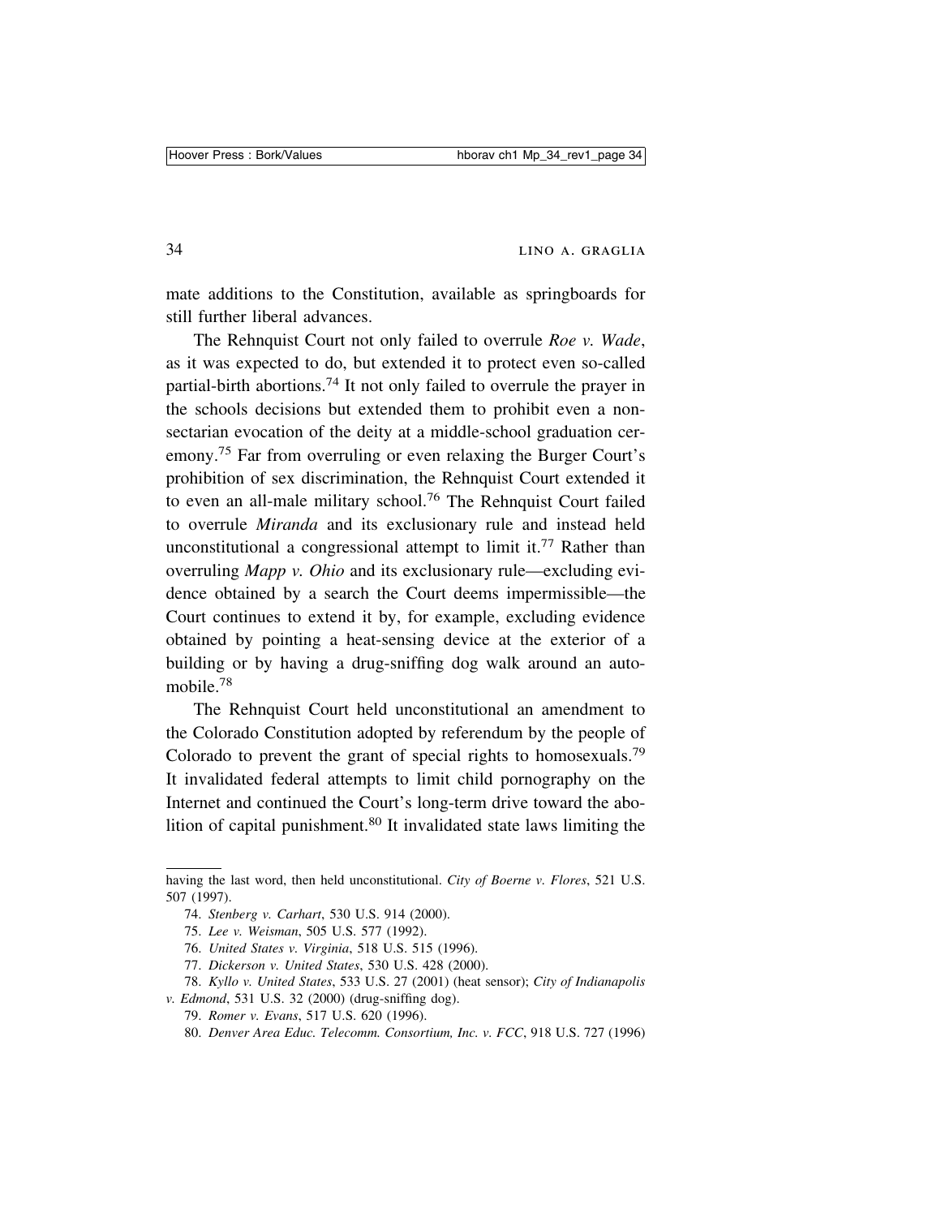mate additions to the Constitution, available as springboards for still further liberal advances.

The Rehnquist Court not only failed to overrule *Roe v. Wade*, as it was expected to do, but extended it to protect even so-called partial-birth abortions.[74] It not only failed to overrule the prayer in the schools decisions but extended them to prohibit even a nonsectarian evocation of the deity at a middle-school graduation ceremony.[75] Far from overruling or even relaxing the Burger Court's prohibition of sex discrimination, the Rehnquist Court extended it to even an all-male military school.[76] The Rehnquist Court failed to overrule *Miranda* and its exclusionary rule and instead held unconstitutional a congressional attempt to limit it.[77] Rather than overruling *Mapp v. Ohio* and its exclusionary rule—excluding evidence obtained by a search the Court deems impermissible—the Court continues to extend it by, for example, excluding evidence obtained by pointing a heat-sensing device at the exterior of a building or by having a drug-sniffing dog walk around an automobile.[78]

The Rehnquist Court held unconstitutional an amendment to the Colorado Constitution adopted by referendum by the people of Colorado to prevent the grant of special rights to homosexuals.[79] It invalidated federal attempts to limit child pornography on the Internet and continued the Court's long-term drive toward the abolition of capital punishment.[80] It invalidated state laws limiting the

---

having the last word, then held unconstitutional. *City of Boerne v. Flores*, 521 U.S. 507 (1997).

74. *Stenberg v. Carhart*, 530 U.S. 914 (2000).

75. *Lee v. Weisman*, 505 U.S. 577 (1992).

76. *United States v. Virginia*, 518 U.S. 515 (1996).

77. *Dickerson v. United States*, 530 U.S. 428 (2000).

78. *Kyllo v. United States*, 533 U.S. 27 (2001) (heat sensor); *City of Indianapolis v. Edmond*, 531 U.S. 32 (2000) (drug-sniffing dog).

79. *Romer v. Evans*, 517 U.S. 620 (1996).

80. *Denver Area Educ. Telecomm. Consortium, Inc. v. FCC*, 918 U.S. 727 (1996)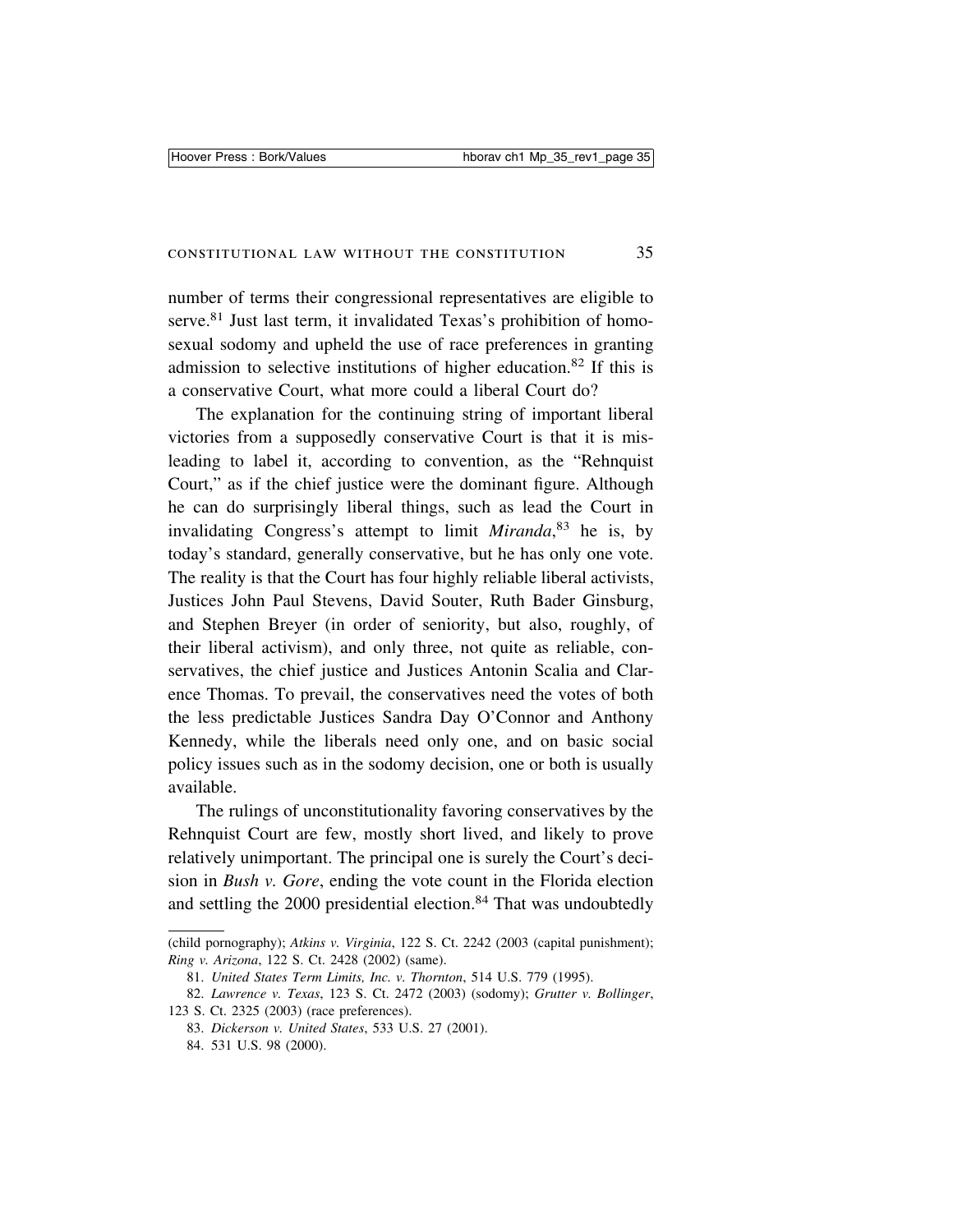number of terms their congressional representatives are eligible to serve.[81] Just last term, it invalidated Texas's prohibition of homosexual sodomy and upheld the use of race preferences in granting admission to selective institutions of higher education.[82] If this is a conservative Court, what more could a liberal Court do?

The explanation for the continuing string of important liberal victories from a supposedly conservative Court is that it is misleading to label it, according to convention, as the "Rehnquist Court," as if the chief justice were the dominant figure. Although he can do surprisingly liberal things, such as lead the Court in invalidating Congress's attempt to limit *Miranda*,[83] he is, by today's standard, generally conservative, but he has only one vote. The reality is that the Court has four highly reliable liberal activists, Justices John Paul Stevens, David Souter, Ruth Bader Ginsburg, and Stephen Breyer (in order of seniority, but also, roughly, of their liberal activism), and only three, not quite as reliable, conservatives, the chief justice and Justices Antonin Scalia and Clarence Thomas. To prevail, the conservatives need the votes of both the less predictable Justices Sandra Day O'Connor and Anthony Kennedy, while the liberals need only one, and on basic social policy issues such as in the sodomy decision, one or both is usually available.

The rulings of unconstitutionality favoring conservatives by the Rehnquist Court are few, mostly short lived, and likely to prove relatively unimportant. The principal one is surely the Court's decision in *Bush v. Gore*, ending the vote count in the Florida election and settling the 2000 presidential election.[84] That was undoubtedly

---

(child pornography); *Atkins v. Virginia*, 122 S. Ct. 2242 (2003 (capital punishment); *Ring v. Arizona*, 122 S. Ct. 2428 (2002) (same).

81. *United States Term Limits, Inc. v. Thornton*, 514 U.S. 779 (1995).

82. *Lawrence v. Texas*, 123 S. Ct. 2472 (2003) (sodomy); *Grutter v. Bollinger*, 123 S. Ct. 2325 (2003) (race preferences).

83. *Dickerson v. United States*, 533 U.S. 27 (2001).

84. 531 U.S. 98 (2000).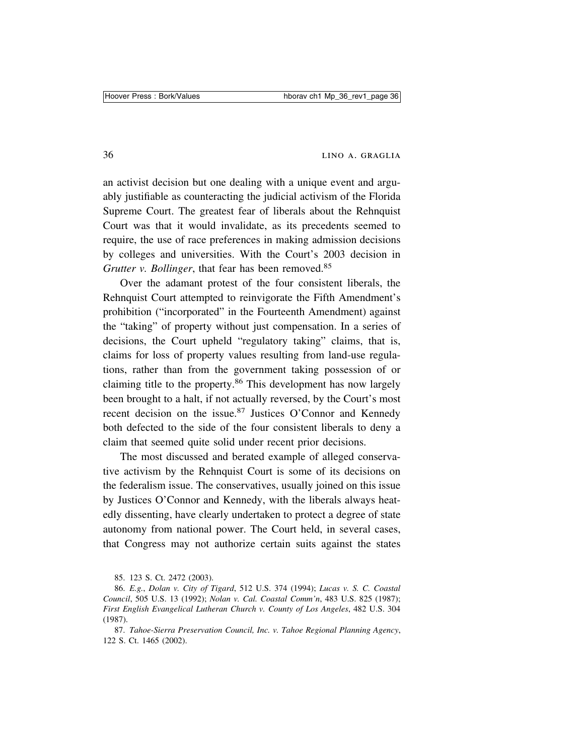an activist decision but one dealing with a unique event and arguably justifiable as counteracting the judicial activism of the Florida Supreme Court. The greatest fear of liberals about the Rehnquist Court was that it would invalidate, as its precedents seemed to require, the use of race preferences in making admission decisions by colleges and universities. With the Court's 2003 decision in *Grutter v. Bollinger*, that fear has been removed.[85]

Over the adamant protest of the four consistent liberals, the Rehnquist Court attempted to reinvigorate the Fifth Amendment's prohibition ("incorporated" in the Fourteenth Amendment) against the "taking" of property without just compensation. In a series of decisions, the Court upheld "regulatory taking" claims, that is, claims for loss of property values resulting from land-use regulations, rather than from the government taking possession of or claiming title to the property.[86] This development has now largely been brought to a halt, if not actually reversed, by the Court's most recent decision on the issue.[87] Justices O'Connor and Kennedy both defected to the side of the four consistent liberals to deny a claim that seemed quite solid under recent prior decisions.

The most discussed and berated example of alleged conservative activism by the Rehnquist Court is some of its decisions on the federalism issue. The conservatives, usually joined on this issue by Justices O'Connor and Kennedy, with the liberals always heatedly dissenting, have clearly undertaken to protect a degree of state autonomy from national power. The Court held, in several cases, that Congress may not authorize certain suits against the states

85. 123 S. Ct. 2472 (2003).

86. *E.g.*, *Dolan v. City of Tigard*, 512 U.S. 374 (1994); *Lucas v. S. C. Coastal Council*, 505 U.S. 13 (1992); *Nolan v. Cal. Coastal Comm'n*, 483 U.S. 825 (1987); *First English Evangelical Lutheran Church v. County of Los Angeles*, 482 U.S. 304 (1987).

87. *Tahoe-Sierra Preservation Council, Inc. v. Tahoe Regional Planning Agency*, 122 S. Ct. 1465 (2002).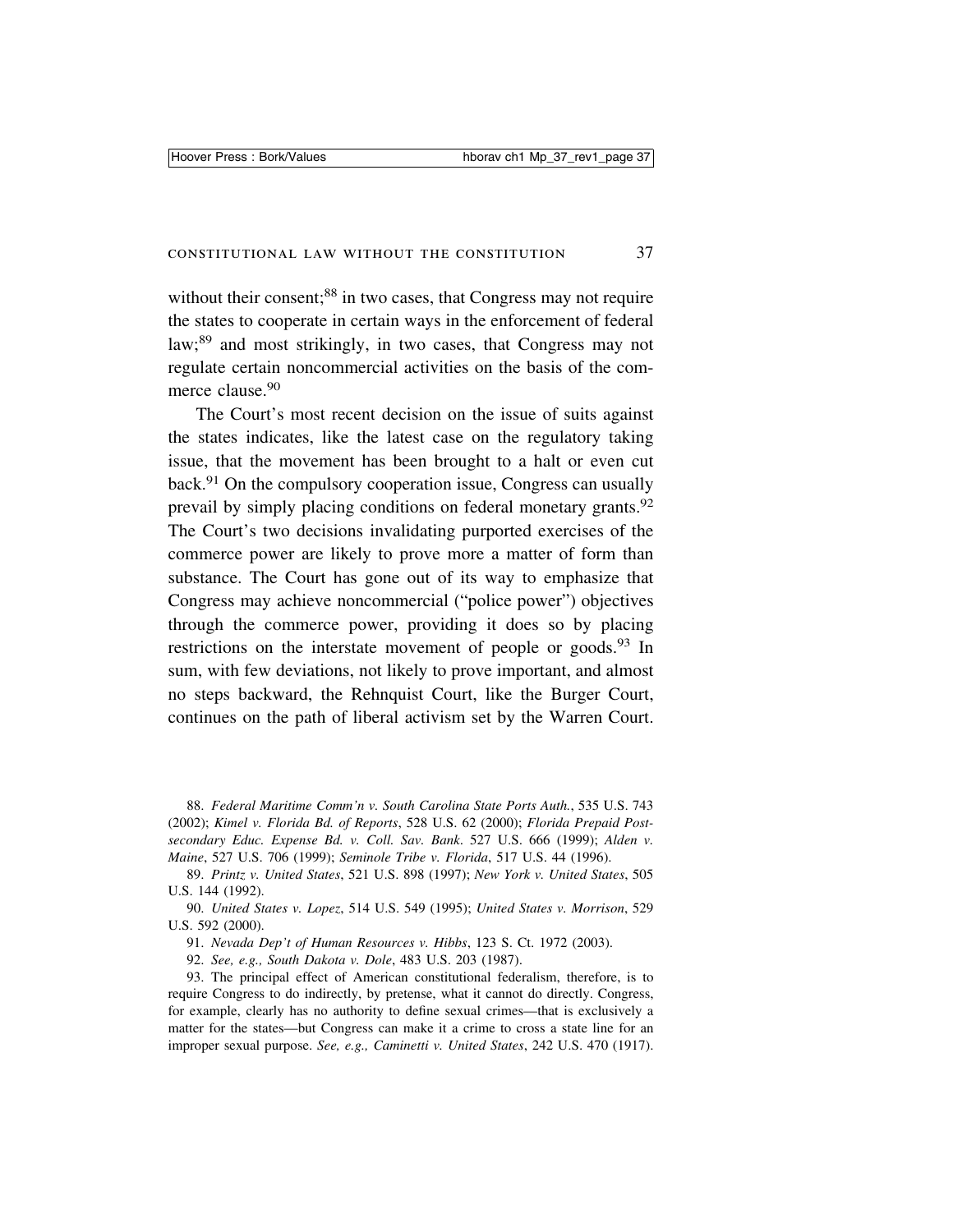without their consent;[88] in two cases, that Congress may not require the states to cooperate in certain ways in the enforcement of federal law;[89] and most strikingly, in two cases, that Congress may not regulate certain noncommercial activities on the basis of the commerce clause.[90]

The Court's most recent decision on the issue of suits against the states indicates, like the latest case on the regulatory taking issue, that the movement has been brought to a halt or even cut back.[91] On the compulsory cooperation issue, Congress can usually prevail by simply placing conditions on federal monetary grants.[92] The Court's two decisions invalidating purported exercises of the commerce power are likely to prove more a matter of form than substance. The Court has gone out of its way to emphasize that Congress may achieve noncommercial ("police power") objectives through the commerce power, providing it does so by placing restrictions on the interstate movement of people or goods.[93] In sum, with few deviations, not likely to prove important, and almost no steps backward, the Rehnquist Court, like the Burger Court, continues on the path of liberal activism set by the Warren Court.

88. *Federal Maritime Comm'n v. South Carolina State Ports Auth.*, 535 U.S. 743 (2002); *Kimel v. Florida Bd. of Reports*, 528 U.S. 62 (2000); *Florida Prepaid Postsecondary Educ. Expense Bd. v. Coll. Sav. Bank*. 527 U.S. 666 (1999); *Alden v. Maine*, 527 U.S. 706 (1999); *Seminole Tribe v. Florida*, 517 U.S. 44 (1996).

89. *Printz v. United States*, 521 U.S. 898 (1997); *New York v. United States*, 505 U.S. 144 (1992).

90. *United States v. Lopez*, 514 U.S. 549 (1995); *United States v. Morrison*, 529 U.S. 592 (2000).

91. *Nevada Dep't of Human Resources v. Hibbs*, 123 S. Ct. 1972 (2003).

92. *See, e.g., South Dakota v. Dole*, 483 U.S. 203 (1987).

93. The principal effect of American constitutional federalism, therefore, is to require Congress to do indirectly, by pretense, what it cannot do directly. Congress, for example, clearly has no authority to define sexual crimes—that is exclusively a matter for the states—but Congress can make it a crime to cross a state line for an improper sexual purpose. *See, e.g., Caminetti v. United States*, 242 U.S. 470 (1917).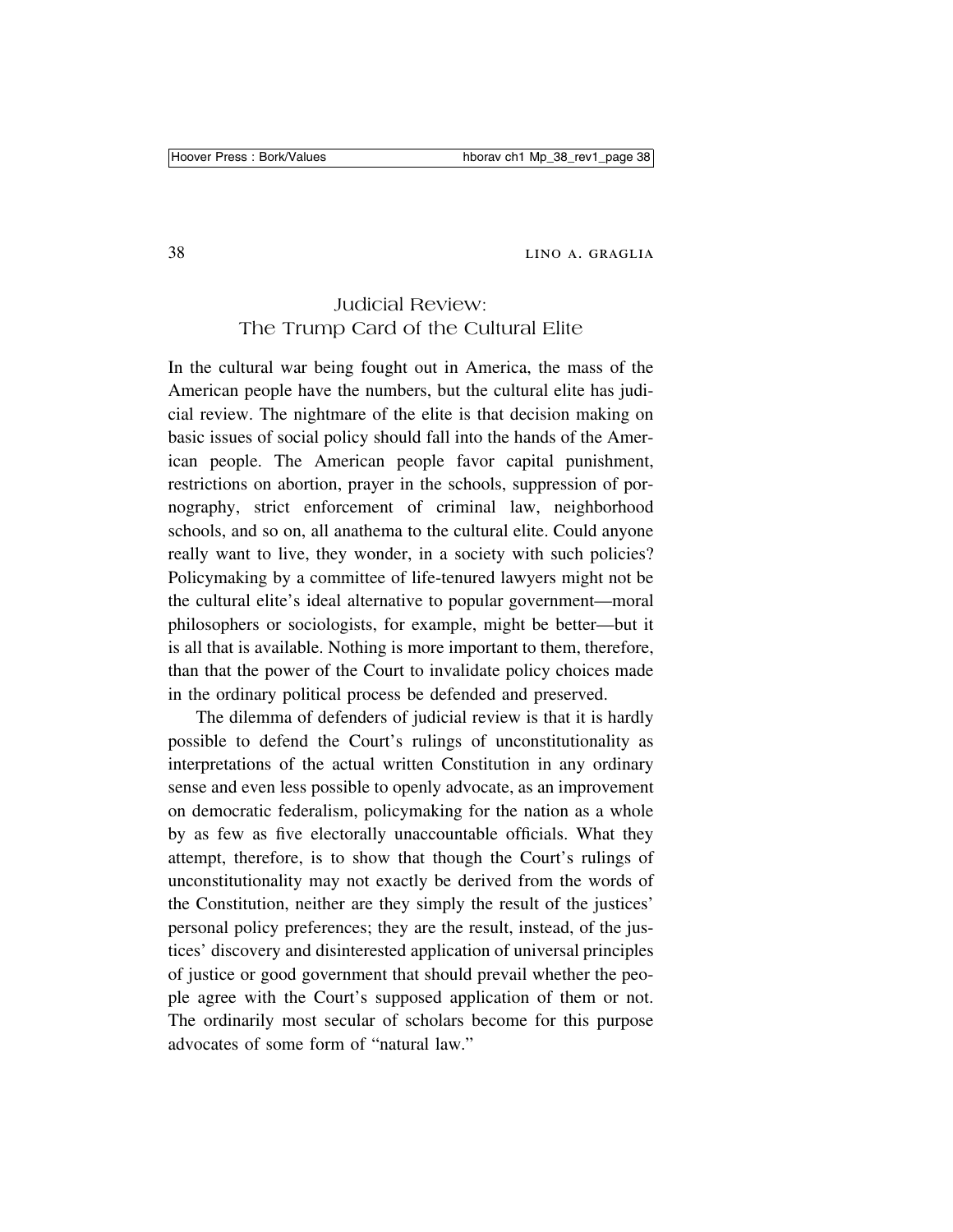## Judicial Review: The Trump Card of the Cultural Elite

In the cultural war being fought out in America, the mass of the American people have the numbers, but the cultural elite has judicial review. The nightmare of the elite is that decision making on basic issues of social policy should fall into the hands of the American people. The American people favor capital punishment, restrictions on abortion, prayer in the schools, suppression of pornography, strict enforcement of criminal law, neighborhood schools, and so on, all anathema to the cultural elite. Could anyone really want to live, they wonder, in a society with such policies? Policymaking by a committee of life-tenured lawyers might not be the cultural elite's ideal alternative to popular government—moral philosophers or sociologists, for example, might be better—but it is all that is available. Nothing is more important to them, therefore, than that the power of the Court to invalidate policy choices made in the ordinary political process be defended and preserved.

The dilemma of defenders of judicial review is that it is hardly possible to defend the Court's rulings of unconstitutionality as interpretations of the actual written Constitution in any ordinary sense and even less possible to openly advocate, as an improvement on democratic federalism, policymaking for the nation as a whole by as few as five electorally unaccountable officials. What they attempt, therefore, is to show that though the Court's rulings of unconstitutionality may not exactly be derived from the words of the Constitution, neither are they simply the result of the justices' personal policy preferences; they are the result, instead, of the justices' discovery and disinterested application of universal principles of justice or good government that should prevail whether the people agree with the Court's supposed application of them or not. The ordinarily most secular of scholars become for this purpose advocates of some form of "natural law."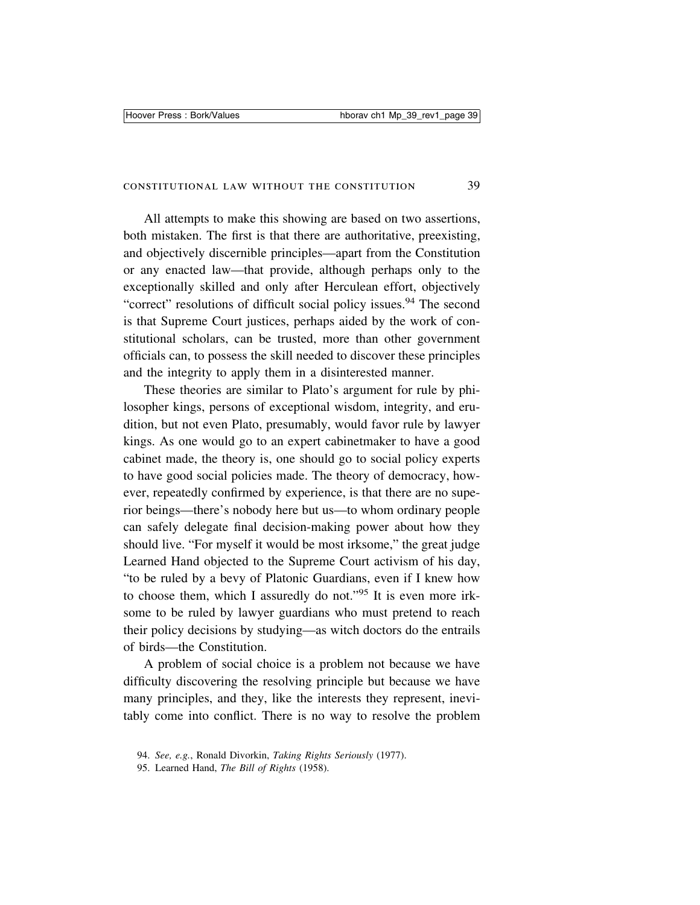All attempts to make this showing are based on two assertions, both mistaken. The first is that there are authoritative, preexisting, and objectively discernible principles—apart from the Constitution or any enacted law—that provide, although perhaps only to the exceptionally skilled and only after Herculean effort, objectively "correct" resolutions of difficult social policy issues.[94] The second is that Supreme Court justices, perhaps aided by the work of constitutional scholars, can be trusted, more than other government officials can, to possess the skill needed to discover these principles and the integrity to apply them in a disinterested manner.

These theories are similar to Plato's argument for rule by philosopher kings, persons of exceptional wisdom, integrity, and erudition, but not even Plato, presumably, would favor rule by lawyer kings. As one would go to an expert cabinetmaker to have a good cabinet made, the theory is, one should go to social policy experts to have good social policies made. The theory of democracy, however, repeatedly confirmed by experience, is that there are no superior beings—there's nobody here but us—to whom ordinary people can safely delegate final decision-making power about how they should live. "For myself it would be most irksome," the great judge Learned Hand objected to the Supreme Court activism of his day, "to be ruled by a bevy of Platonic Guardians, even if I knew how to choose them, which I assuredly do not."[95] It is even more irksome to be ruled by lawyer guardians who must pretend to reach their policy decisions by studying—as witch doctors do the entrails of birds—the Constitution.

A problem of social choice is a problem not because we have difficulty discovering the resolving principle but because we have many principles, and they, like the interests they represent, inevitably come into conflict. There is no way to resolve the problem

94. *See, e.g.*, Ronald Divorkin, *Taking Rights Seriously* (1977).

95. Learned Hand, *The Bill of Rights* (1958).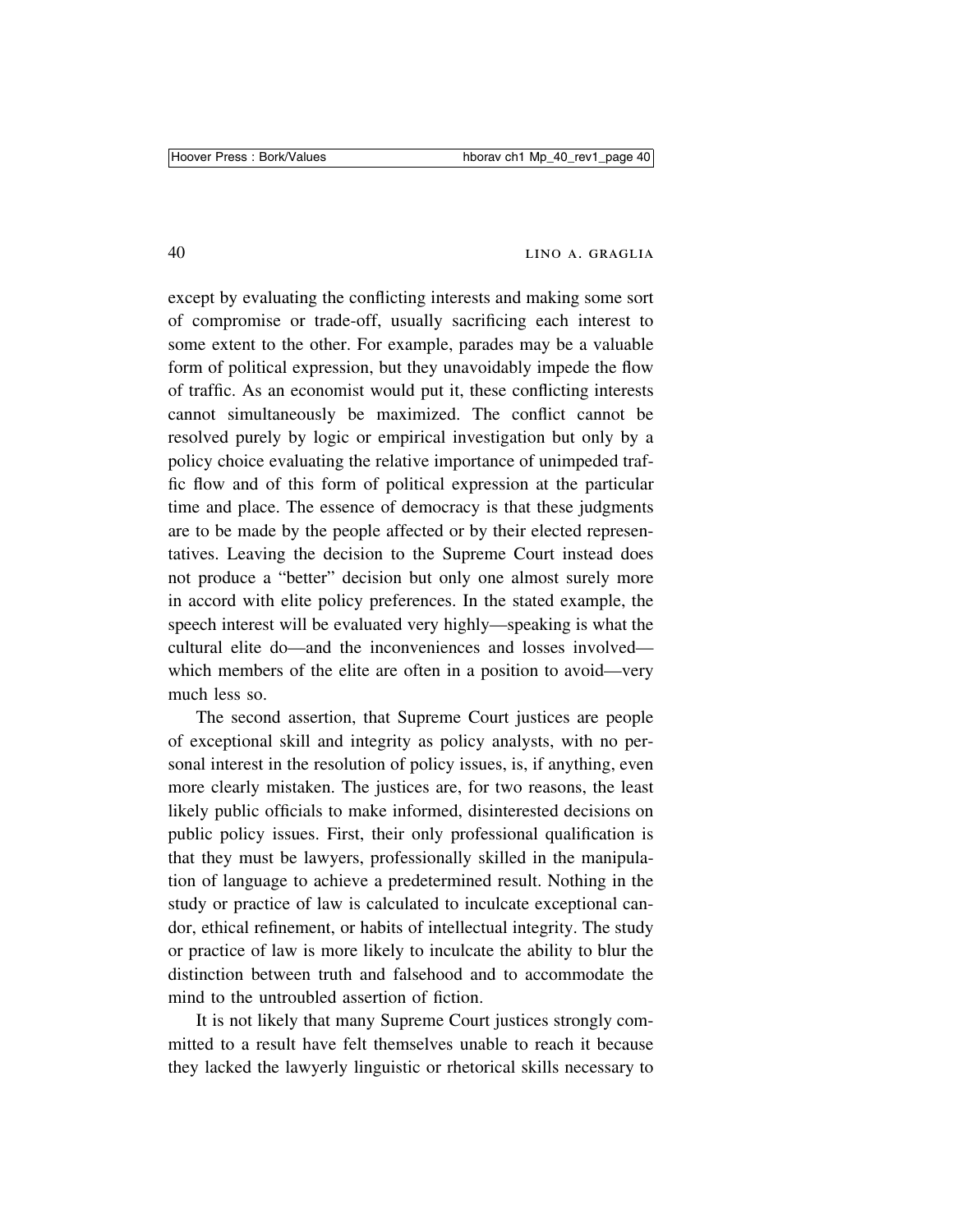except by evaluating the conflicting interests and making some sort of compromise or trade-off, usually sacrificing each interest to some extent to the other. For example, parades may be a valuable form of political expression, but they unavoidably impede the flow of traffic. As an economist would put it, these conflicting interests cannot simultaneously be maximized. The conflict cannot be resolved purely by logic or empirical investigation but only by a policy choice evaluating the relative importance of unimpeded traffic flow and of this form of political expression at the particular time and place. The essence of democracy is that these judgments are to be made by the people affected or by their elected representatives. Leaving the decision to the Supreme Court instead does not produce a "better" decision but only one almost surely more in accord with elite policy preferences. In the stated example, the speech interest will be evaluated very highly—speaking is what the cultural elite do—and the inconveniences and losses involved—which members of the elite are often in a position to avoid—very much less so.

The second assertion, that Supreme Court justices are people of exceptional skill and integrity as policy analysts, with no personal interest in the resolution of policy issues, is, if anything, even more clearly mistaken. The justices are, for two reasons, the least likely public officials to make informed, disinterested decisions on public policy issues. First, their only professional qualification is that they must be lawyers, professionally skilled in the manipulation of language to achieve a predetermined result. Nothing in the study or practice of law is calculated to inculcate exceptional candor, ethical refinement, or habits of intellectual integrity. The study or practice of law is more likely to inculcate the ability to blur the distinction between truth and falsehood and to accommodate the mind to the untroubled assertion of fiction.

It is not likely that many Supreme Court justices strongly committed to a result have felt themselves unable to reach it because they lacked the lawyerly linguistic or rhetorical skills necessary to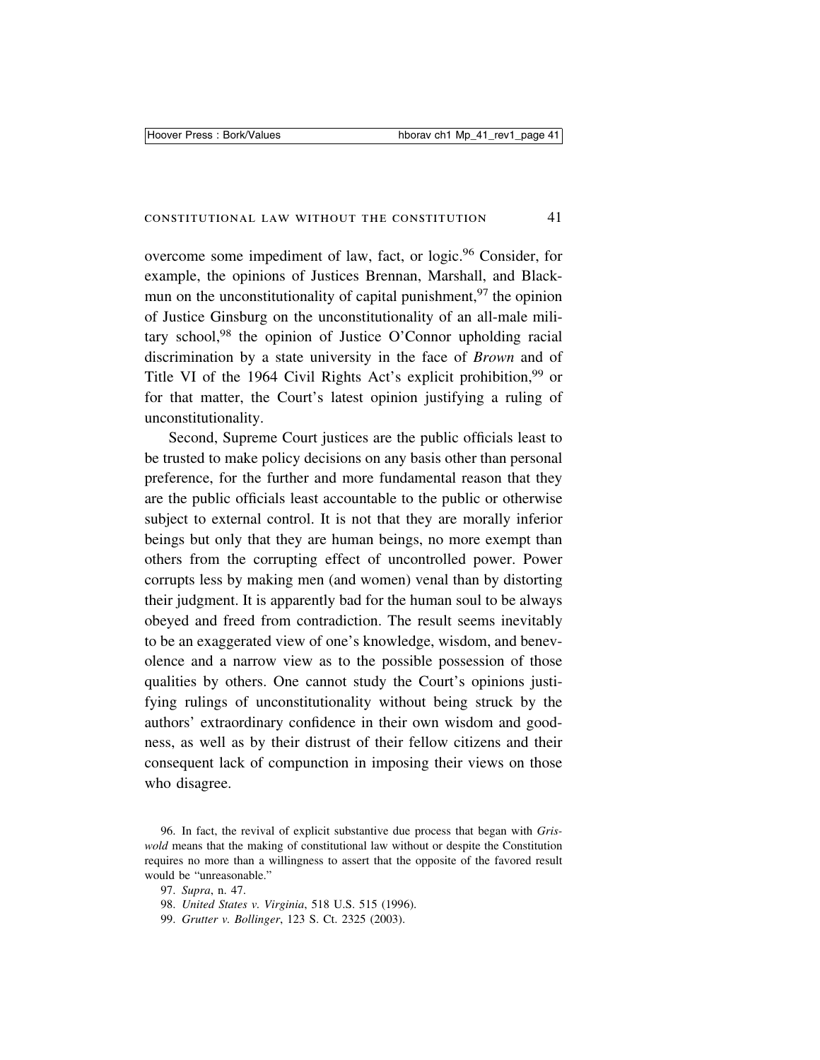overcome some impediment of law, fact, or logic.[96] Consider, for example, the opinions of Justices Brennan, Marshall, and Blackmun on the unconstitutionality of capital punishment,[97] the opinion of Justice Ginsburg on the unconstitutionality of an all-male military school,[98] the opinion of Justice O'Connor upholding racial discrimination by a state university in the face of *Brown* and of Title VI of the 1964 Civil Rights Act's explicit prohibition,[99] or for that matter, the Court's latest opinion justifying a ruling of unconstitutionality.

Second, Supreme Court justices are the public officials least to be trusted to make policy decisions on any basis other than personal preference, for the further and more fundamental reason that they are the public officials least accountable to the public or otherwise subject to external control. It is not that they are morally inferior beings but only that they are human beings, no more exempt than others from the corrupting effect of uncontrolled power. Power corrupts less by making men (and women) venal than by distorting their judgment. It is apparently bad for the human soul to be always obeyed and freed from contradiction. The result seems inevitably to be an exaggerated view of one's knowledge, wisdom, and benevolence and a narrow view as to the possible possession of those qualities by others. One cannot study the Court's opinions justifying rulings of unconstitutionality without being struck by the authors' extraordinary confidence in their own wisdom and goodness, as well as by their distrust of their fellow citizens and their consequent lack of compunction in imposing their views on those who disagree.

96. In fact, the revival of explicit substantive due process that began with *Griswold* means that the making of constitutional law without or despite the Constitution requires no more than a willingness to assert that the opposite of the favored result would be "unreasonable."

97. *Supra*, n. 47.

98. *United States v. Virginia*, 518 U.S. 515 (1996).

99. *Grutter v. Bollinger*, 123 S. Ct. 2325 (2003).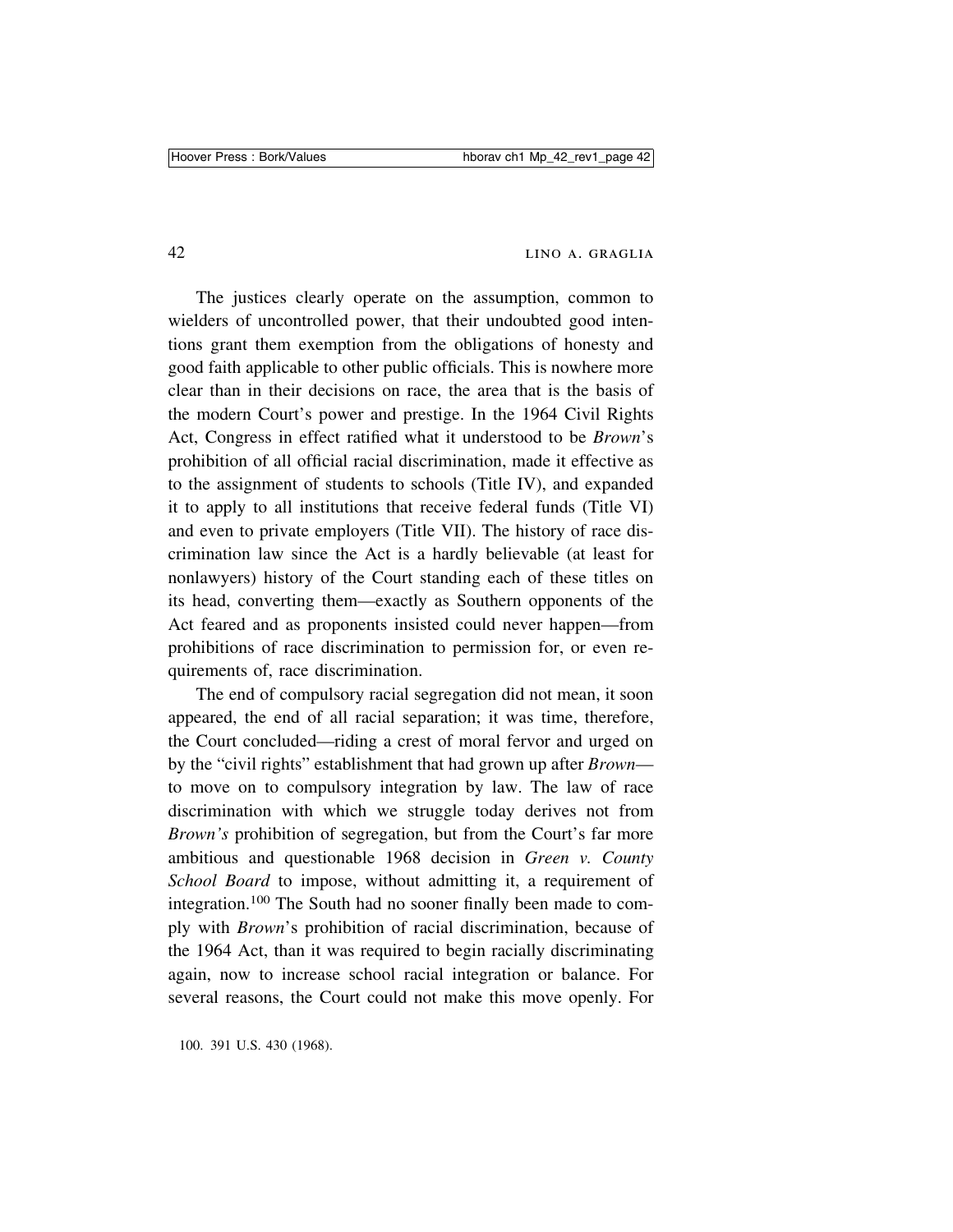The justices clearly operate on the assumption, common to wielders of uncontrolled power, that their undoubted good intentions grant them exemption from the obligations of honesty and good faith applicable to other public officials. This is nowhere more clear than in their decisions on race, the area that is the basis of the modern Court's power and prestige. In the 1964 Civil Rights Act, Congress in effect ratified what it understood to be *Brown*'s prohibition of all official racial discrimination, made it effective as to the assignment of students to schools (Title IV), and expanded it to apply to all institutions that receive federal funds (Title VI) and even to private employers (Title VII). The history of race discrimination law since the Act is a hardly believable (at least for nonlawyers) history of the Court standing each of these titles on its head, converting them—exactly as Southern opponents of the Act feared and as proponents insisted could never happen—from prohibitions of race discrimination to permission for, or even requirements of, race discrimination.

The end of compulsory racial segregation did not mean, it soon appeared, the end of all racial separation; it was time, therefore, the Court concluded—riding a crest of moral fervor and urged on by the "civil rights" establishment that had grown up after *Brown*—to move on to compulsory integration by law. The law of race discrimination with which we struggle today derives not from *Brown's* prohibition of segregation, but from the Court's far more ambitious and questionable 1968 decision in *Green v. County School Board* to impose, without admitting it, a requirement of integration.[100] The South had no sooner finally been made to comply with *Brown*'s prohibition of racial discrimination, because of the 1964 Act, than it was required to begin racially discriminating again, now to increase school racial integration or balance. For several reasons, the Court could not make this move openly. For

100. 391 U.S. 430 (1968).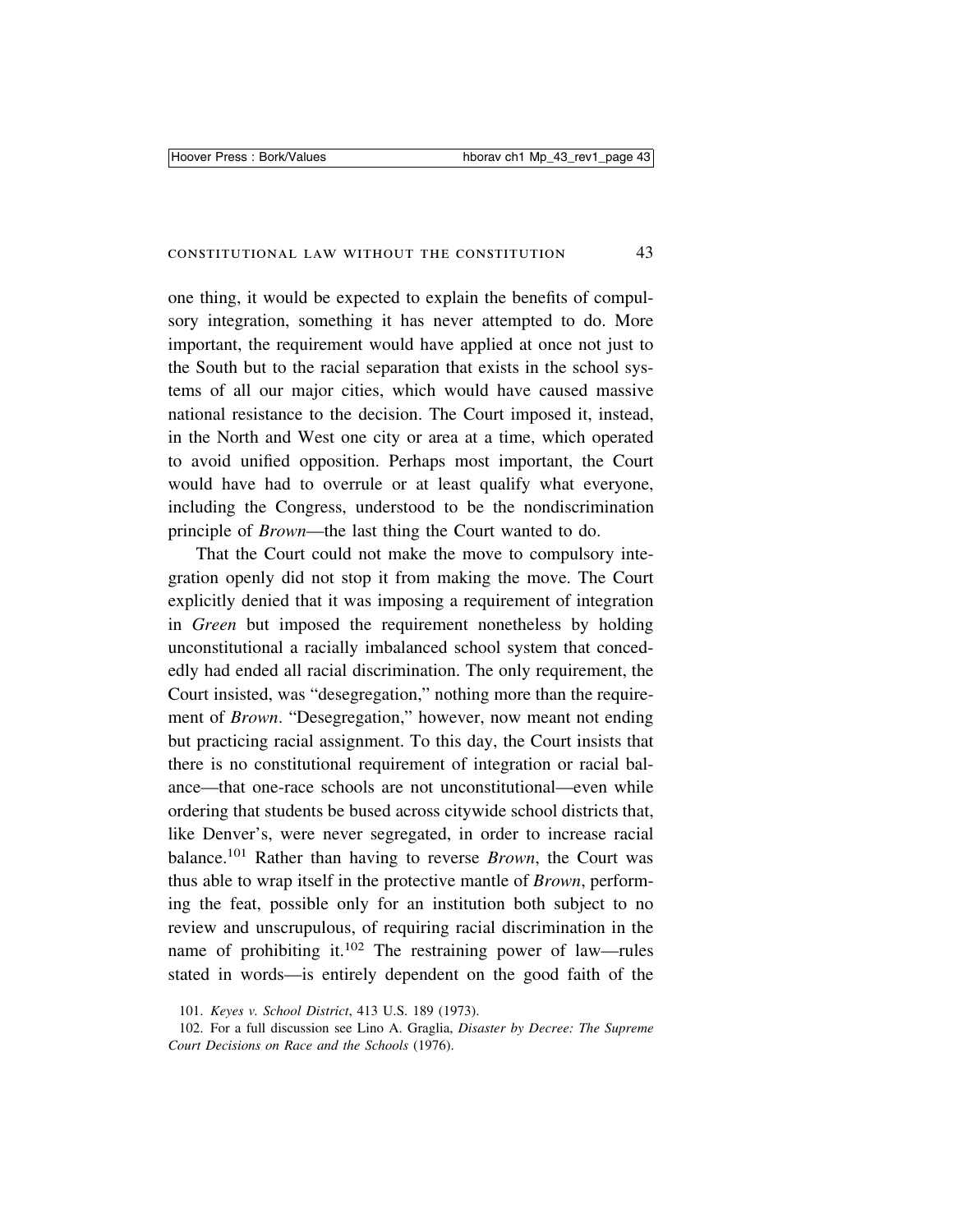one thing, it would be expected to explain the benefits of compulsory integration, something it has never attempted to do. More important, the requirement would have applied at once not just to the South but to the racial separation that exists in the school systems of all our major cities, which would have caused massive national resistance to the decision. The Court imposed it, instead, in the North and West one city or area at a time, which operated to avoid unified opposition. Perhaps most important, the Court would have had to overrule or at least qualify what everyone, including the Congress, understood to be the nondiscrimination principle of *Brown*—the last thing the Court wanted to do.

That the Court could not make the move to compulsory integration openly did not stop it from making the move. The Court explicitly denied that it was imposing a requirement of integration in *Green* but imposed the requirement nonetheless by holding unconstitutional a racially imbalanced school system that concededly had ended all racial discrimination. The only requirement, the Court insisted, was "desegregation," nothing more than the requirement of *Brown*. "Desegregation," however, now meant not ending but practicing racial assignment. To this day, the Court insists that there is no constitutional requirement of integration or racial balance—that one-race schools are not unconstitutional—even while ordering that students be bused across citywide school districts that, like Denver's, were never segregated, in order to increase racial balance.[101] Rather than having to reverse *Brown*, the Court was thus able to wrap itself in the protective mantle of *Brown*, performing the feat, possible only for an institution both subject to no review and unscrupulous, of requiring racial discrimination in the name of prohibiting it.[102] The restraining power of law—rules stated in words—is entirely dependent on the good faith of the

101. *Keyes v. School District*, 413 U.S. 189 (1973).

102. For a full discussion see Lino A. Graglia, *Disaster by Decree: The Supreme Court Decisions on Race and the Schools* (1976).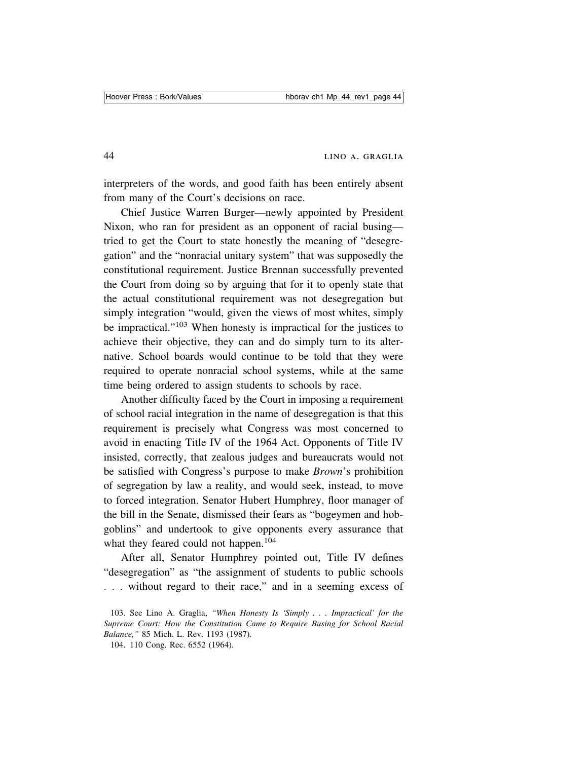interpreters of the words, and good faith has been entirely absent from many of the Court's decisions on race.

Chief Justice Warren Burger—newly appointed by President Nixon, who ran for president as an opponent of racial busing—tried to get the Court to state honestly the meaning of "desegregation" and the "nonracial unitary system" that was supposedly the constitutional requirement. Justice Brennan successfully prevented the Court from doing so by arguing that for it to openly state that the actual constitutional requirement was not desegregation but simply integration "would, given the views of most whites, simply be impractical."[103] When honesty is impractical for the justices to achieve their objective, they can and do simply turn to its alternative. School boards would continue to be told that they were required to operate nonracial school systems, while at the same time being ordered to assign students to schools by race.

Another difficulty faced by the Court in imposing a requirement of school racial integration in the name of desegregation is that this requirement is precisely what Congress was most concerned to avoid in enacting Title IV of the 1964 Act. Opponents of Title IV insisted, correctly, that zealous judges and bureaucrats would not be satisfied with Congress's purpose to make *Brown*'s prohibition of segregation by law a reality, and would seek, instead, to move to forced integration. Senator Hubert Humphrey, floor manager of the bill in the Senate, dismissed their fears as "bogeymen and hobgoblins" and undertook to give opponents every assurance that what they feared could not happen.[104]

After all, Senator Humphrey pointed out, Title IV defines "desegregation" as "the assignment of students to public schools . . . without regard to their race," and in a seeming excess of

103. See Lino A. Graglia, *"When Honesty Is 'Simply . . . Impractical' for the Supreme Court: How the Constitution Came to Require Busing for School Racial Balance,"* 85 Mich. L. Rev. 1193 (1987).

104. 110 Cong. Rec. 6552 (1964).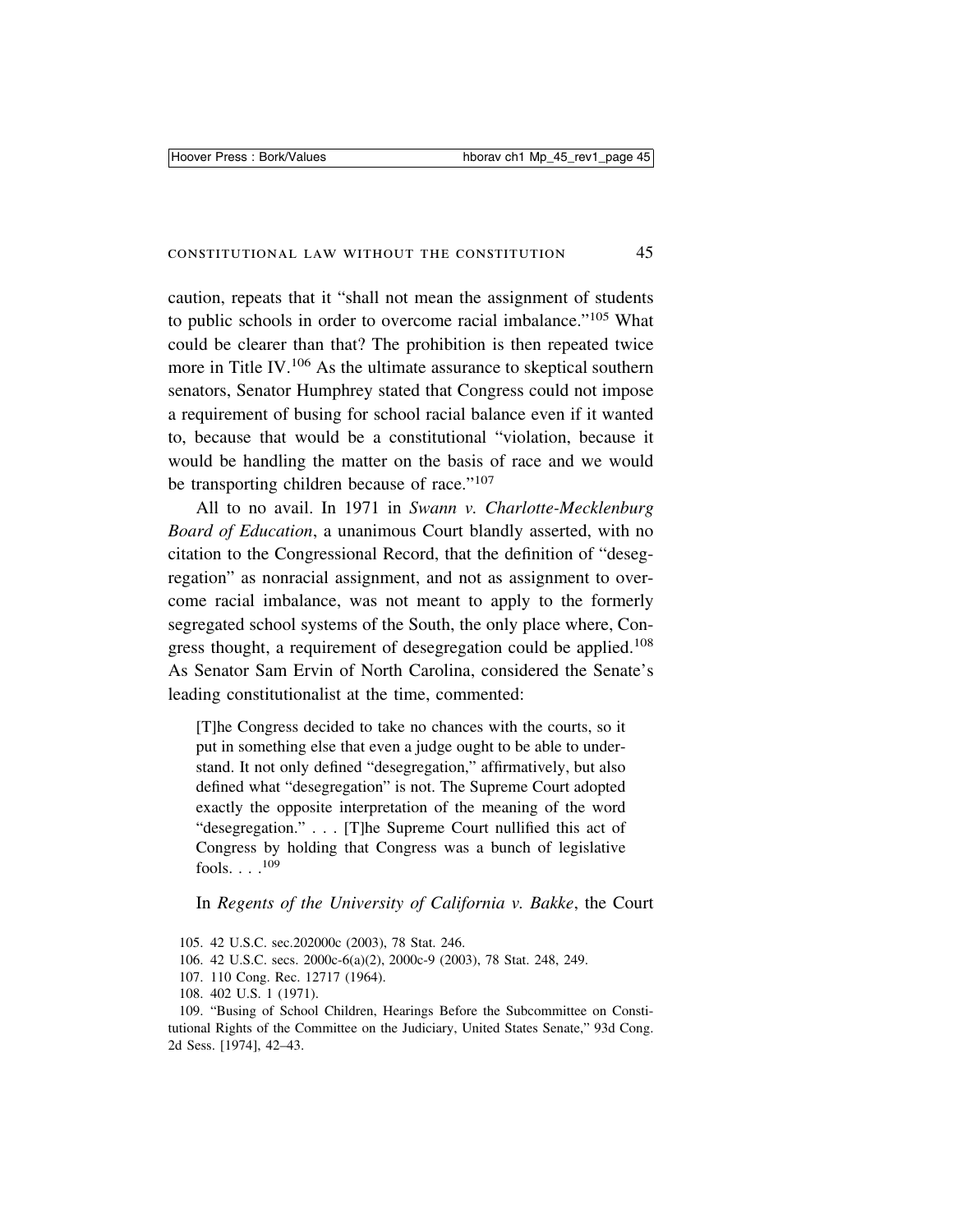caution, repeats that it "shall not mean the assignment of students to public schools in order to overcome racial imbalance."[105] What could be clearer than that? The prohibition is then repeated twice more in Title IV.[106] As the ultimate assurance to skeptical southern senators, Senator Humphrey stated that Congress could not impose a requirement of busing for school racial balance even if it wanted to, because that would be a constitutional "violation, because it would be handling the matter on the basis of race and we would be transporting children because of race."[107]

All to no avail. In 1971 in *Swann v. Charlotte-Mecklenburg Board of Education*, a unanimous Court blandly asserted, with no citation to the Congressional Record, that the definition of "desegregation" as nonracial assignment, and not as assignment to overcome racial imbalance, was not meant to apply to the formerly segregated school systems of the South, the only place where, Congress thought, a requirement of desegregation could be applied.[108] As Senator Sam Ervin of North Carolina, considered the Senate's leading constitutionalist at the time, commented:

> [T]he Congress decided to take no chances with the courts, so it put in something else that even a judge ought to be able to understand. It not only defined "desegregation," affirmatively, but also defined what "desegregation" is not. The Supreme Court adopted exactly the opposite interpretation of the meaning of the word "desegregation." . . . [T]he Supreme Court nullified this act of Congress by holding that Congress was a bunch of legislative fools. . . .[109]

In *Regents of the University of California v. Bakke*, the Court

105. 42 U.S.C. sec.202000c (2003), 78 Stat. 246.

106. 42 U.S.C. secs. 2000c-6(a)(2), 2000c-9 (2003), 78 Stat. 248, 249.

107. 110 Cong. Rec. 12717 (1964).

108. 402 U.S. 1 (1971).

109. "Busing of School Children, Hearings Before the Subcommittee on Constitutional Rights of the Committee on the Judiciary, United States Senate," 93d Cong. 2d Sess. [1974], 42–43.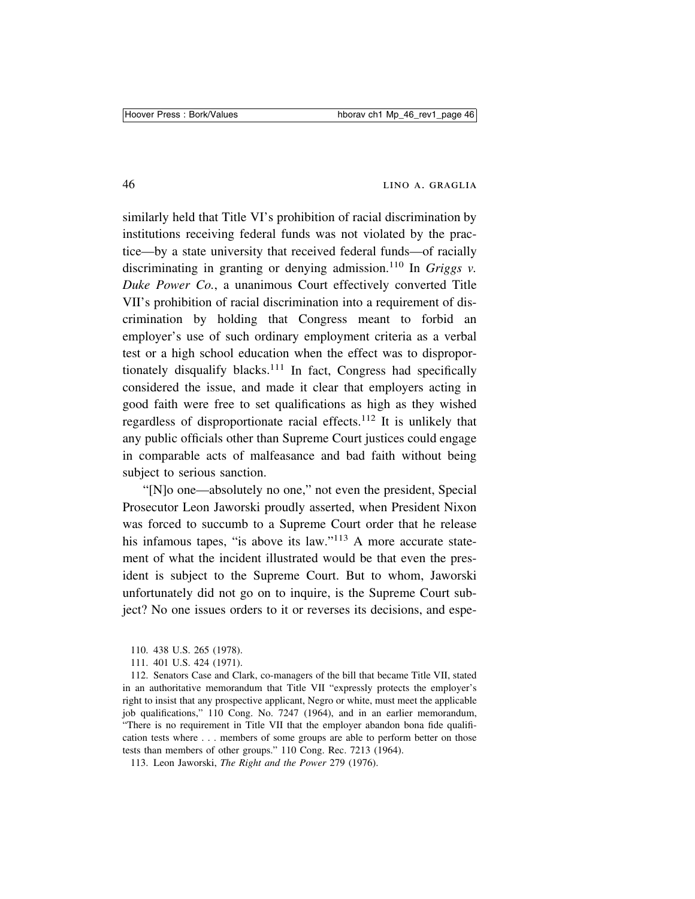similarly held that Title VI's prohibition of racial discrimination by institutions receiving federal funds was not violated by the practice—by a state university that received federal funds—of racially discriminating in granting or denying admission.[110] In *Griggs v. Duke Power Co.*, a unanimous Court effectively converted Title VII's prohibition of racial discrimination into a requirement of discrimination by holding that Congress meant to forbid an employer's use of such ordinary employment criteria as a verbal test or a high school education when the effect was to disproportionately disqualify blacks.[111] In fact, Congress had specifically considered the issue, and made it clear that employers acting in good faith were free to set qualifications as high as they wished regardless of disproportionate racial effects.[112] It is unlikely that any public officials other than Supreme Court justices could engage in comparable acts of malfeasance and bad faith without being subject to serious sanction.

"[N]o one—absolutely no one," not even the president, Special Prosecutor Leon Jaworski proudly asserted, when President Nixon was forced to succumb to a Supreme Court order that he release his infamous tapes, "is above its law."[113] A more accurate statement of what the incident illustrated would be that even the president is subject to the Supreme Court. But to whom, Jaworski unfortunately did not go on to inquire, is the Supreme Court subject? No one issues orders to it or reverses its decisions, and espe-

110. 438 U.S. 265 (1978).

111. 401 U.S. 424 (1971).

112. Senators Case and Clark, co-managers of the bill that became Title VII, stated in an authoritative memorandum that Title VII "expressly protects the employer's right to insist that any prospective applicant, Negro or white, must meet the applicable job qualifications," 110 Cong. No. 7247 (1964), and in an earlier memorandum, "There is no requirement in Title VII that the employer abandon bona fide qualification tests where . . . members of some groups are able to perform better on those tests than members of other groups." 110 Cong. Rec. 7213 (1964).

113. Leon Jaworski, *The Right and the Power* 279 (1976).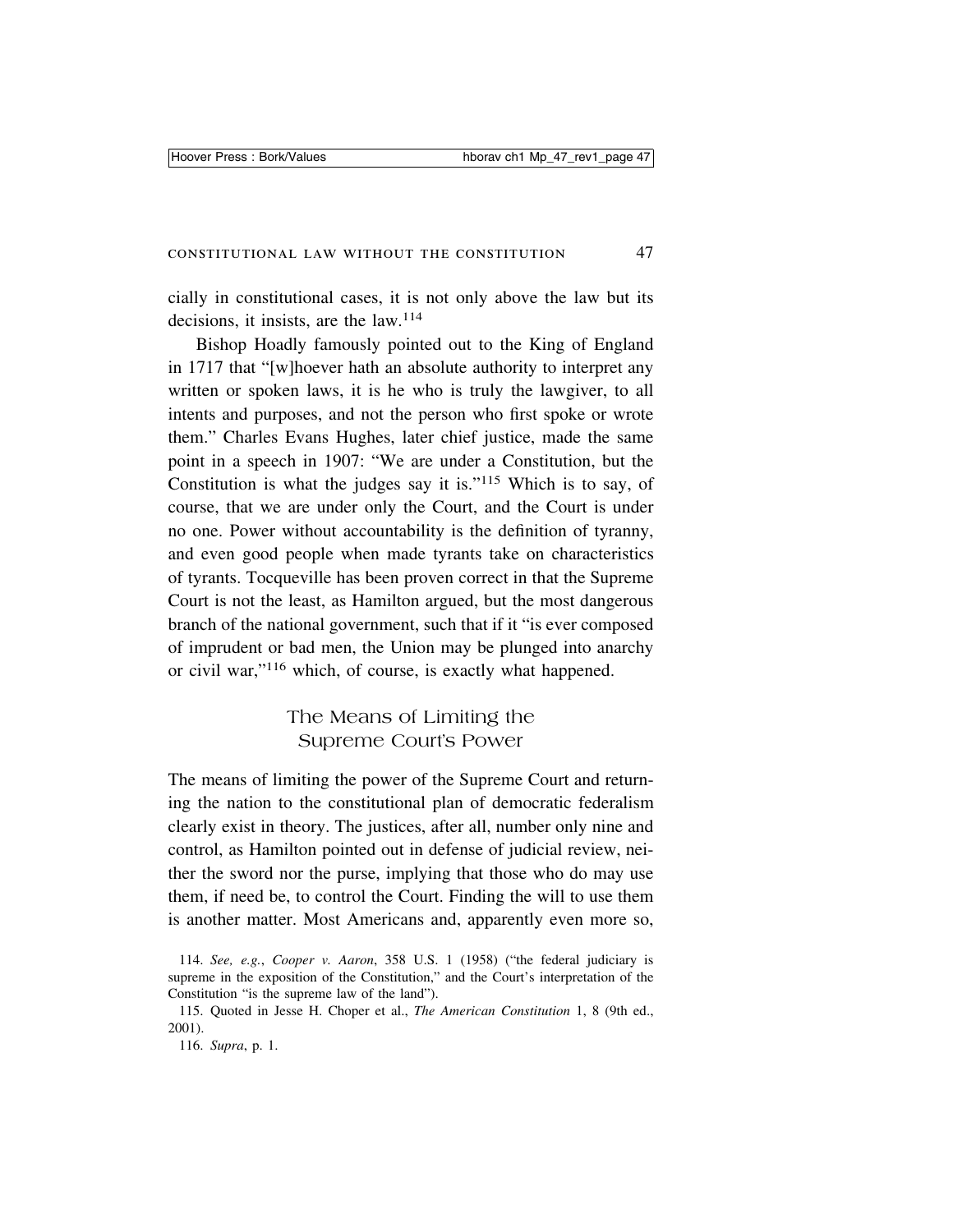cially in constitutional cases, it is not only above the law but its decisions, it insists, are the law.[114]

Bishop Hoadly famously pointed out to the King of England in 1717 that "[w]hoever hath an absolute authority to interpret any written or spoken laws, it is he who is truly the lawgiver, to all intents and purposes, and not the person who first spoke or wrote them." Charles Evans Hughes, later chief justice, made the same point in a speech in 1907: "We are under a Constitution, but the Constitution is what the judges say it is."[115] Which is to say, of course, that we are under only the Court, and the Court is under no one. Power without accountability is the definition of tyranny, and even good people when made tyrants take on characteristics of tyrants. Tocqueville has been proven correct in that the Supreme Court is not the least, as Hamilton argued, but the most dangerous branch of the national government, such that if it "is ever composed of imprudent or bad men, the Union may be plunged into anarchy or civil war,"[116] which, of course, is exactly what happened.

## The Means of Limiting the Supreme Court's Power

The means of limiting the power of the Supreme Court and returning the nation to the constitutional plan of democratic federalism clearly exist in theory. The justices, after all, number only nine and control, as Hamilton pointed out in defense of judicial review, neither the sword nor the purse, implying that those who do may use them, if need be, to control the Court. Finding the will to use them is another matter. Most Americans and, apparently even more so,

114. *See, e.g.*, *Cooper v. Aaron*, 358 U.S. 1 (1958) ("the federal judiciary is supreme in the exposition of the Constitution," and the Court's interpretation of the Constitution "is the supreme law of the land").

115. Quoted in Jesse H. Choper et al., *The American Constitution* 1, 8 (9th ed., 2001).

116. *Supra*, p. 1.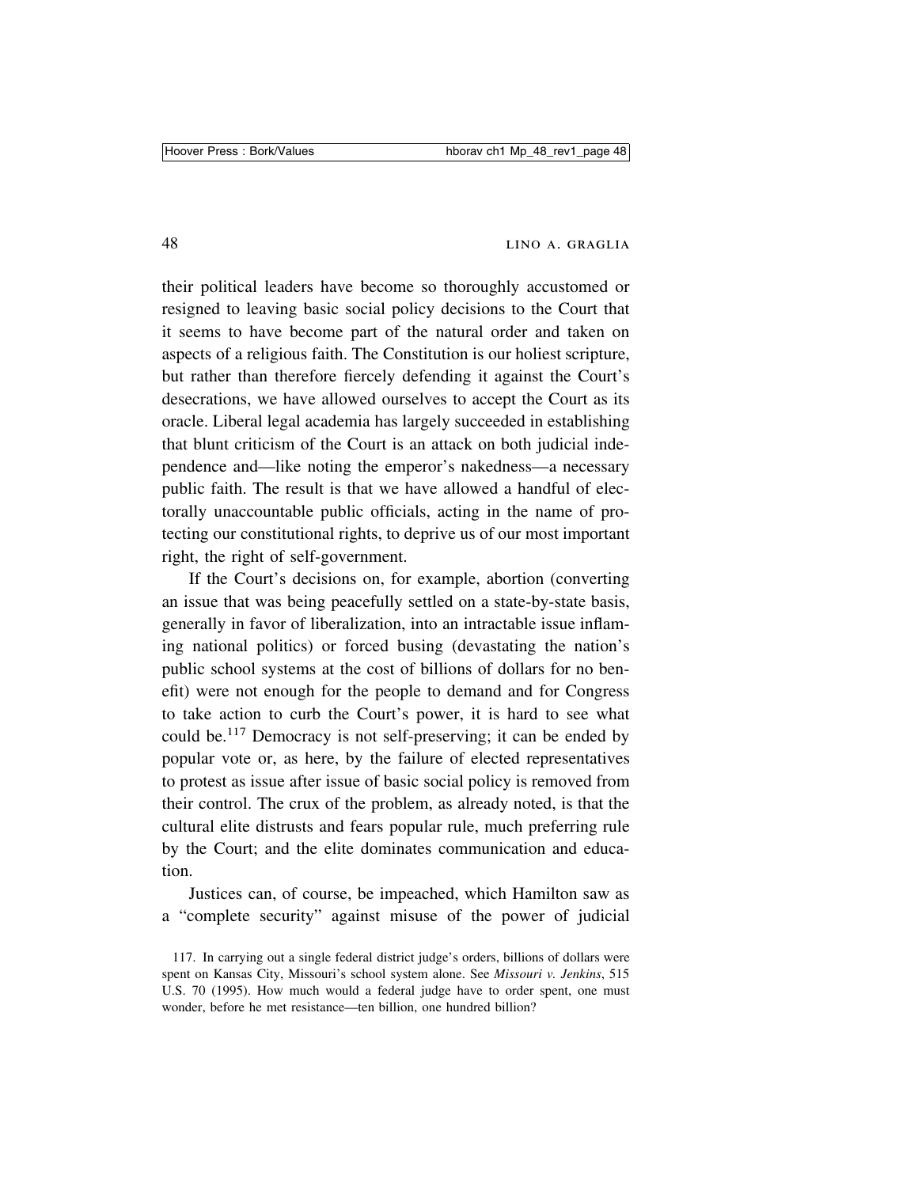their political leaders have become so thoroughly accustomed or resigned to leaving basic social policy decisions to the Court that it seems to have become part of the natural order and taken on aspects of a religious faith. The Constitution is our holiest scripture, but rather than therefore fiercely defending it against the Court's desecrations, we have allowed ourselves to accept the Court as its oracle. Liberal legal academia has largely succeeded in establishing that blunt criticism of the Court is an attack on both judicial independence and—like noting the emperor's nakedness—a necessary public faith. The result is that we have allowed a handful of electorally unaccountable public officials, acting in the name of protecting our constitutional rights, to deprive us of our most important right, the right of self-government.

If the Court's decisions on, for example, abortion (converting an issue that was being peacefully settled on a state-by-state basis, generally in favor of liberalization, into an intractable issue inflaming national politics) or forced busing (devastating the nation's public school systems at the cost of billions of dollars for no benefit) were not enough for the people to demand and for Congress to take action to curb the Court's power, it is hard to see what could be.[117] Democracy is not self-preserving; it can be ended by popular vote or, as here, by the failure of elected representatives to protest as issue after issue of basic social policy is removed from their control. The crux of the problem, as already noted, is that the cultural elite distrusts and fears popular rule, much preferring rule by the Court; and the elite dominates communication and education.

Justices can, of course, be impeached, which Hamilton saw as a "complete security" against misuse of the power of judicial

117. In carrying out a single federal district judge's orders, billions of dollars were spent on Kansas City, Missouri's school system alone. See *Missouri v. Jenkins*, 515 U.S. 70 (1995). How much would a federal judge have to order spent, one must wonder, before he met resistance—ten billion, one hundred billion?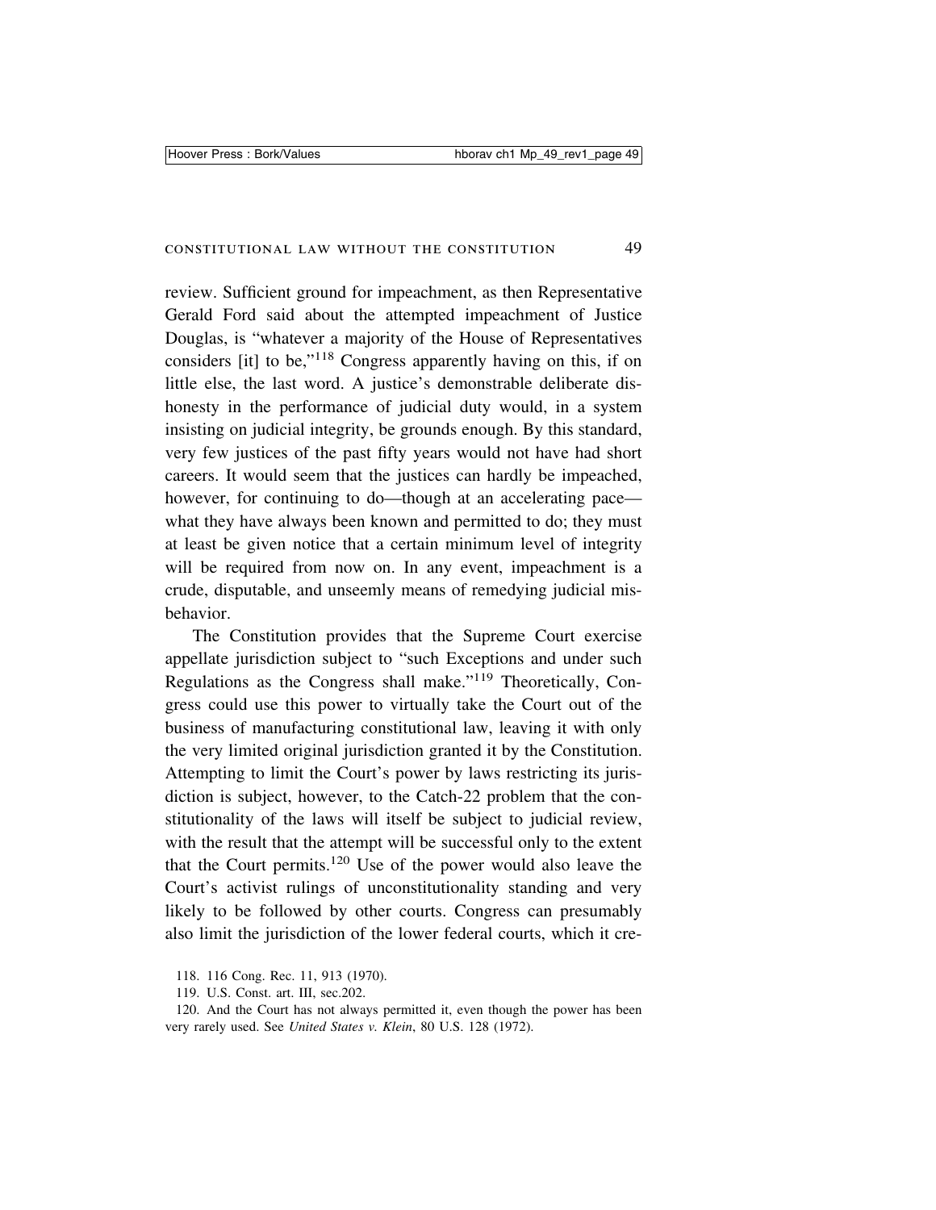review. Sufficient ground for impeachment, as then Representative Gerald Ford said about the attempted impeachment of Justice Douglas, is "whatever a majority of the House of Representatives considers [it] to be,"[118] Congress apparently having on this, if on little else, the last word. A justice's demonstrable deliberate dishonesty in the performance of judicial duty would, in a system insisting on judicial integrity, be grounds enough. By this standard, very few justices of the past fifty years would not have had short careers. It would seem that the justices can hardly be impeached, however, for continuing to do—though at an accelerating pace—what they have always been known and permitted to do; they must at least be given notice that a certain minimum level of integrity will be required from now on. In any event, impeachment is a crude, disputable, and unseemly means of remedying judicial misbehavior.

The Constitution provides that the Supreme Court exercise appellate jurisdiction subject to "such Exceptions and under such Regulations as the Congress shall make."[119] Theoretically, Congress could use this power to virtually take the Court out of the business of manufacturing constitutional law, leaving it with only the very limited original jurisdiction granted it by the Constitution. Attempting to limit the Court's power by laws restricting its jurisdiction is subject, however, to the Catch-22 problem that the constitutionality of the laws will itself be subject to judicial review, with the result that the attempt will be successful only to the extent that the Court permits.[120] Use of the power would also leave the Court's activist rulings of unconstitutionality standing and very likely to be followed by other courts. Congress can presumably also limit the jurisdiction of the lower federal courts, which it cre-

118. 116 Cong. Rec. 11, 913 (1970).

119. U.S. Const. art. III, sec.202.

120. And the Court has not always permitted it, even though the power has been very rarely used. See *United States v. Klein*, 80 U.S. 128 (1972).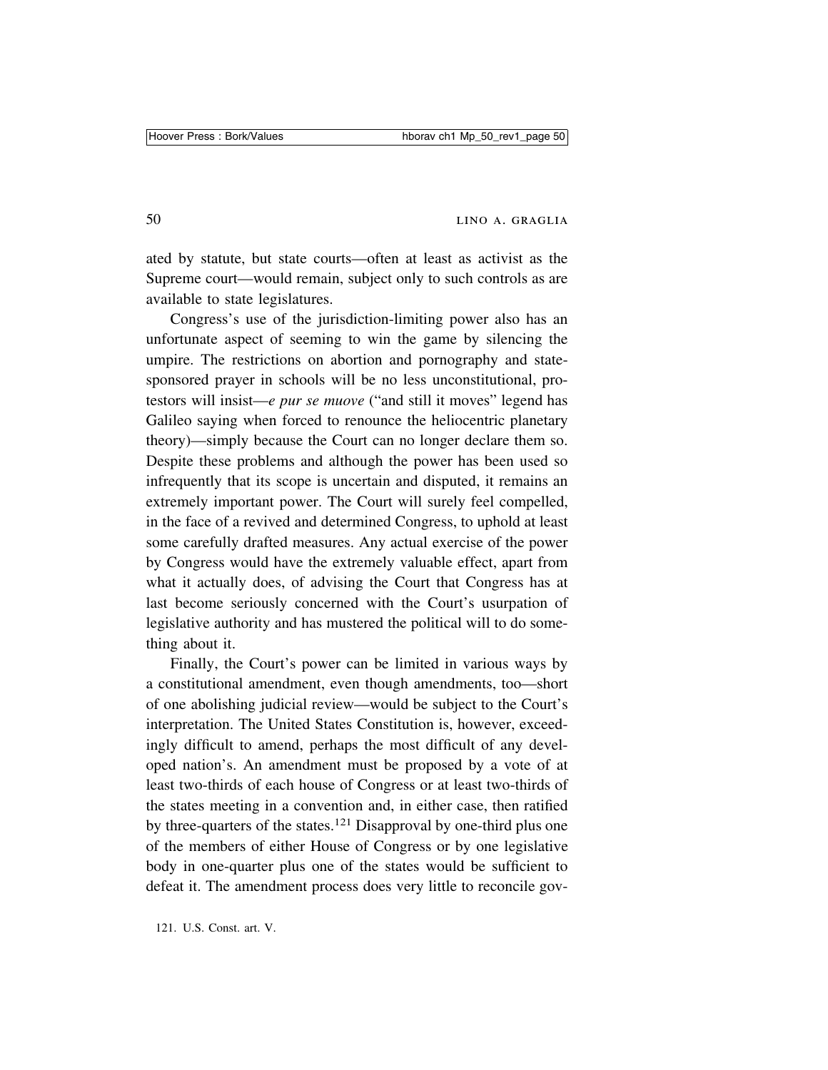ated by statute, but state courts—often at least as activist as the Supreme court—would remain, subject only to such controls as are available to state legislatures.

Congress's use of the jurisdiction-limiting power also has an unfortunate aspect of seeming to win the game by silencing the umpire. The restrictions on abortion and pornography and state-sponsored prayer in schools will be no less unconstitutional, protestors will insist—*e pur se muove* ("and still it moves" legend has Galileo saying when forced to renounce the heliocentric planetary theory)—simply because the Court can no longer declare them so. Despite these problems and although the power has been used so infrequently that its scope is uncertain and disputed, it remains an extremely important power. The Court will surely feel compelled, in the face of a revived and determined Congress, to uphold at least some carefully drafted measures. Any actual exercise of the power by Congress would have the extremely valuable effect, apart from what it actually does, of advising the Court that Congress has at last become seriously concerned with the Court's usurpation of legislative authority and has mustered the political will to do something about it.

Finally, the Court's power can be limited in various ways by a constitutional amendment, even though amendments, too—short of one abolishing judicial review—would be subject to the Court's interpretation. The United States Constitution is, however, exceedingly difficult to amend, perhaps the most difficult of any developed nation's. An amendment must be proposed by a vote of at least two-thirds of each house of Congress or at least two-thirds of the states meeting in a convention and, in either case, then ratified by three-quarters of the states.[121] Disapproval by one-third plus one of the members of either House of Congress or by one legislative body in one-quarter plus one of the states would be sufficient to defeat it. The amendment process does very little to reconcile gov-

121. U.S. Const. art. V.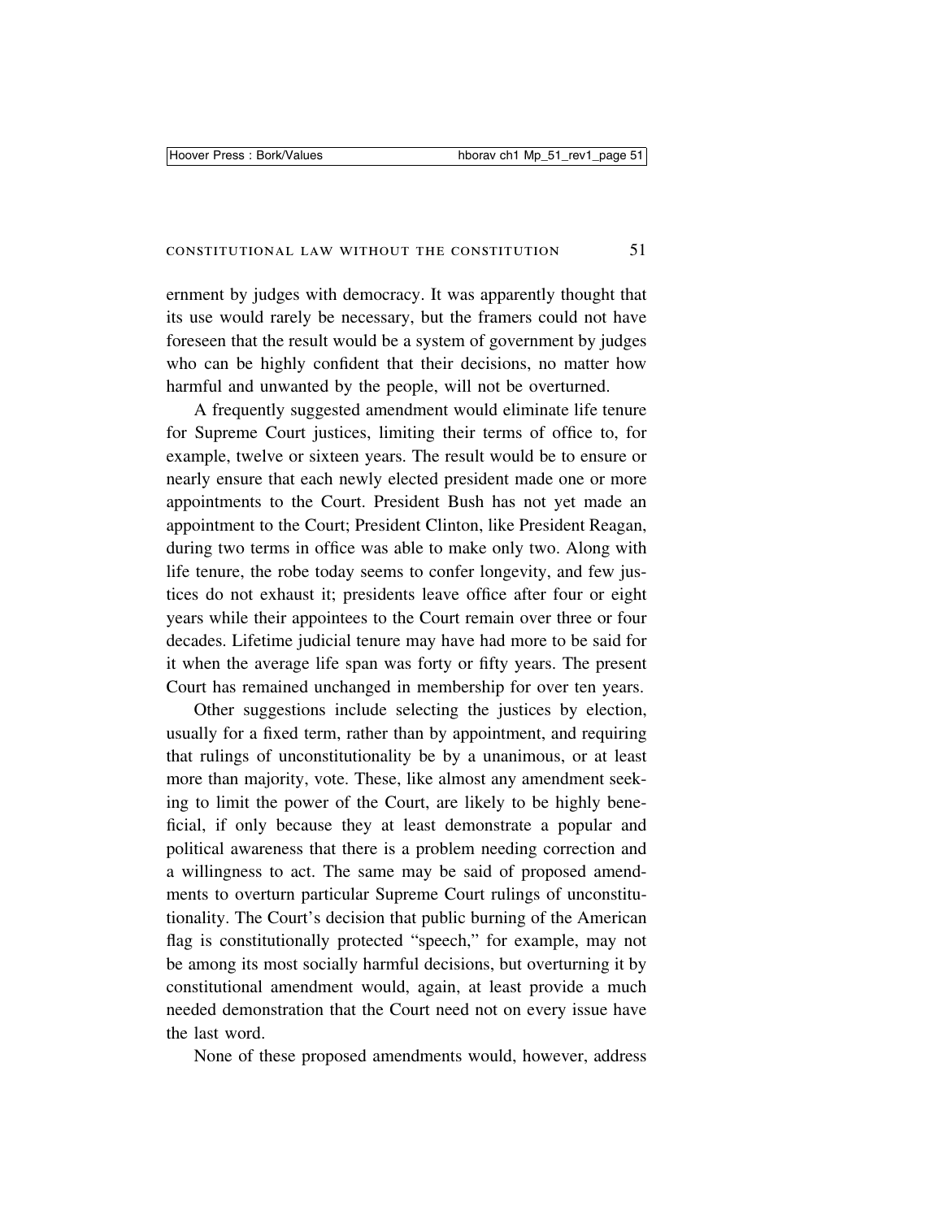ernment by judges with democracy. It was apparently thought that its use would rarely be necessary, but the framers could not have foreseen that the result would be a system of government by judges who can be highly confident that their decisions, no matter how harmful and unwanted by the people, will not be overturned.

A frequently suggested amendment would eliminate life tenure for Supreme Court justices, limiting their terms of office to, for example, twelve or sixteen years. The result would be to ensure or nearly ensure that each newly elected president made one or more appointments to the Court. President Bush has not yet made an appointment to the Court; President Clinton, like President Reagan, during two terms in office was able to make only two. Along with life tenure, the robe today seems to confer longevity, and few justices do not exhaust it; presidents leave office after four or eight years while their appointees to the Court remain over three or four decades. Lifetime judicial tenure may have had more to be said for it when the average life span was forty or fifty years. The present Court has remained unchanged in membership for over ten years.

Other suggestions include selecting the justices by election, usually for a fixed term, rather than by appointment, and requiring that rulings of unconstitutionality be by a unanimous, or at least more than majority, vote. These, like almost any amendment seeking to limit the power of the Court, are likely to be highly beneficial, if only because they at least demonstrate a popular and political awareness that there is a problem needing correction and a willingness to act. The same may be said of proposed amendments to overturn particular Supreme Court rulings of unconstitutionality. The Court's decision that public burning of the American flag is constitutionally protected "speech," for example, may not be among its most socially harmful decisions, but overturning it by constitutional amendment would, again, at least provide a much needed demonstration that the Court need not on every issue have the last word.

None of these proposed amendments would, however, address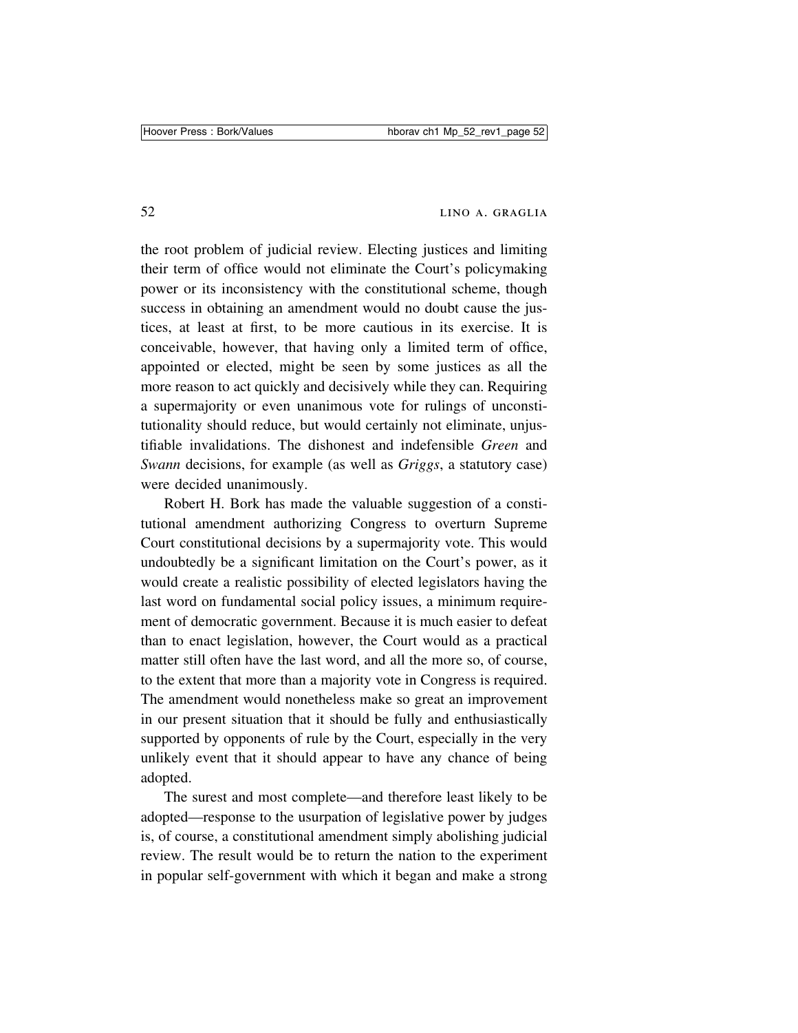the root problem of judicial review. Electing justices and limiting their term of office would not eliminate the Court's policymaking power or its inconsistency with the constitutional scheme, though success in obtaining an amendment would no doubt cause the justices, at least at first, to be more cautious in its exercise. It is conceivable, however, that having only a limited term of office, appointed or elected, might be seen by some justices as all the more reason to act quickly and decisively while they can. Requiring a supermajority or even unanimous vote for rulings of unconstitutionality should reduce, but would certainly not eliminate, unjustifiable invalidations. The dishonest and indefensible *Green* and *Swann* decisions, for example (as well as *Griggs*, a statutory case) were decided unanimously.

Robert H. Bork has made the valuable suggestion of a constitutional amendment authorizing Congress to overturn Supreme Court constitutional decisions by a supermajority vote. This would undoubtedly be a significant limitation on the Court's power, as it would create a realistic possibility of elected legislators having the last word on fundamental social policy issues, a minimum requirement of democratic government. Because it is much easier to defeat than to enact legislation, however, the Court would as a practical matter still often have the last word, and all the more so, of course, to the extent that more than a majority vote in Congress is required. The amendment would nonetheless make so great an improvement in our present situation that it should be fully and enthusiastically supported by opponents of rule by the Court, especially in the very unlikely event that it should appear to have any chance of being adopted.

The surest and most complete—and therefore least likely to be adopted—response to the usurpation of legislative power by judges is, of course, a constitutional amendment simply abolishing judicial review. The result would be to return the nation to the experiment in popular self-government with which it began and make a strong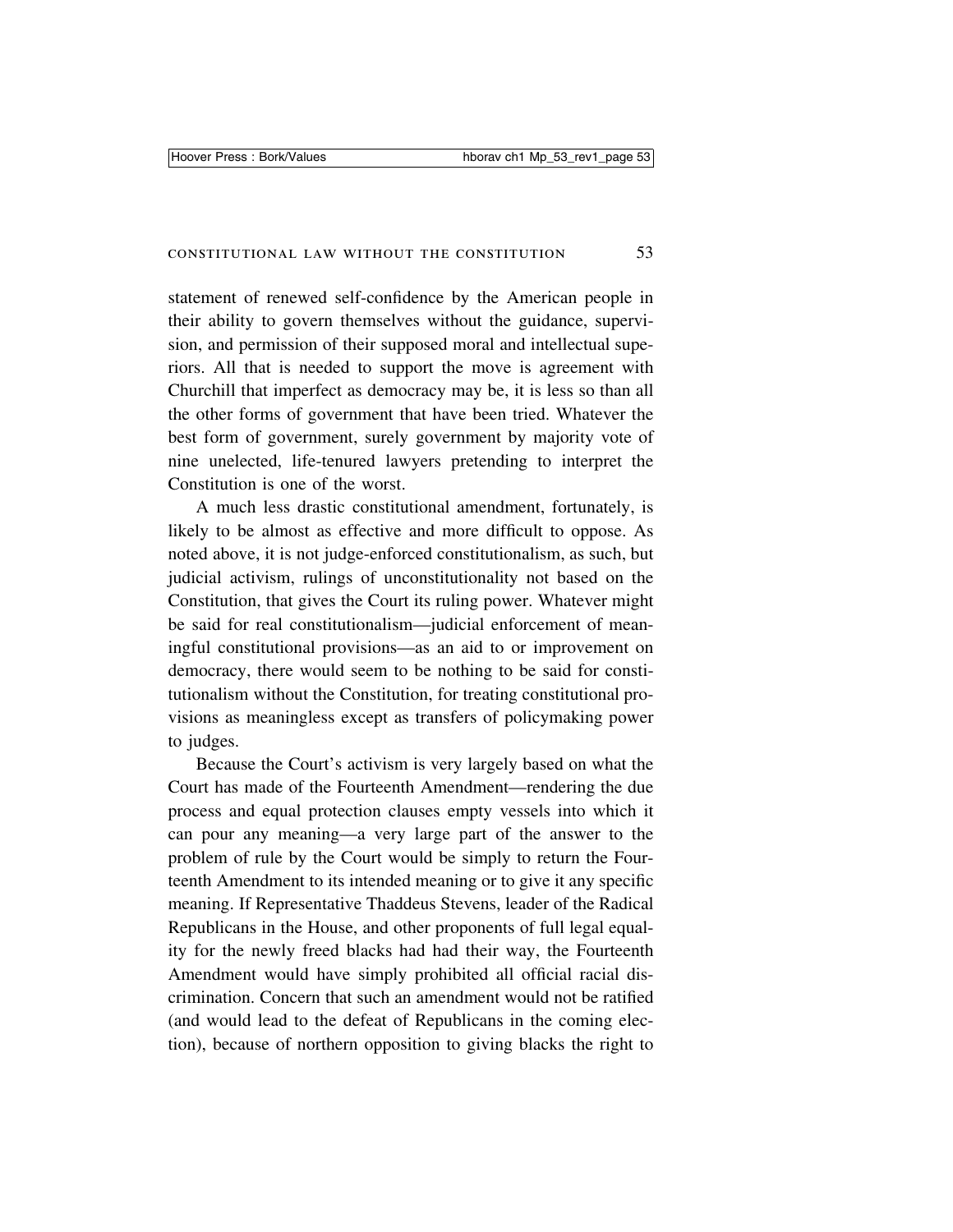statement of renewed self-confidence by the American people in their ability to govern themselves without the guidance, supervision, and permission of their supposed moral and intellectual superiors. All that is needed to support the move is agreement with Churchill that imperfect as democracy may be, it is less so than all the other forms of government that have been tried. Whatever the best form of government, surely government by majority vote of nine unelected, life-tenured lawyers pretending to interpret the Constitution is one of the worst.

A much less drastic constitutional amendment, fortunately, is likely to be almost as effective and more difficult to oppose. As noted above, it is not judge-enforced constitutionalism, as such, but judicial activism, rulings of unconstitutionality not based on the Constitution, that gives the Court its ruling power. Whatever might be said for real constitutionalism—judicial enforcement of meaningful constitutional provisions—as an aid to or improvement on democracy, there would seem to be nothing to be said for constitutionalism without the Constitution, for treating constitutional provisions as meaningless except as transfers of policymaking power to judges.

Because the Court's activism is very largely based on what the Court has made of the Fourteenth Amendment—rendering the due process and equal protection clauses empty vessels into which it can pour any meaning—a very large part of the answer to the problem of rule by the Court would be simply to return the Fourteenth Amendment to its intended meaning or to give it any specific meaning. If Representative Thaddeus Stevens, leader of the Radical Republicans in the House, and other proponents of full legal equality for the newly freed blacks had had their way, the Fourteenth Amendment would have simply prohibited all official racial discrimination. Concern that such an amendment would not be ratified (and would lead to the defeat of Republicans in the coming election), because of northern opposition to giving blacks the right to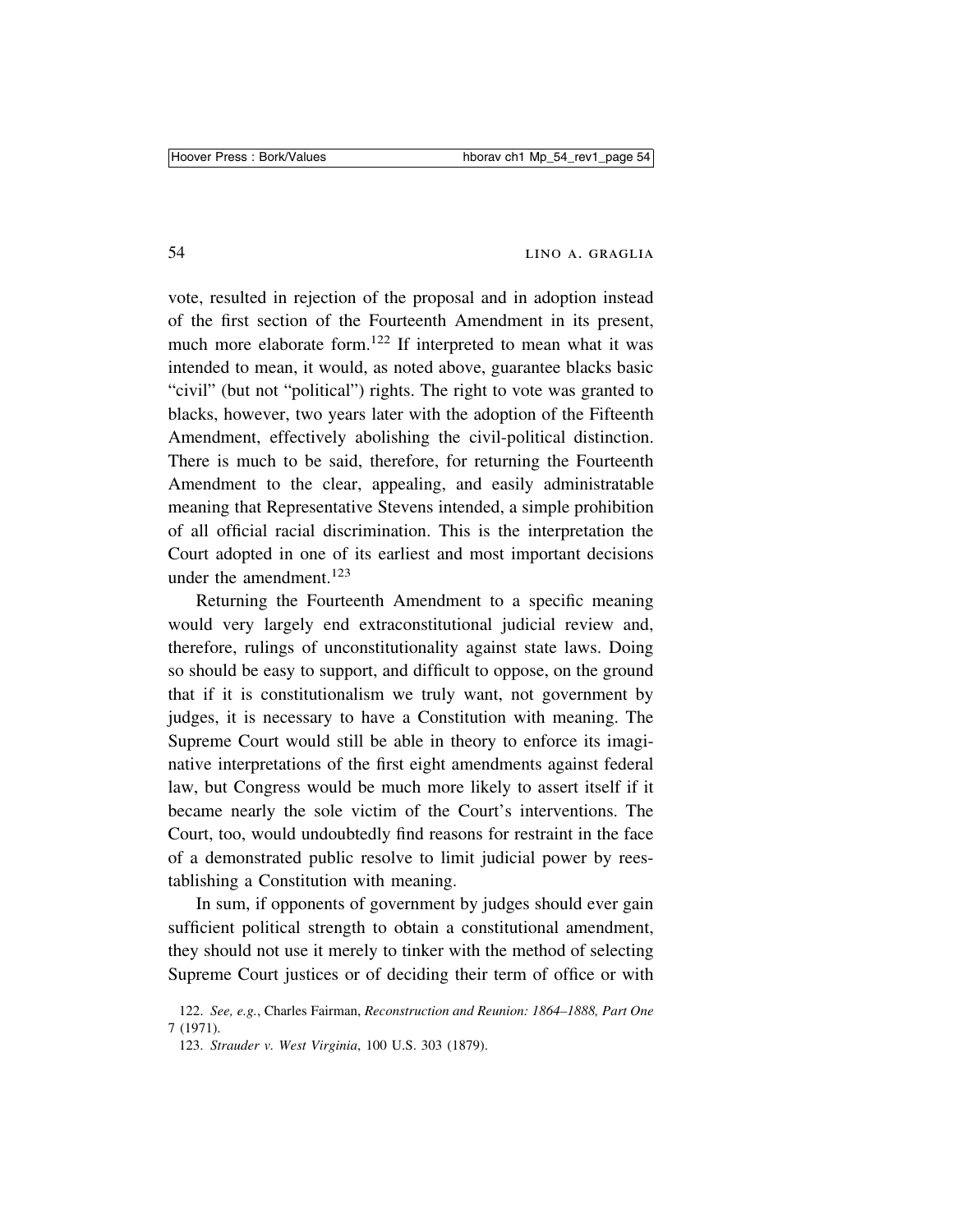vote, resulted in rejection of the proposal and in adoption instead of the first section of the Fourteenth Amendment in its present, much more elaborate form.[122] If interpreted to mean what it was intended to mean, it would, as noted above, guarantee blacks basic "civil" (but not "political") rights. The right to vote was granted to blacks, however, two years later with the adoption of the Fifteenth Amendment, effectively abolishing the civil-political distinction. There is much to be said, therefore, for returning the Fourteenth Amendment to the clear, appealing, and easily administratable meaning that Representative Stevens intended, a simple prohibition of all official racial discrimination. This is the interpretation the Court adopted in one of its earliest and most important decisions under the amendment.[123]

Returning the Fourteenth Amendment to a specific meaning would very largely end extraconstitutional judicial review and, therefore, rulings of unconstitutionality against state laws. Doing so should be easy to support, and difficult to oppose, on the ground that if it is constitutionalism we truly want, not government by judges, it is necessary to have a Constitution with meaning. The Supreme Court would still be able in theory to enforce its imaginative interpretations of the first eight amendments against federal law, but Congress would be much more likely to assert itself if it became nearly the sole victim of the Court's interventions. The Court, too, would undoubtedly find reasons for restraint in the face of a demonstrated public resolve to limit judicial power by reestablishing a Constitution with meaning.

In sum, if opponents of government by judges should ever gain sufficient political strength to obtain a constitutional amendment, they should not use it merely to tinker with the method of selecting Supreme Court justices or of deciding their term of office or with

122. *See, e.g.*, Charles Fairman, *Reconstruction and Reunion: 1864–1888, Part One* 7 (1971).

123. *Strauder v. West Virginia*, 100 U.S. 303 (1879).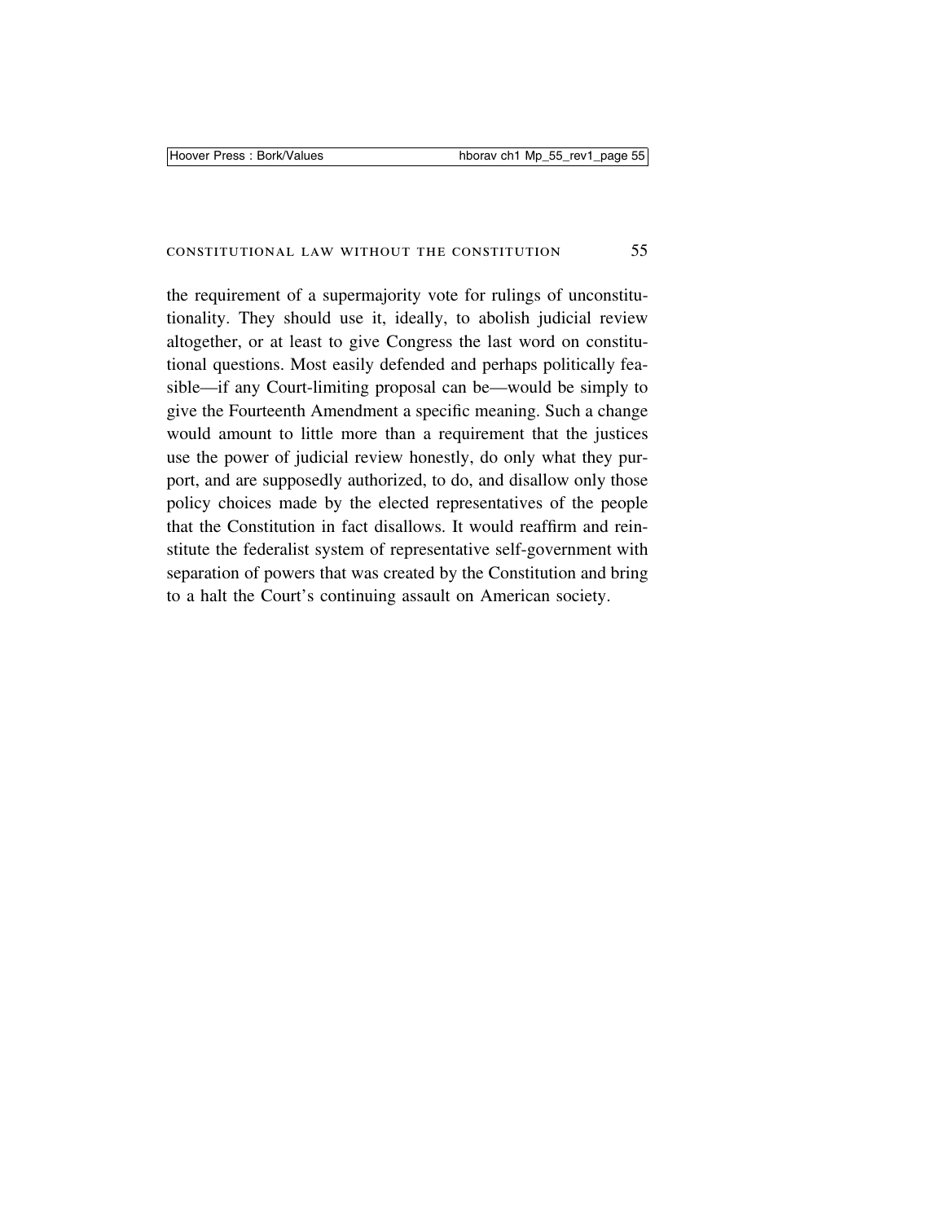the requirement of a supermajority vote for rulings of unconstitutionality. They should use it, ideally, to abolish judicial review altogether, or at least to give Congress the last word on constitutional questions. Most easily defended and perhaps politically feasible—if any Court-limiting proposal can be—would be simply to give the Fourteenth Amendment a specific meaning. Such a change would amount to little more than a requirement that the justices use the power of judicial review honestly, do only what they purport, and are supposedly authorized, to do, and disallow only those policy choices made by the elected representatives of the people that the Constitution in fact disallows. It would reaffirm and reinstitute the federalist system of representative self-government with separation of powers that was created by the Constitution and bring to a halt the Court's continuing assault on American society.